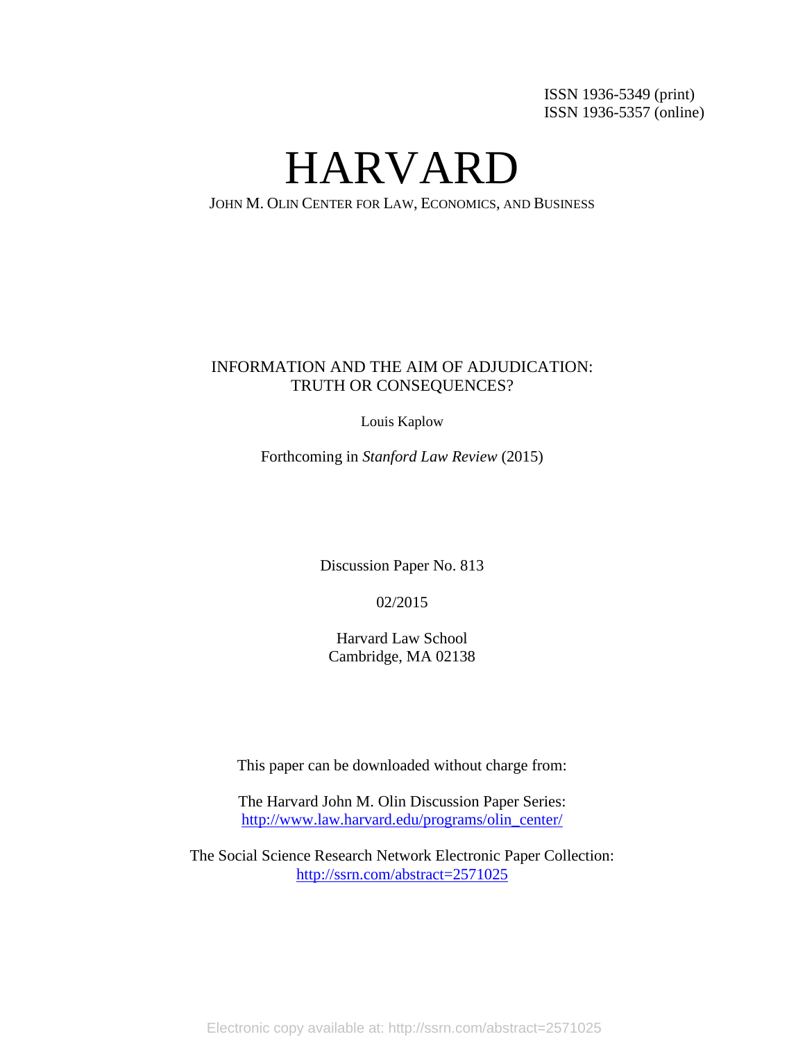ISSN 1936-5349 (print)
ISSN 1936-5357 (online)

# HARVARD

JOHN M. OLIN CENTER FOR LAW, ECONOMICS, AND BUSINESS

INFORMATION AND THE AIM OF ADJUDICATION:
TRUTH OR CONSEQUENCES?

Louis Kaplow

Forthcoming in *Stanford Law Review* (2015)

Discussion Paper No. 813

02/2015

Harvard Law School
Cambridge, MA 02138

This paper can be downloaded without charge from:

The Harvard John M. Olin Discussion Paper Series:
http://www.law.harvard.edu/programs/olin_center/

The Social Science Research Network Electronic Paper Collection:
http://ssrn.com/abstract=2571025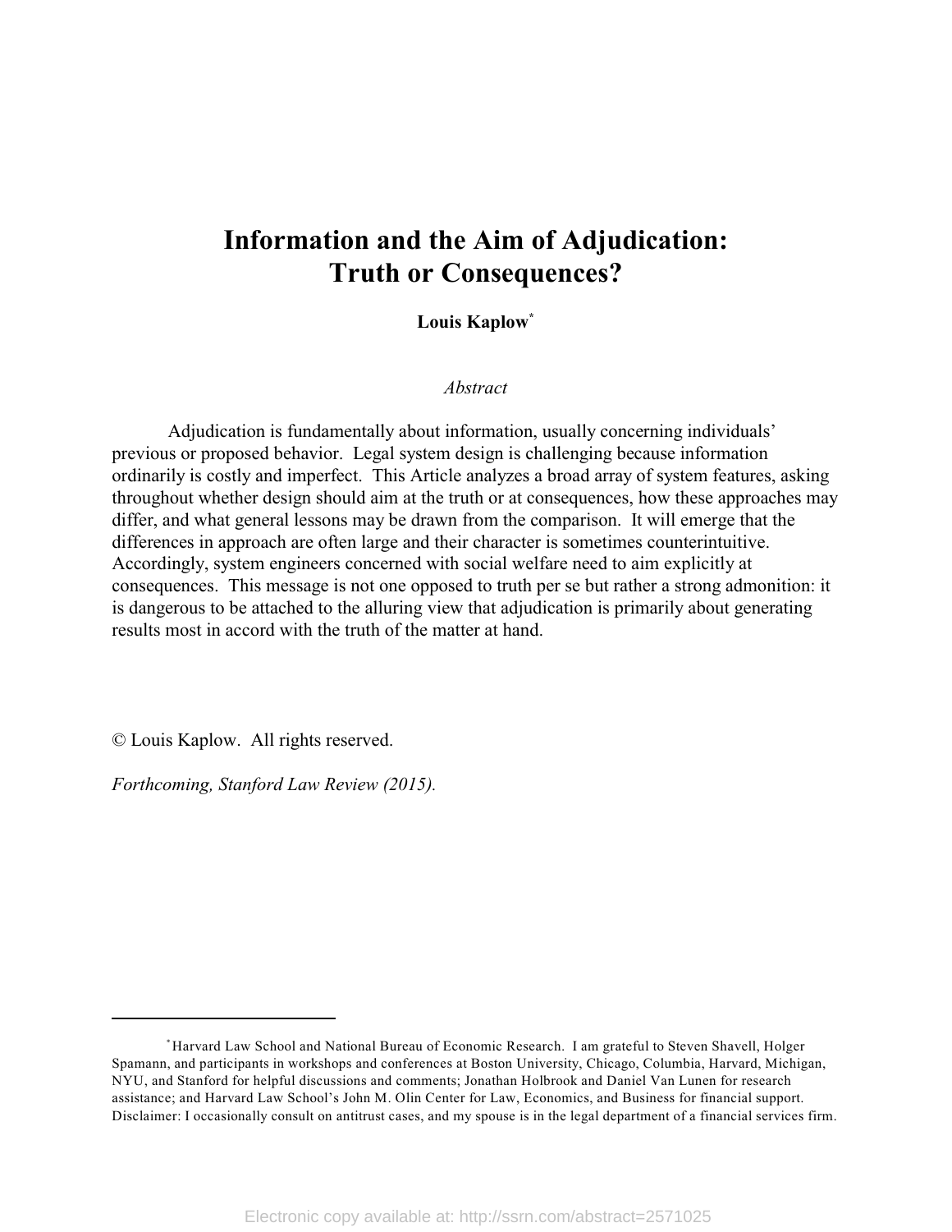# Information and the Aim of Adjudication: Truth or Consequences?

**Louis Kaplow**[*]

*Abstract*

Adjudication is fundamentally about information, usually concerning individuals' previous or proposed behavior. Legal system design is challenging because information ordinarily is costly and imperfect. This Article analyzes a broad array of system features, asking throughout whether design should aim at the truth or at consequences, how these approaches may differ, and what general lessons may be drawn from the comparison. It will emerge that the differences in approach are often large and their character is sometimes counterintuitive. Accordingly, system engineers concerned with social welfare need to aim explicitly at consequences. This message is not one opposed to truth per se but rather a strong admonition: it is dangerous to be attached to the alluring view that adjudication is primarily about generating results most in accord with the truth of the matter at hand.

© Louis Kaplow. All rights reserved.

*Forthcoming, Stanford Law Review (2015).*

---

[*] Harvard Law School and National Bureau of Economic Research. I am grateful to Steven Shavell, Holger Spamann, and participants in workshops and conferences at Boston University, Chicago, Columbia, Harvard, Michigan, NYU, and Stanford for helpful discussions and comments; Jonathan Holbrook and Daniel Van Lunen for research assistance; and Harvard Law School's John M. Olin Center for Law, Economics, and Business for financial support. Disclaimer: I occasionally consult on antitrust cases, and my spouse is in the legal department of a financial services firm.

Electronic copy available at: http://ssrn.com/abstract=2571025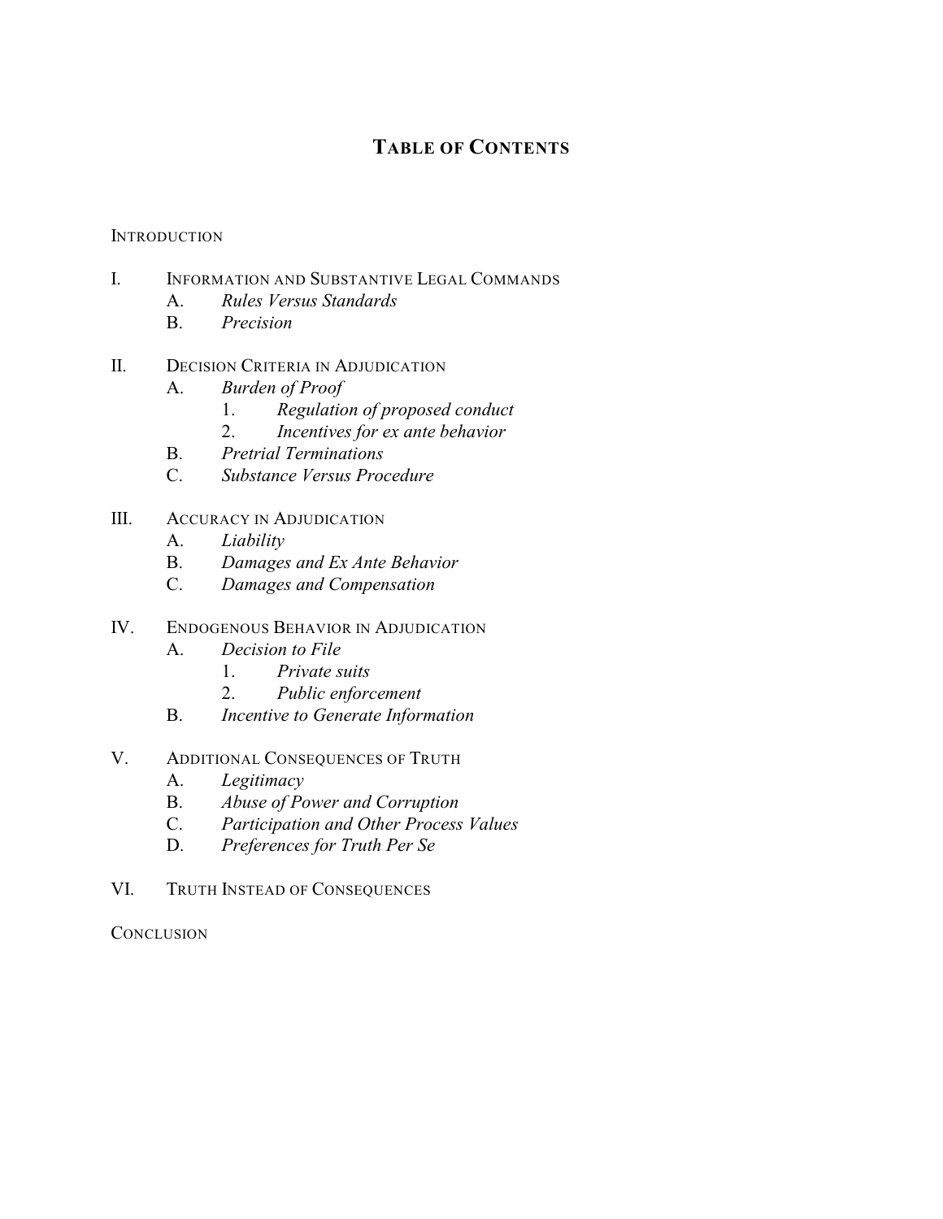## TABLE OF CONTENTS

INTRODUCTION

I. INFORMATION AND SUBSTANTIVE LEGAL COMMANDS
   A. *Rules Versus Standards*
   B. *Precision*

II. DECISION CRITERIA IN ADJUDICATION
   A. *Burden of Proof*
      1. *Regulation of proposed conduct*
      2. *Incentives for ex ante behavior*
   B. *Pretrial Terminations*
   C. *Substance Versus Procedure*

III. ACCURACY IN ADJUDICATION
   A. *Liability*
   B. *Damages and Ex Ante Behavior*
   C. *Damages and Compensation*

IV. ENDOGENOUS BEHAVIOR IN ADJUDICATION
   A. *Decision to File*
      1. *Private suits*
      2. *Public enforcement*
   B. *Incentive to Generate Information*

V. ADDITIONAL CONSEQUENCES OF TRUTH
   A. *Legitimacy*
   B. *Abuse of Power and Corruption*
   C. *Participation and Other Process Values*
   D. *Preferences for Truth Per Se*

VI. TRUTH INSTEAD OF CONSEQUENCES

CONCLUSION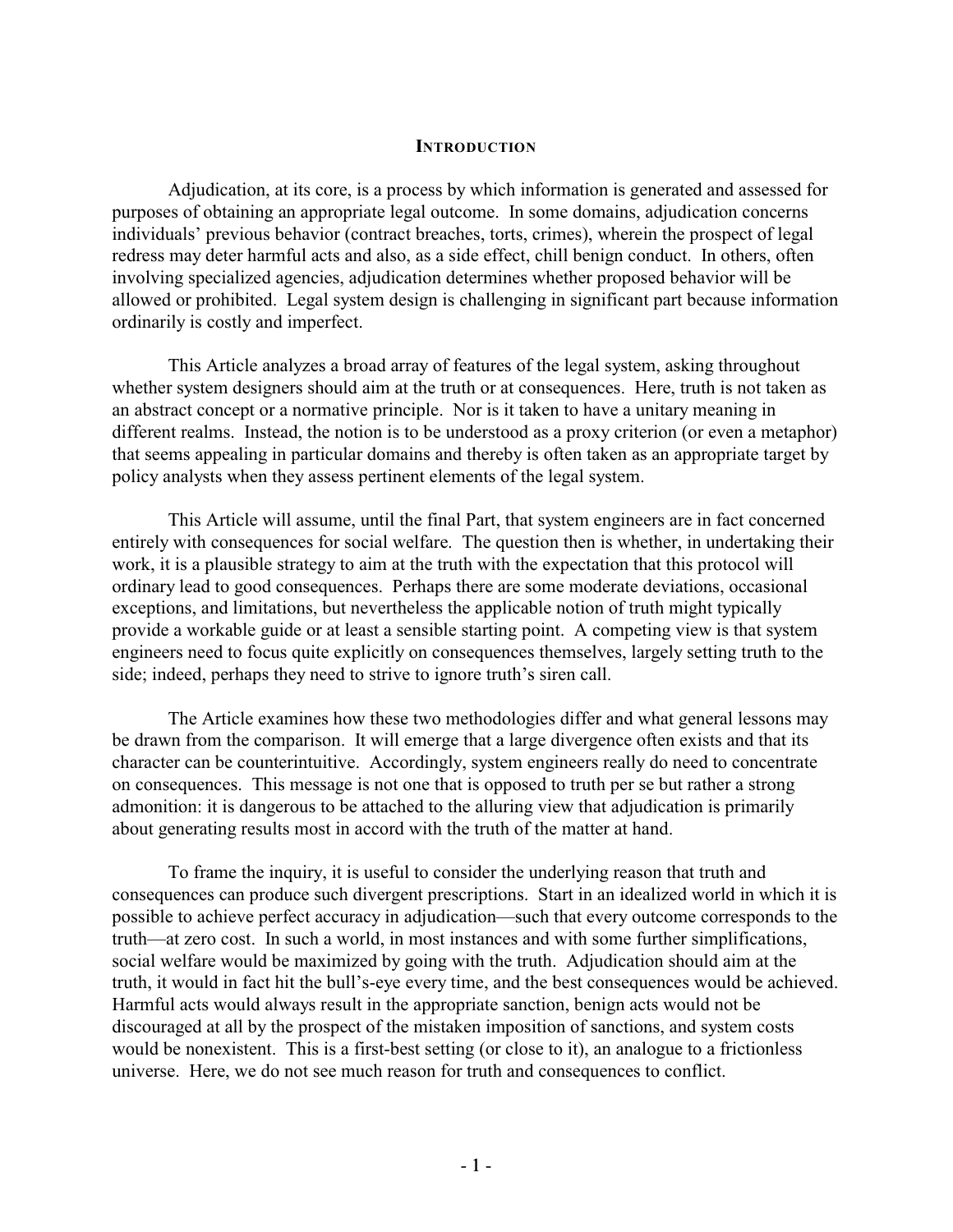## INTRODUCTION

Adjudication, at its core, is a process by which information is generated and assessed for purposes of obtaining an appropriate legal outcome. In some domains, adjudication concerns individuals' previous behavior (contract breaches, torts, crimes), wherein the prospect of legal redress may deter harmful acts and also, as a side effect, chill benign conduct. In others, often involving specialized agencies, adjudication determines whether proposed behavior will be allowed or prohibited. Legal system design is challenging in significant part because information ordinarily is costly and imperfect.

This Article analyzes a broad array of features of the legal system, asking throughout whether system designers should aim at the truth or at consequences. Here, truth is not taken as an abstract concept or a normative principle. Nor is it taken to have a unitary meaning in different realms. Instead, the notion is to be understood as a proxy criterion (or even a metaphor) that seems appealing in particular domains and thereby is often taken as an appropriate target by policy analysts when they assess pertinent elements of the legal system.

This Article will assume, until the final Part, that system engineers are in fact concerned entirely with consequences for social welfare. The question then is whether, in undertaking their work, it is a plausible strategy to aim at the truth with the expectation that this protocol will ordinary lead to good consequences. Perhaps there are some moderate deviations, occasional exceptions, and limitations, but nevertheless the applicable notion of truth might typically provide a workable guide or at least a sensible starting point. A competing view is that system engineers need to focus quite explicitly on consequences themselves, largely setting truth to the side; indeed, perhaps they need to strive to ignore truth's siren call.

The Article examines how these two methodologies differ and what general lessons may be drawn from the comparison. It will emerge that a large divergence often exists and that its character can be counterintuitive. Accordingly, system engineers really do need to concentrate on consequences. This message is not one that is opposed to truth per se but rather a strong admonition: it is dangerous to be attached to the alluring view that adjudication is primarily about generating results most in accord with the truth of the matter at hand.

To frame the inquiry, it is useful to consider the underlying reason that truth and consequences can produce such divergent prescriptions. Start in an idealized world in which it is possible to achieve perfect accuracy in adjudication—such that every outcome corresponds to the truth—at zero cost. In such a world, in most instances and with some further simplifications, social welfare would be maximized by going with the truth. Adjudication should aim at the truth, it would in fact hit the bull's-eye every time, and the best consequences would be achieved. Harmful acts would always result in the appropriate sanction, benign acts would not be discouraged at all by the prospect of the mistaken imposition of sanctions, and system costs would be nonexistent. This is a first-best setting (or close to it), an analogue to a frictionless universe. Here, we do not see much reason for truth and consequences to conflict.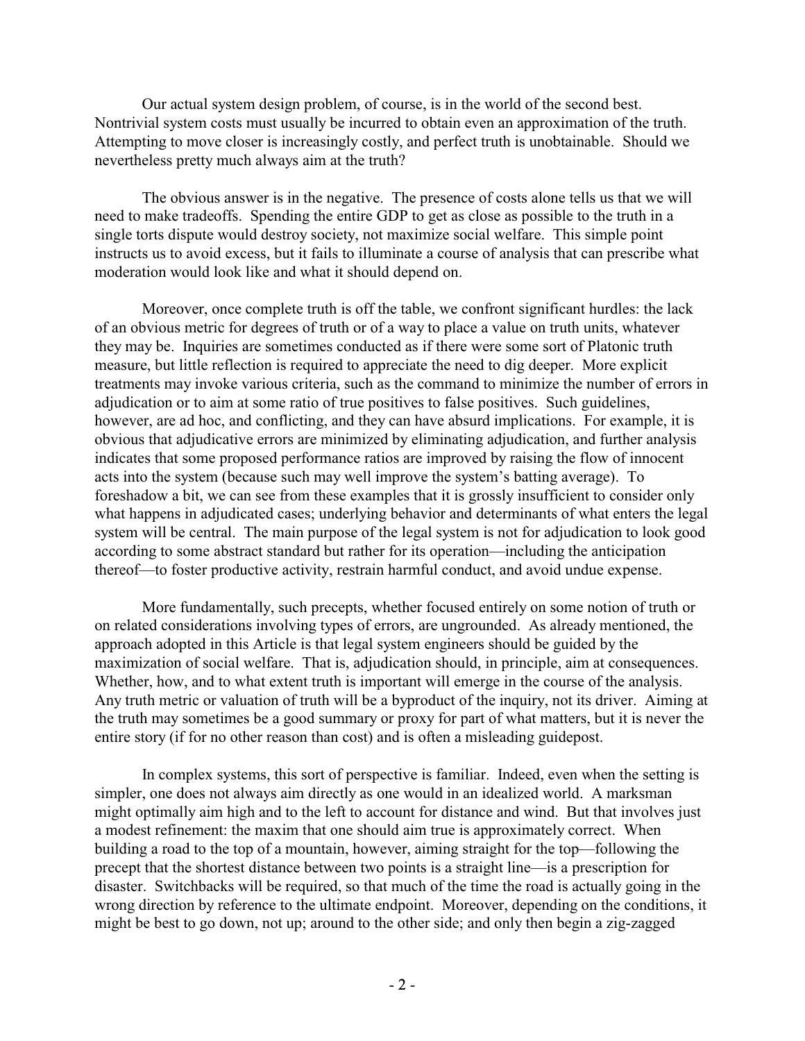Our actual system design problem, of course, is in the world of the second best. Nontrivial system costs must usually be incurred to obtain even an approximation of the truth. Attempting to move closer is increasingly costly, and perfect truth is unobtainable. Should we nevertheless pretty much always aim at the truth?

The obvious answer is in the negative. The presence of costs alone tells us that we will need to make tradeoffs. Spending the entire GDP to get as close as possible to the truth in a single torts dispute would destroy society, not maximize social welfare. This simple point instructs us to avoid excess, but it fails to illuminate a course of analysis that can prescribe what moderation would look like and what it should depend on.

Moreover, once complete truth is off the table, we confront significant hurdles: the lack of an obvious metric for degrees of truth or of a way to place a value on truth units, whatever they may be. Inquiries are sometimes conducted as if there were some sort of Platonic truth measure, but little reflection is required to appreciate the need to dig deeper. More explicit treatments may invoke various criteria, such as the command to minimize the number of errors in adjudication or to aim at some ratio of true positives to false positives. Such guidelines, however, are ad hoc, and conflicting, and they can have absurd implications. For example, it is obvious that adjudicative errors are minimized by eliminating adjudication, and further analysis indicates that some proposed performance ratios are improved by raising the flow of innocent acts into the system (because such may well improve the system's batting average). To foreshadow a bit, we can see from these examples that it is grossly insufficient to consider only what happens in adjudicated cases; underlying behavior and determinants of what enters the legal system will be central. The main purpose of the legal system is not for adjudication to look good according to some abstract standard but rather for its operation—including the anticipation thereof—to foster productive activity, restrain harmful conduct, and avoid undue expense.

More fundamentally, such precepts, whether focused entirely on some notion of truth or on related considerations involving types of errors, are ungrounded. As already mentioned, the approach adopted in this Article is that legal system engineers should be guided by the maximization of social welfare. That is, adjudication should, in principle, aim at consequences. Whether, how, and to what extent truth is important will emerge in the course of the analysis. Any truth metric or valuation of truth will be a byproduct of the inquiry, not its driver. Aiming at the truth may sometimes be a good summary or proxy for part of what matters, but it is never the entire story (if for no other reason than cost) and is often a misleading guidepost.

In complex systems, this sort of perspective is familiar. Indeed, even when the setting is simpler, one does not always aim directly as one would in an idealized world. A marksman might optimally aim high and to the left to account for distance and wind. But that involves just a modest refinement: the maxim that one should aim true is approximately correct. When building a road to the top of a mountain, however, aiming straight for the top—following the precept that the shortest distance between two points is a straight line—is a prescription for disaster. Switchbacks will be required, so that much of the time the road is actually going in the wrong direction by reference to the ultimate endpoint. Moreover, depending on the conditions, it might be best to go down, not up; around to the other side; and only then begin a zig-zagged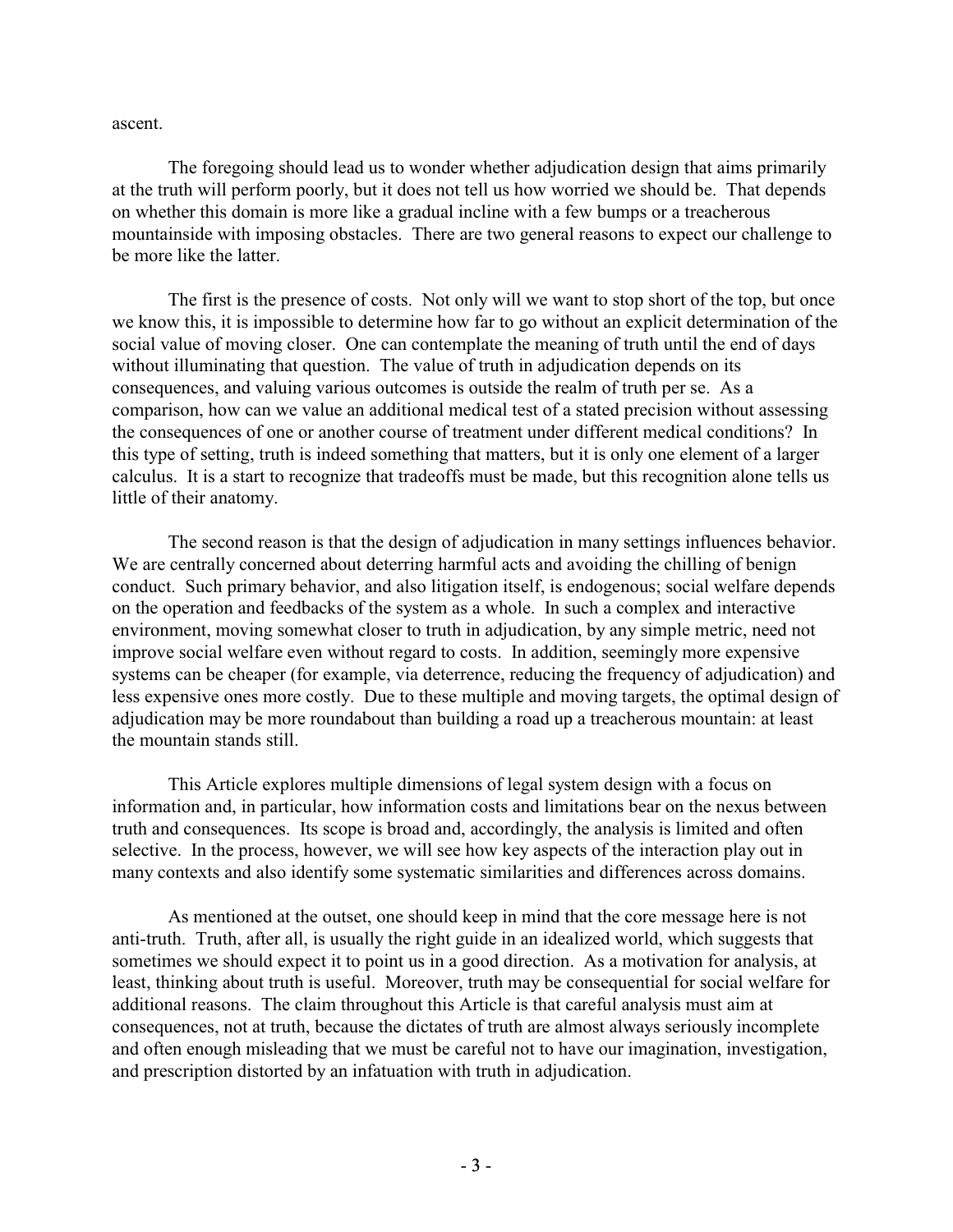ascent.

The foregoing should lead us to wonder whether adjudication design that aims primarily at the truth will perform poorly, but it does not tell us how worried we should be. That depends on whether this domain is more like a gradual incline with a few bumps or a treacherous mountainside with imposing obstacles. There are two general reasons to expect our challenge to be more like the latter.

The first is the presence of costs. Not only will we want to stop short of the top, but once we know this, it is impossible to determine how far to go without an explicit determination of the social value of moving closer. One can contemplate the meaning of truth until the end of days without illuminating that question. The value of truth in adjudication depends on its consequences, and valuing various outcomes is outside the realm of truth per se. As a comparison, how can we value an additional medical test of a stated precision without assessing the consequences of one or another course of treatment under different medical conditions? In this type of setting, truth is indeed something that matters, but it is only one element of a larger calculus. It is a start to recognize that tradeoffs must be made, but this recognition alone tells us little of their anatomy.

The second reason is that the design of adjudication in many settings influences behavior. We are centrally concerned about deterring harmful acts and avoiding the chilling of benign conduct. Such primary behavior, and also litigation itself, is endogenous; social welfare depends on the operation and feedbacks of the system as a whole. In such a complex and interactive environment, moving somewhat closer to truth in adjudication, by any simple metric, need not improve social welfare even without regard to costs. In addition, seemingly more expensive systems can be cheaper (for example, via deterrence, reducing the frequency of adjudication) and less expensive ones more costly. Due to these multiple and moving targets, the optimal design of adjudication may be more roundabout than building a road up a treacherous mountain: at least the mountain stands still.

This Article explores multiple dimensions of legal system design with a focus on information and, in particular, how information costs and limitations bear on the nexus between truth and consequences. Its scope is broad and, accordingly, the analysis is limited and often selective. In the process, however, we will see how key aspects of the interaction play out in many contexts and also identify some systematic similarities and differences across domains.

As mentioned at the outset, one should keep in mind that the core message here is not anti-truth. Truth, after all, is usually the right guide in an idealized world, which suggests that sometimes we should expect it to point us in a good direction. As a motivation for analysis, at least, thinking about truth is useful. Moreover, truth may be consequential for social welfare for additional reasons. The claim throughout this Article is that careful analysis must aim at consequences, not at truth, because the dictates of truth are almost always seriously incomplete and often enough misleading that we must be careful not to have our imagination, investigation, and prescription distorted by an infatuation with truth in adjudication.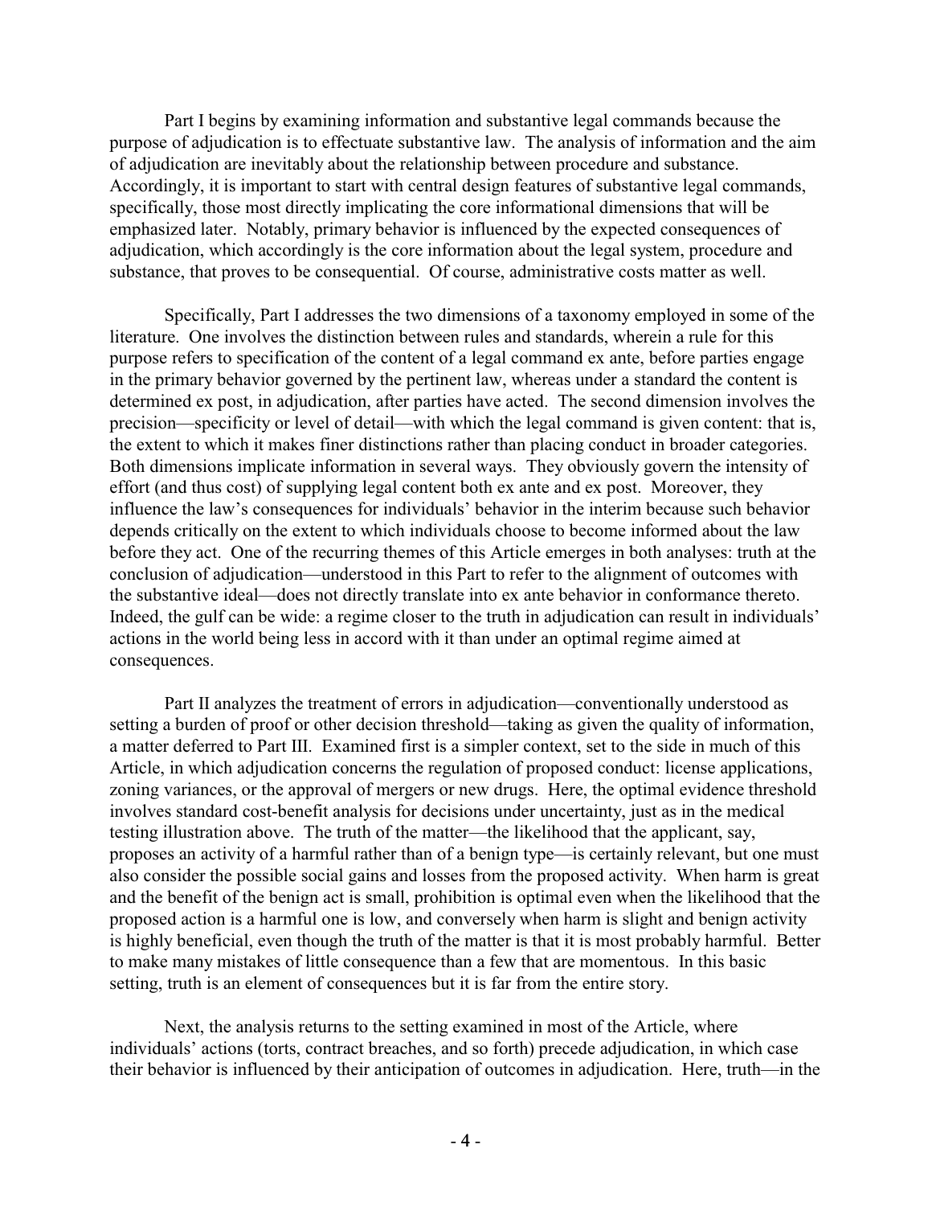Part I begins by examining information and substantive legal commands because the purpose of adjudication is to effectuate substantive law. The analysis of information and the aim of adjudication are inevitably about the relationship between procedure and substance. Accordingly, it is important to start with central design features of substantive legal commands, specifically, those most directly implicating the core informational dimensions that will be emphasized later. Notably, primary behavior is influenced by the expected consequences of adjudication, which accordingly is the core information about the legal system, procedure and substance, that proves to be consequential. Of course, administrative costs matter as well.

Specifically, Part I addresses the two dimensions of a taxonomy employed in some of the literature. One involves the distinction between rules and standards, wherein a rule for this purpose refers to specification of the content of a legal command ex ante, before parties engage in the primary behavior governed by the pertinent law, whereas under a standard the content is determined ex post, in adjudication, after parties have acted. The second dimension involves the precision—specificity or level of detail—with which the legal command is given content: that is, the extent to which it makes finer distinctions rather than placing conduct in broader categories. Both dimensions implicate information in several ways. They obviously govern the intensity of effort (and thus cost) of supplying legal content both ex ante and ex post. Moreover, they influence the law's consequences for individuals' behavior in the interim because such behavior depends critically on the extent to which individuals choose to become informed about the law before they act. One of the recurring themes of this Article emerges in both analyses: truth at the conclusion of adjudication—understood in this Part to refer to the alignment of outcomes with the substantive ideal—does not directly translate into ex ante behavior in conformance thereto. Indeed, the gulf can be wide: a regime closer to the truth in adjudication can result in individuals' actions in the world being less in accord with it than under an optimal regime aimed at consequences.

Part II analyzes the treatment of errors in adjudication—conventionally understood as setting a burden of proof or other decision threshold—taking as given the quality of information, a matter deferred to Part III. Examined first is a simpler context, set to the side in much of this Article, in which adjudication concerns the regulation of proposed conduct: license applications, zoning variances, or the approval of mergers or new drugs. Here, the optimal evidence threshold involves standard cost-benefit analysis for decisions under uncertainty, just as in the medical testing illustration above. The truth of the matter—the likelihood that the applicant, say, proposes an activity of a harmful rather than of a benign type—is certainly relevant, but one must also consider the possible social gains and losses from the proposed activity. When harm is great and the benefit of the benign act is small, prohibition is optimal even when the likelihood that the proposed action is a harmful one is low, and conversely when harm is slight and benign activity is highly beneficial, even though the truth of the matter is that it is most probably harmful. Better to make many mistakes of little consequence than a few that are momentous. In this basic setting, truth is an element of consequences but it is far from the entire story.

Next, the analysis returns to the setting examined in most of the Article, where individuals' actions (torts, contract breaches, and so forth) precede adjudication, in which case their behavior is influenced by their anticipation of outcomes in adjudication. Here, truth—in the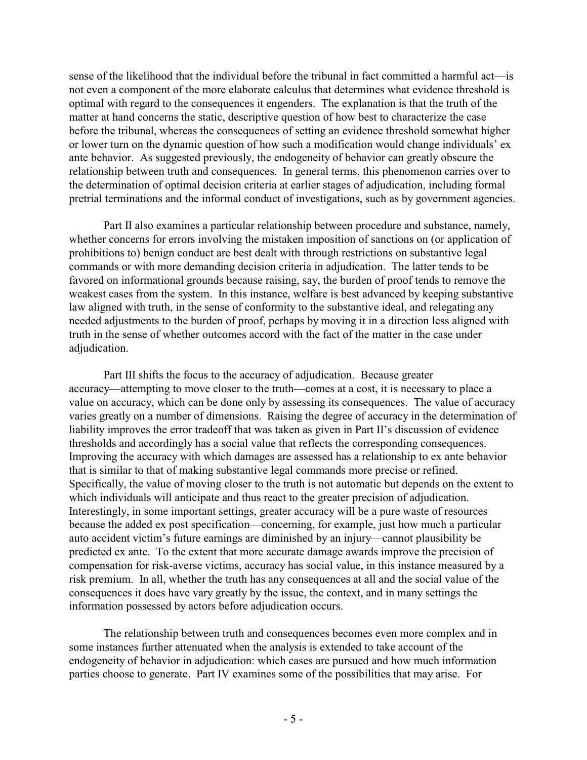sense of the likelihood that the individual before the tribunal in fact committed a harmful act—is not even a component of the more elaborate calculus that determines what evidence threshold is optimal with regard to the consequences it engenders. The explanation is that the truth of the matter at hand concerns the static, descriptive question of how best to characterize the case before the tribunal, whereas the consequences of setting an evidence threshold somewhat higher or lower turn on the dynamic question of how such a modification would change individuals' ex ante behavior. As suggested previously, the endogeneity of behavior can greatly obscure the relationship between truth and consequences. In general terms, this phenomenon carries over to the determination of optimal decision criteria at earlier stages of adjudication, including formal pretrial terminations and the informal conduct of investigations, such as by government agencies.

Part II also examines a particular relationship between procedure and substance, namely, whether concerns for errors involving the mistaken imposition of sanctions on (or application of prohibitions to) benign conduct are best dealt with through restrictions on substantive legal commands or with more demanding decision criteria in adjudication. The latter tends to be favored on informational grounds because raising, say, the burden of proof tends to remove the weakest cases from the system. In this instance, welfare is best advanced by keeping substantive law aligned with truth, in the sense of conformity to the substantive ideal, and relegating any needed adjustments to the burden of proof, perhaps by moving it in a direction less aligned with truth in the sense of whether outcomes accord with the fact of the matter in the case under adjudication.

Part III shifts the focus to the accuracy of adjudication. Because greater accuracy—attempting to move closer to the truth—comes at a cost, it is necessary to place a value on accuracy, which can be done only by assessing its consequences. The value of accuracy varies greatly on a number of dimensions. Raising the degree of accuracy in the determination of liability improves the error tradeoff that was taken as given in Part II's discussion of evidence thresholds and accordingly has a social value that reflects the corresponding consequences. Improving the accuracy with which damages are assessed has a relationship to ex ante behavior that is similar to that of making substantive legal commands more precise or refined. Specifically, the value of moving closer to the truth is not automatic but depends on the extent to which individuals will anticipate and thus react to the greater precision of adjudication. Interestingly, in some important settings, greater accuracy will be a pure waste of resources because the added ex post specification—concerning, for example, just how much a particular auto accident victim's future earnings are diminished by an injury—cannot plausibility be predicted ex ante. To the extent that more accurate damage awards improve the precision of compensation for risk-averse victims, accuracy has social value, in this instance measured by a risk premium. In all, whether the truth has any consequences at all and the social value of the consequences it does have vary greatly by the issue, the context, and in many settings the information possessed by actors before adjudication occurs.

The relationship between truth and consequences becomes even more complex and in some instances further attenuated when the analysis is extended to take account of the endogeneity of behavior in adjudication: which cases are pursued and how much information parties choose to generate. Part IV examines some of the possibilities that may arise. For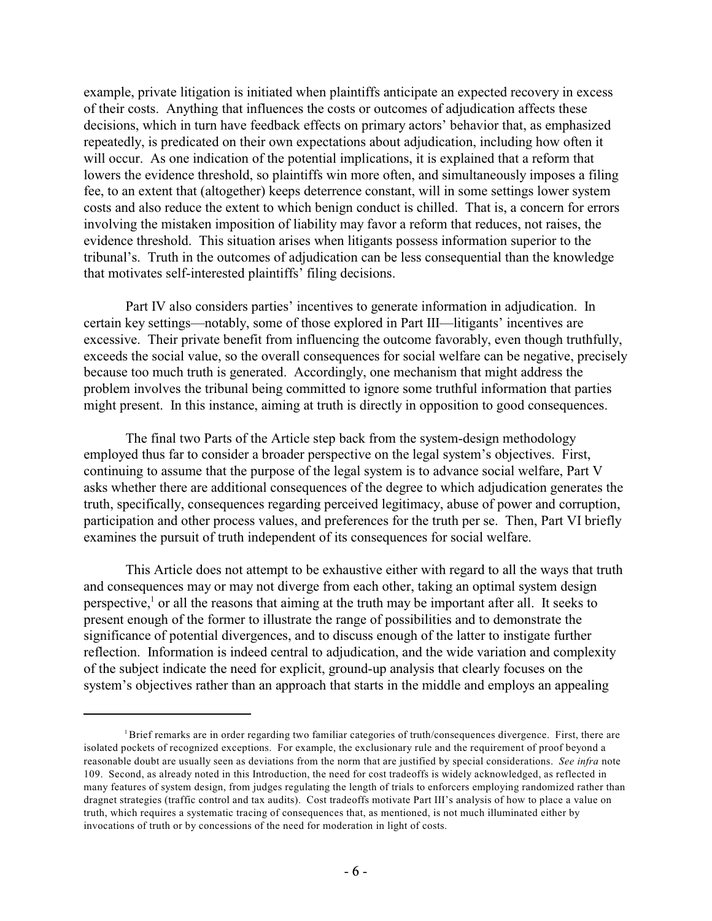example, private litigation is initiated when plaintiffs anticipate an expected recovery in excess of their costs. Anything that influences the costs or outcomes of adjudication affects these decisions, which in turn have feedback effects on primary actors' behavior that, as emphasized repeatedly, is predicated on their own expectations about adjudication, including how often it will occur. As one indication of the potential implications, it is explained that a reform that lowers the evidence threshold, so plaintiffs win more often, and simultaneously imposes a filing fee, to an extent that (altogether) keeps deterrence constant, will in some settings lower system costs and also reduce the extent to which benign conduct is chilled. That is, a concern for errors involving the mistaken imposition of liability may favor a reform that reduces, not raises, the evidence threshold. This situation arises when litigants possess information superior to the tribunal's. Truth in the outcomes of adjudication can be less consequential than the knowledge that motivates self-interested plaintiffs' filing decisions.

Part IV also considers parties' incentives to generate information in adjudication. In certain key settings—notably, some of those explored in Part III—litigants' incentives are excessive. Their private benefit from influencing the outcome favorably, even though truthfully, exceeds the social value, so the overall consequences for social welfare can be negative, precisely because too much truth is generated. Accordingly, one mechanism that might address the problem involves the tribunal being committed to ignore some truthful information that parties might present. In this instance, aiming at truth is directly in opposition to good consequences.

The final two Parts of the Article step back from the system-design methodology employed thus far to consider a broader perspective on the legal system's objectives. First, continuing to assume that the purpose of the legal system is to advance social welfare, Part V asks whether there are additional consequences of the degree to which adjudication generates the truth, specifically, consequences regarding perceived legitimacy, abuse of power and corruption, participation and other process values, and preferences for the truth per se. Then, Part VI briefly examines the pursuit of truth independent of its consequences for social welfare.

This Article does not attempt to be exhaustive either with regard to all the ways that truth and consequences may or may not diverge from each other, taking an optimal system design perspective,[1] or all the reasons that aiming at the truth may be important after all. It seeks to present enough of the former to illustrate the range of possibilities and to demonstrate the significance of potential divergences, and to discuss enough of the latter to instigate further reflection. Information is indeed central to adjudication, and the wide variation and complexity of the subject indicate the need for explicit, ground-up analysis that clearly focuses on the system's objectives rather than an approach that starts in the middle and employs an appealing

---

[1] Brief remarks are in order regarding two familiar categories of truth/consequences divergence. First, there are isolated pockets of recognized exceptions. For example, the exclusionary rule and the requirement of proof beyond a reasonable doubt are usually seen as deviations from the norm that are justified by special considerations. *See infra* note 109. Second, as already noted in this Introduction, the need for cost tradeoffs is widely acknowledged, as reflected in many features of system design, from judges regulating the length of trials to enforcers employing randomized rather than dragnet strategies (traffic control and tax audits). Cost tradeoffs motivate Part III's analysis of how to place a value on truth, which requires a systematic tracing of consequences that, as mentioned, is not much illuminated either by invocations of truth or by concessions of the need for moderation in light of costs.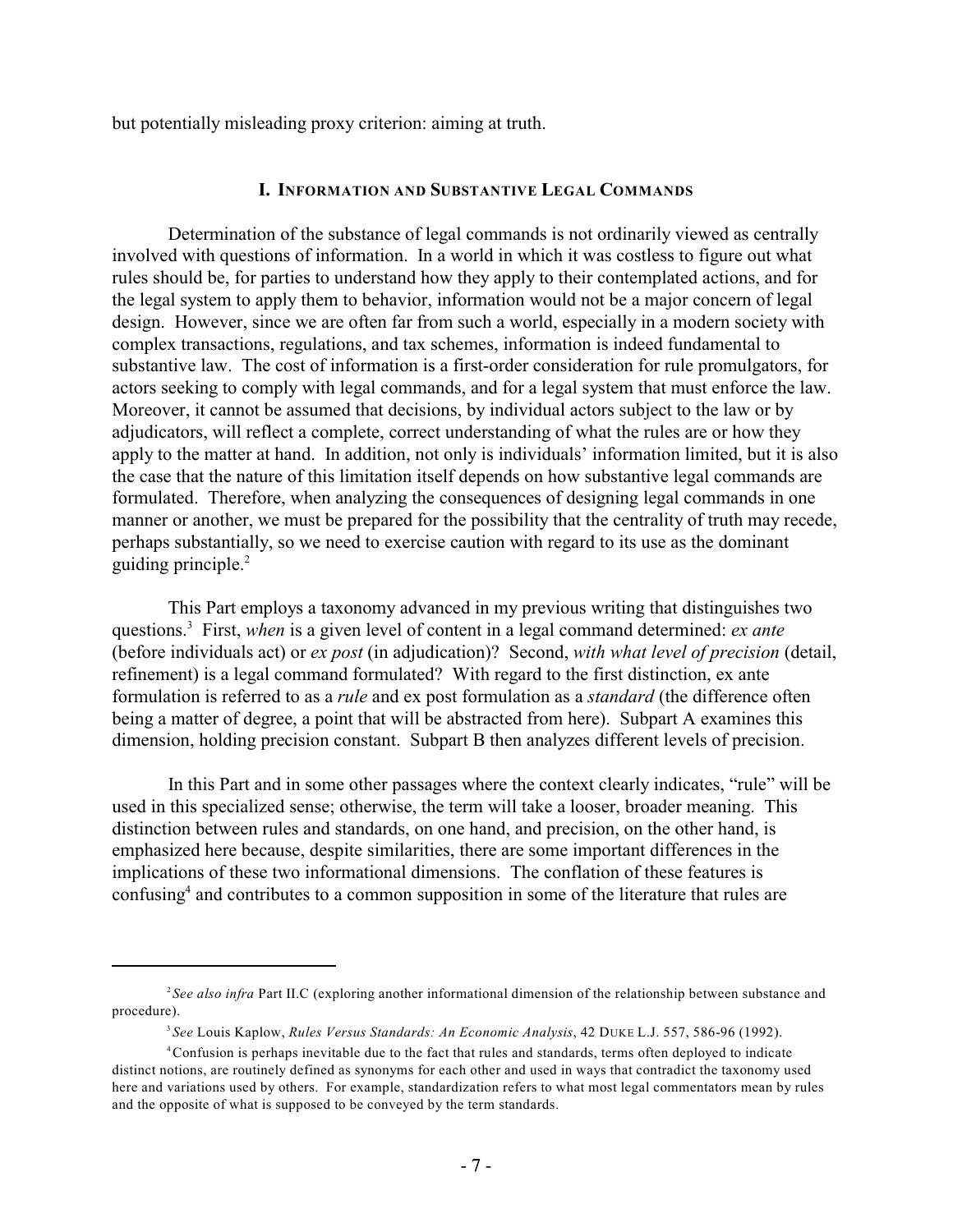but potentially misleading proxy criterion: aiming at truth.

## I. INFORMATION AND SUBSTANTIVE LEGAL COMMANDS

Determination of the substance of legal commands is not ordinarily viewed as centrally involved with questions of information. In a world in which it was costless to figure out what rules should be, for parties to understand how they apply to their contemplated actions, and for the legal system to apply them to behavior, information would not be a major concern of legal design. However, since we are often far from such a world, especially in a modern society with complex transactions, regulations, and tax schemes, information is indeed fundamental to substantive law. The cost of information is a first-order consideration for rule promulgators, for actors seeking to comply with legal commands, and for a legal system that must enforce the law. Moreover, it cannot be assumed that decisions, by individual actors subject to the law or by adjudicators, will reflect a complete, correct understanding of what the rules are or how they apply to the matter at hand. In addition, not only is individuals' information limited, but it is also the case that the nature of this limitation itself depends on how substantive legal commands are formulated. Therefore, when analyzing the consequences of designing legal commands in one manner or another, we must be prepared for the possibility that the centrality of truth may recede, perhaps substantially, so we need to exercise caution with regard to its use as the dominant guiding principle.[2]

This Part employs a taxonomy advanced in my previous writing that distinguishes two questions.[3] First, *when* is a given level of content in a legal command determined: *ex ante* (before individuals act) or *ex post* (in adjudication)? Second, *with what level of precision* (detail, refinement) is a legal command formulated? With regard to the first distinction, ex ante formulation is referred to as a *rule* and ex post formulation as a *standard* (the difference often being a matter of degree, a point that will be abstracted from here). Subpart A examines this dimension, holding precision constant. Subpart B then analyzes different levels of precision.

In this Part and in some other passages where the context clearly indicates, "rule" will be used in this specialized sense; otherwise, the term will take a looser, broader meaning. This distinction between rules and standards, on one hand, and precision, on the other hand, is emphasized here because, despite similarities, there are some important differences in the implications of these two informational dimensions. The conflation of these features is confusing[4] and contributes to a common supposition in some of the literature that rules are

---

[2] *See also infra* Part II.C (exploring another informational dimension of the relationship between substance and procedure).

[3] *See* Louis Kaplow, *Rules Versus Standards: An Economic Analysis*, 42 DUKE L.J. 557, 586-96 (1992).

[4] Confusion is perhaps inevitable due to the fact that rules and standards, terms often deployed to indicate distinct notions, are routinely defined as synonyms for each other and used in ways that contradict the taxonomy used here and variations used by others. For example, standardization refers to what most legal commentators mean by rules and the opposite of what is supposed to be conveyed by the term standards.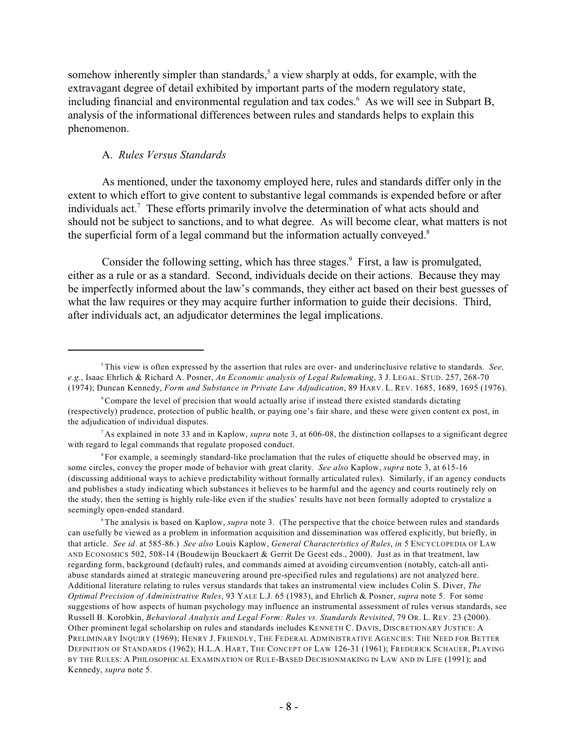somehow inherently simpler than standards,[5] a view sharply at odds, for example, with the extravagant degree of detail exhibited by important parts of the modern regulatory state, including financial and environmental regulation and tax codes.[6] As we will see in Subpart B, analysis of the informational differences between rules and standards helps to explain this phenomenon.

### A. *Rules Versus Standards*

As mentioned, under the taxonomy employed here, rules and standards differ only in the extent to which effort to give content to substantive legal commands is expended before or after individuals act.[7] These efforts primarily involve the determination of what acts should and should not be subject to sanctions, and to what degree. As will become clear, what matters is not the superficial form of a legal command but the information actually conveyed.[8]

Consider the following setting, which has three stages.[9] First, a law is promulgated, either as a rule or as a standard. Second, individuals decide on their actions. Because they may be imperfectly informed about the law's commands, they either act based on their best guesses of what the law requires or they may acquire further information to guide their decisions. Third, after individuals act, an adjudicator determines the legal implications.

---

[5] This view is often expressed by the assertion that rules are over- and underinclusive relative to standards. *See, e.g.*, Isaac Ehrlich & Richard A. Posner, *An Economic analysis of Legal Rulemaking*, 3 J. LEGAL. STUD. 257, 268-70 (1974); Duncan Kennedy, *Form and Substance in Private Law Adjudication*, 89 HARV. L. REV. 1685, 1689, 1695 (1976).

[6] Compare the level of precision that would actually arise if instead there existed standards dictating (respectively) prudence, protection of public health, or paying one's fair share, and these were given content ex post, in the adjudication of individual disputes.

[7] As explained in note 33 and in Kaplow, *supra* note 3, at 606-08, the distinction collapses to a significant degree with regard to legal commands that regulate proposed conduct.

[8] For example, a seemingly standard-like proclamation that the rules of etiquette should be observed may, in some circles, convey the proper mode of behavior with great clarity. *See also* Kaplow, *supra* note 3, at 615-16 (discussing additional ways to achieve predictability without formally articulated rules). Similarly, if an agency conducts and publishes a study indicating which substances it believes to be harmful and the agency and courts routinely rely on the study, then the setting is highly rule-like even if the studies' results have not been formally adopted to crystalize a seemingly open-ended standard.

[9] The analysis is based on Kaplow, *supra* note 3. (The perspective that the choice between rules and standards can usefully be viewed as a problem in information acquisition and dissemination was offered explicitly, but briefly, in that article. *See id*. at 585-86.) *See also* Louis Kaplow, *General Characteristics of Rules*, *in* 5 ENCYCLOPEDIA OF LAW AND ECONOMICS 502, 508-14 (Boudewijn Bouckaert & Gerrit De Geest eds., 2000). Just as in that treatment, law regarding form, background (default) rules, and commands aimed at avoiding circumvention (notably, catch-all anti-abuse standards aimed at strategic maneuvering around pre-specified rules and regulations) are not analyzed here. Additional literature relating to rules versus standards that takes an instrumental view includes Colin S. Diver, *The Optimal Precision of Administrative Rules*, 93 YALE L.J. 65 (1983), and Ehrlich & Posner, *supra* note 5. For some suggestions of how aspects of human psychology may influence an instrumental assessment of rules versus standards, see Russell B. Korobkin, *Behavioral Analysis and Legal Form: Rules vs. Standards Revisited*, 79 OR. L. REV. 23 (2000). Other prominent legal scholarship on rules and standards includes KENNETH C. DAVIS, DISCRETIONARY JUSTICE: A PRELIMINARY INQUIRY (1969); HENRY J. FRIENDLY, THE FEDERAL ADMINISTRATIVE AGENCIES: THE NEED FOR BETTER DEFINITION OF STANDARDS (1962); H.L.A. HART, THE CONCEPT OF LAW 126-31 (1961); FREDERICK SCHAUER, PLAYING BY THE RULES: A PHILOSOPHICAL EXAMINATION OF RULE-BASED DECISIONMAKING IN LAW AND IN LIFE (1991); and Kennedy, *supra* note 5.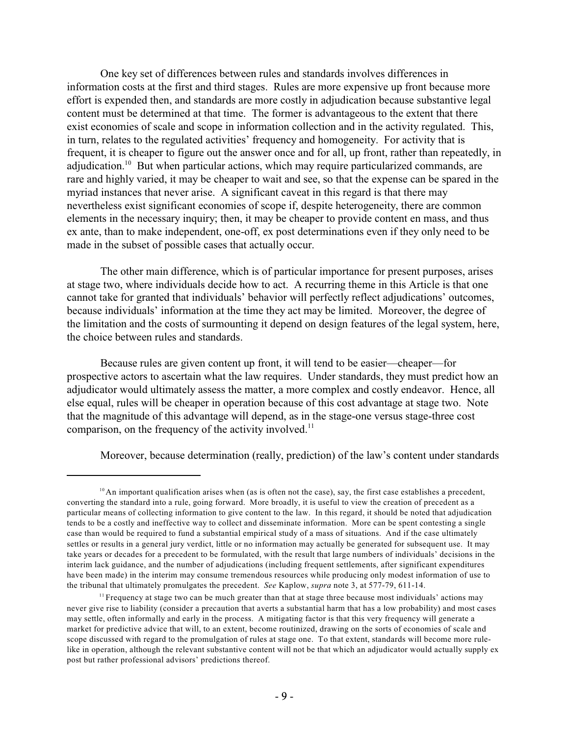One key set of differences between rules and standards involves differences in information costs at the first and third stages. Rules are more expensive up front because more effort is expended then, and standards are more costly in adjudication because substantive legal content must be determined at that time. The former is advantageous to the extent that there exist economies of scale and scope in information collection and in the activity regulated. This, in turn, relates to the regulated activities' frequency and homogeneity. For activity that is frequent, it is cheaper to figure out the answer once and for all, up front, rather than repeatedly, in adjudication.[10] But when particular actions, which may require particularized commands, are rare and highly varied, it may be cheaper to wait and see, so that the expense can be spared in the myriad instances that never arise. A significant caveat in this regard is that there may nevertheless exist significant economies of scope if, despite heterogeneity, there are common elements in the necessary inquiry; then, it may be cheaper to provide content en mass, and thus ex ante, than to make independent, one-off, ex post determinations even if they only need to be made in the subset of possible cases that actually occur.

The other main difference, which is of particular importance for present purposes, arises at stage two, where individuals decide how to act. A recurring theme in this Article is that one cannot take for granted that individuals' behavior will perfectly reflect adjudications' outcomes, because individuals' information at the time they act may be limited. Moreover, the degree of the limitation and the costs of surmounting it depend on design features of the legal system, here, the choice between rules and standards.

Because rules are given content up front, it will tend to be easier—cheaper—for prospective actors to ascertain what the law requires. Under standards, they must predict how an adjudicator would ultimately assess the matter, a more complex and costly endeavor. Hence, all else equal, rules will be cheaper in operation because of this cost advantage at stage two. Note that the magnitude of this advantage will depend, as in the stage-one versus stage-three cost comparison, on the frequency of the activity involved.[11]

Moreover, because determination (really, prediction) of the law's content under standards

[10] An important qualification arises when (as is often not the case), say, the first case establishes a precedent, converting the standard into a rule, going forward. More broadly, it is useful to view the creation of precedent as a particular means of collecting information to give content to the law. In this regard, it should be noted that adjudication tends to be a costly and ineffective way to collect and disseminate information. More can be spent contesting a single case than would be required to fund a substantial empirical study of a mass of situations. And if the case ultimately settles or results in a general jury verdict, little or no information may actually be generated for subsequent use. It may take years or decades for a precedent to be formulated, with the result that large numbers of individuals' decisions in the interim lack guidance, and the number of adjudications (including frequent settlements, after significant expenditures have been made) in the interim may consume tremendous resources while producing only modest information of use to the tribunal that ultimately promulgates the precedent. *See* Kaplow, *supra* note 3, at 577-79, 611-14.

[11] Frequency at stage two can be much greater than that at stage three because most individuals' actions may never give rise to liability (consider a precaution that averts a substantial harm that has a low probability) and most cases may settle, often informally and early in the process. A mitigating factor is that this very frequency will generate a market for predictive advice that will, to an extent, become routinized, drawing on the sorts of economies of scale and scope discussed with regard to the promulgation of rules at stage one. To that extent, standards will become more rule-like in operation, although the relevant substantive content will not be that which an adjudicator would actually supply ex post but rather professional advisors' predictions thereof.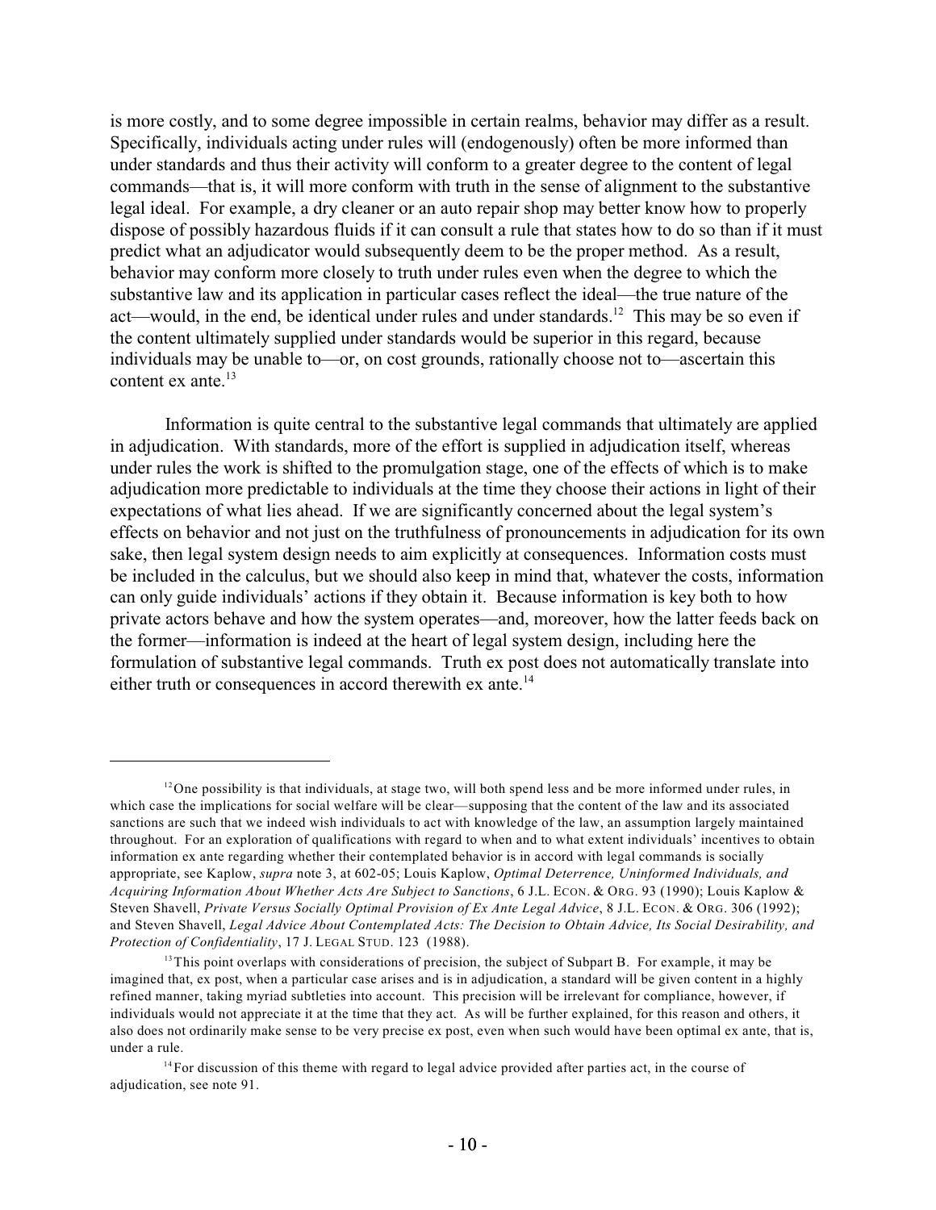is more costly, and to some degree impossible in certain realms, behavior may differ as a result. Specifically, individuals acting under rules will (endogenously) often be more informed than under standards and thus their activity will conform to a greater degree to the content of legal commands—that is, it will more conform with truth in the sense of alignment to the substantive legal ideal. For example, a dry cleaner or an auto repair shop may better know how to properly dispose of possibly hazardous fluids if it can consult a rule that states how to do so than if it must predict what an adjudicator would subsequently deem to be the proper method. As a result, behavior may conform more closely to truth under rules even when the degree to which the substantive law and its application in particular cases reflect the ideal—the true nature of the act—would, in the end, be identical under rules and under standards.[12] This may be so even if the content ultimately supplied under standards would be superior in this regard, because individuals may be unable to—or, on cost grounds, rationally choose not to—ascertain this content ex ante.[13]

Information is quite central to the substantive legal commands that ultimately are applied in adjudication. With standards, more of the effort is supplied in adjudication itself, whereas under rules the work is shifted to the promulgation stage, one of the effects of which is to make adjudication more predictable to individuals at the time they choose their actions in light of their expectations of what lies ahead. If we are significantly concerned about the legal system's effects on behavior and not just on the truthfulness of pronouncements in adjudication for its own sake, then legal system design needs to aim explicitly at consequences. Information costs must be included in the calculus, but we should also keep in mind that, whatever the costs, information can only guide individuals' actions if they obtain it. Because information is key both to how private actors behave and how the system operates—and, moreover, how the latter feeds back on the former—information is indeed at the heart of legal system design, including here the formulation of substantive legal commands. Truth ex post does not automatically translate into either truth or consequences in accord therewith ex ante.[14]

---

[12] One possibility is that individuals, at stage two, will both spend less and be more informed under rules, in which case the implications for social welfare will be clear—supposing that the content of the law and its associated sanctions are such that we indeed wish individuals to act with knowledge of the law, an assumption largely maintained throughout. For an exploration of qualifications with regard to when and to what extent individuals' incentives to obtain information ex ante regarding whether their contemplated behavior is in accord with legal commands is socially appropriate, see Kaplow, *supra* note 3, at 602-05; Louis Kaplow, *Optimal Deterrence, Uninformed Individuals, and Acquiring Information About Whether Acts Are Subject to Sanctions*, 6 J.L. ECON. & ORG. 93 (1990); Louis Kaplow & Steven Shavell, *Private Versus Socially Optimal Provision of Ex Ante Legal Advice*, 8 J.L. ECON. & ORG. 306 (1992); and Steven Shavell, *Legal Advice About Contemplated Acts: The Decision to Obtain Advice, Its Social Desirability, and Protection of Confidentiality*, 17 J. LEGAL STUD. 123 (1988).

[13] This point overlaps with considerations of precision, the subject of Subpart B. For example, it may be imagined that, ex post, when a particular case arises and is in adjudication, a standard will be given content in a highly refined manner, taking myriad subtleties into account. This precision will be irrelevant for compliance, however, if individuals would not appreciate it at the time that they act. As will be further explained, for this reason and others, it also does not ordinarily make sense to be very precise ex post, even when such would have been optimal ex ante, that is, under a rule.

[14] For discussion of this theme with regard to legal advice provided after parties act, in the course of adjudication, see note 91.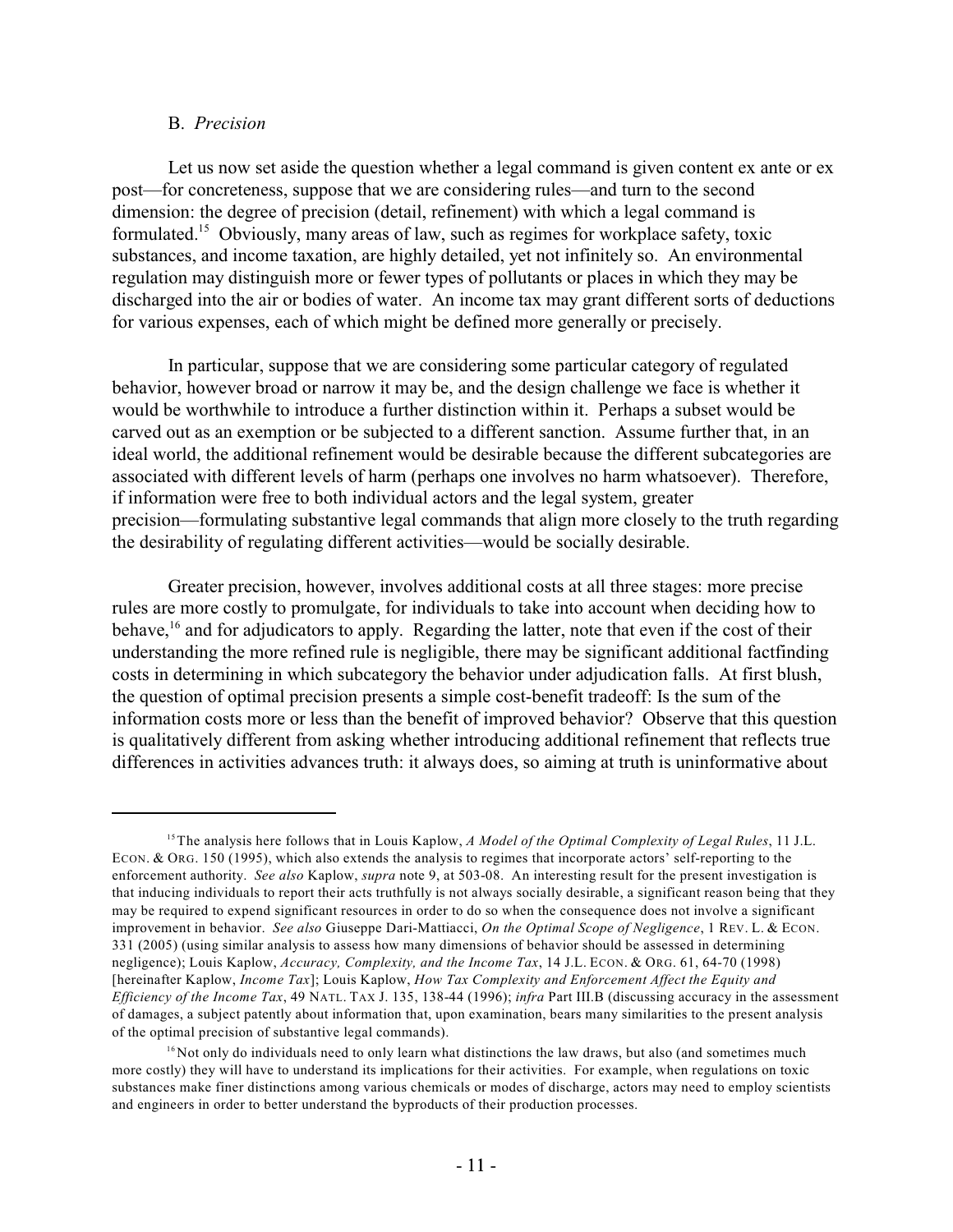### B. *Precision*

Let us now set aside the question whether a legal command is given content ex ante or ex post—for concreteness, suppose that we are considering rules—and turn to the second dimension: the degree of precision (detail, refinement) with which a legal command is formulated.[15] Obviously, many areas of law, such as regimes for workplace safety, toxic substances, and income taxation, are highly detailed, yet not infinitely so. An environmental regulation may distinguish more or fewer types of pollutants or places in which they may be discharged into the air or bodies of water. An income tax may grant different sorts of deductions for various expenses, each of which might be defined more generally or precisely.

In particular, suppose that we are considering some particular category of regulated behavior, however broad or narrow it may be, and the design challenge we face is whether it would be worthwhile to introduce a further distinction within it. Perhaps a subset would be carved out as an exemption or be subjected to a different sanction. Assume further that, in an ideal world, the additional refinement would be desirable because the different subcategories are associated with different levels of harm (perhaps one involves no harm whatsoever). Therefore, if information were free to both individual actors and the legal system, greater precision—formulating substantive legal commands that align more closely to the truth regarding the desirability of regulating different activities—would be socially desirable.

Greater precision, however, involves additional costs at all three stages: more precise rules are more costly to promulgate, for individuals to take into account when deciding how to behave,[16] and for adjudicators to apply. Regarding the latter, note that even if the cost of their understanding the more refined rule is negligible, there may be significant additional factfinding costs in determining in which subcategory the behavior under adjudication falls. At first blush, the question of optimal precision presents a simple cost-benefit tradeoff: Is the sum of the information costs more or less than the benefit of improved behavior? Observe that this question is qualitatively different from asking whether introducing additional refinement that reflects true differences in activities advances truth: it always does, so aiming at truth is uninformative about

---

[15] The analysis here follows that in Louis Kaplow, *A Model of the Optimal Complexity of Legal Rules*, 11 J.L. ECON. & ORG. 150 (1995), which also extends the analysis to regimes that incorporate actors' self-reporting to the enforcement authority. *See also* Kaplow, *supra* note 9, at 503-08. An interesting result for the present investigation is that inducing individuals to report their acts truthfully is not always socially desirable, a significant reason being that they may be required to expend significant resources in order to do so when the consequence does not involve a significant improvement in behavior. *See also* Giuseppe Dari-Mattiacci, *On the Optimal Scope of Negligence*, 1 REV. L. & ECON. 331 (2005) (using similar analysis to assess how many dimensions of behavior should be assessed in determining negligence); Louis Kaplow, *Accuracy, Complexity, and the Income Tax*, 14 J.L. ECON. & ORG. 61, 64-70 (1998) [hereinafter Kaplow, *Income Tax*]; Louis Kaplow, *How Tax Complexity and Enforcement Affect the Equity and Efficiency of the Income Tax*, 49 NATL. TAX J. 135, 138-44 (1996); *infra* Part III.B (discussing accuracy in the assessment of damages, a subject patently about information that, upon examination, bears many similarities to the present analysis of the optimal precision of substantive legal commands).

[16] Not only do individuals need to only learn what distinctions the law draws, but also (and sometimes much more costly) they will have to understand its implications for their activities. For example, when regulations on toxic substances make finer distinctions among various chemicals or modes of discharge, actors may need to employ scientists and engineers in order to better understand the byproducts of their production processes.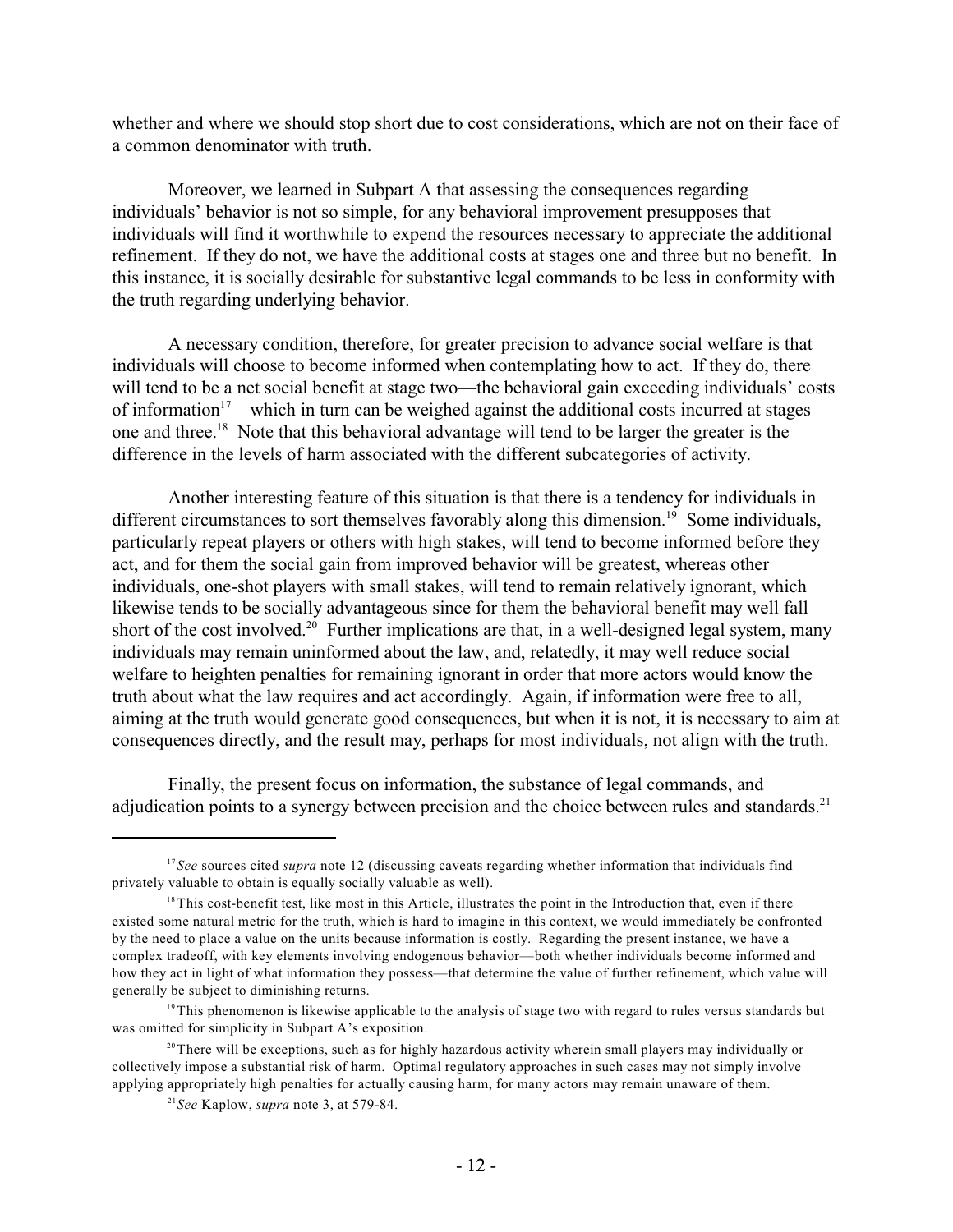whether and where we should stop short due to cost considerations, which are not on their face of a common denominator with truth.

Moreover, we learned in Subpart A that assessing the consequences regarding individuals' behavior is not so simple, for any behavioral improvement presupposes that individuals will find it worthwhile to expend the resources necessary to appreciate the additional refinement. If they do not, we have the additional costs at stages one and three but no benefit. In this instance, it is socially desirable for substantive legal commands to be less in conformity with the truth regarding underlying behavior.

A necessary condition, therefore, for greater precision to advance social welfare is that individuals will choose to become informed when contemplating how to act. If they do, there will tend to be a net social benefit at stage two—the behavioral gain exceeding individuals' costs of information[17]—which in turn can be weighed against the additional costs incurred at stages one and three.[18] Note that this behavioral advantage will tend to be larger the greater is the difference in the levels of harm associated with the different subcategories of activity.

Another interesting feature of this situation is that there is a tendency for individuals in different circumstances to sort themselves favorably along this dimension.[19] Some individuals, particularly repeat players or others with high stakes, will tend to become informed before they act, and for them the social gain from improved behavior will be greatest, whereas other individuals, one-shot players with small stakes, will tend to remain relatively ignorant, which likewise tends to be socially advantageous since for them the behavioral benefit may well fall short of the cost involved.[20] Further implications are that, in a well-designed legal system, many individuals may remain uninformed about the law, and, relatedly, it may well reduce social welfare to heighten penalties for remaining ignorant in order that more actors would know the truth about what the law requires and act accordingly. Again, if information were free to all, aiming at the truth would generate good consequences, but when it is not, it is necessary to aim at consequences directly, and the result may, perhaps for most individuals, not align with the truth.

Finally, the present focus on information, the substance of legal commands, and adjudication points to a synergy between precision and the choice between rules and standards.[21]

---

[17] *See* sources cited *supra* note 12 (discussing caveats regarding whether information that individuals find privately valuable to obtain is equally socially valuable as well).

[18] This cost-benefit test, like most in this Article, illustrates the point in the Introduction that, even if there existed some natural metric for the truth, which is hard to imagine in this context, we would immediately be confronted by the need to place a value on the units because information is costly. Regarding the present instance, we have a complex tradeoff, with key elements involving endogenous behavior—both whether individuals become informed and how they act in light of what information they possess—that determine the value of further refinement, which value will generally be subject to diminishing returns.

[19] This phenomenon is likewise applicable to the analysis of stage two with regard to rules versus standards but was omitted for simplicity in Subpart A's exposition.

[20] There will be exceptions, such as for highly hazardous activity wherein small players may individually or collectively impose a substantial risk of harm. Optimal regulatory approaches in such cases may not simply involve applying appropriately high penalties for actually causing harm, for many actors may remain unaware of them.

[21] *See* Kaplow, *supra* note 3, at 579-84.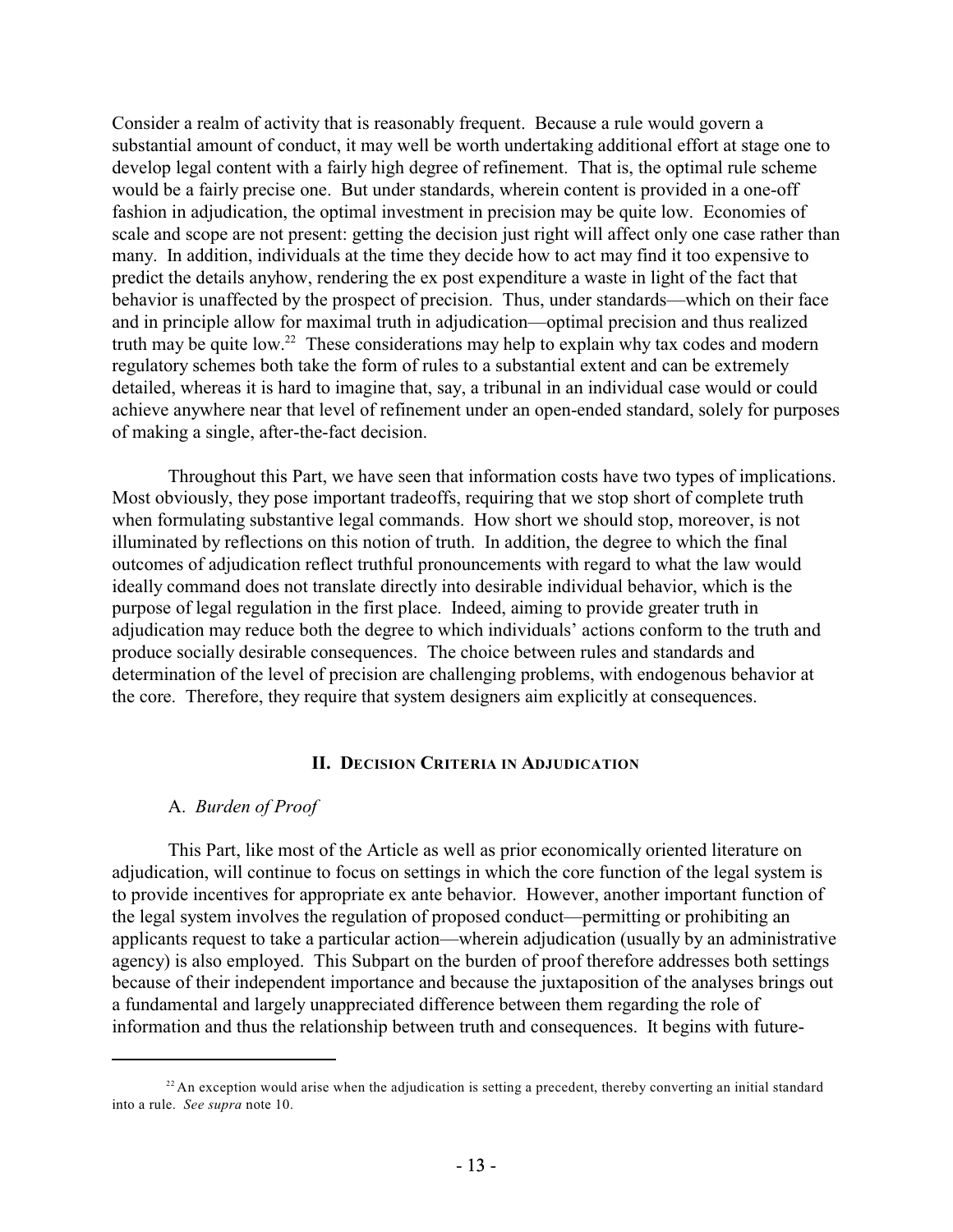Consider a realm of activity that is reasonably frequent. Because a rule would govern a substantial amount of conduct, it may well be worth undertaking additional effort at stage one to develop legal content with a fairly high degree of refinement. That is, the optimal rule scheme would be a fairly precise one. But under standards, wherein content is provided in a one-off fashion in adjudication, the optimal investment in precision may be quite low. Economies of scale and scope are not present: getting the decision just right will affect only one case rather than many. In addition, individuals at the time they decide how to act may find it too expensive to predict the details anyhow, rendering the ex post expenditure a waste in light of the fact that behavior is unaffected by the prospect of precision. Thus, under standards—which on their face and in principle allow for maximal truth in adjudication—optimal precision and thus realized truth may be quite low.[22] These considerations may help to explain why tax codes and modern regulatory schemes both take the form of rules to a substantial extent and can be extremely detailed, whereas it is hard to imagine that, say, a tribunal in an individual case would or could achieve anywhere near that level of refinement under an open-ended standard, solely for purposes of making a single, after-the-fact decision.

Throughout this Part, we have seen that information costs have two types of implications. Most obviously, they pose important tradeoffs, requiring that we stop short of complete truth when formulating substantive legal commands. How short we should stop, moreover, is not illuminated by reflections on this notion of truth. In addition, the degree to which the final outcomes of adjudication reflect truthful pronouncements with regard to what the law would ideally command does not translate directly into desirable individual behavior, which is the purpose of legal regulation in the first place. Indeed, aiming to provide greater truth in adjudication may reduce both the degree to which individuals' actions conform to the truth and produce socially desirable consequences. The choice between rules and standards and determination of the level of precision are challenging problems, with endogenous behavior at the core. Therefore, they require that system designers aim explicitly at consequences.

## II. Decision Criteria in Adjudication

### A. *Burden of Proof*

This Part, like most of the Article as well as prior economically oriented literature on adjudication, will continue to focus on settings in which the core function of the legal system is to provide incentives for appropriate ex ante behavior. However, another important function of the legal system involves the regulation of proposed conduct—permitting or prohibiting an applicants request to take a particular action—wherein adjudication (usually by an administrative agency) is also employed. This Subpart on the burden of proof therefore addresses both settings because of their independent importance and because the juxtaposition of the analyses brings out a fundamental and largely unappreciated difference between them regarding the role of information and thus the relationship between truth and consequences. It begins with future-

[22] An exception would arise when the adjudication is setting a precedent, thereby converting an initial standard into a rule. *See supra* note 10.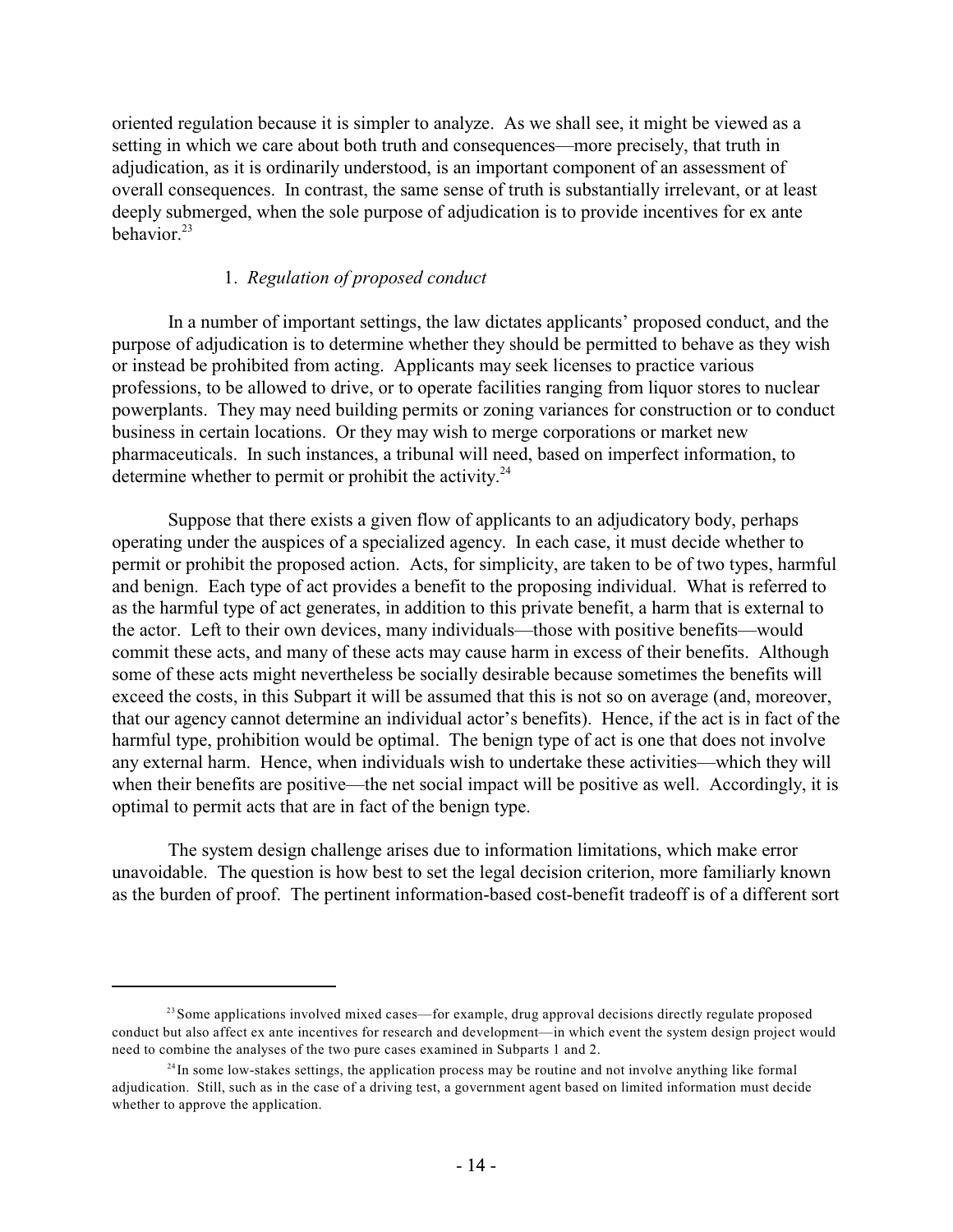oriented regulation because it is simpler to analyze. As we shall see, it might be viewed as a setting in which we care about both truth and consequences—more precisely, that truth in adjudication, as it is ordinarily understood, is an important component of an assessment of overall consequences. In contrast, the same sense of truth is substantially irrelevant, or at least deeply submerged, when the sole purpose of adjudication is to provide incentives for ex ante behavior.[23]

### 1. *Regulation of proposed conduct*

In a number of important settings, the law dictates applicants' proposed conduct, and the purpose of adjudication is to determine whether they should be permitted to behave as they wish or instead be prohibited from acting. Applicants may seek licenses to practice various professions, to be allowed to drive, or to operate facilities ranging from liquor stores to nuclear powerplants. They may need building permits or zoning variances for construction or to conduct business in certain locations. Or they may wish to merge corporations or market new pharmaceuticals. In such instances, a tribunal will need, based on imperfect information, to determine whether to permit or prohibit the activity.[24]

Suppose that there exists a given flow of applicants to an adjudicatory body, perhaps operating under the auspices of a specialized agency. In each case, it must decide whether to permit or prohibit the proposed action. Acts, for simplicity, are taken to be of two types, harmful and benign. Each type of act provides a benefit to the proposing individual. What is referred to as the harmful type of act generates, in addition to this private benefit, a harm that is external to the actor. Left to their own devices, many individuals—those with positive benefits—would commit these acts, and many of these acts may cause harm in excess of their benefits. Although some of these acts might nevertheless be socially desirable because sometimes the benefits will exceed the costs, in this Subpart it will be assumed that this is not so on average (and, moreover, that our agency cannot determine an individual actor's benefits). Hence, if the act is in fact of the harmful type, prohibition would be optimal. The benign type of act is one that does not involve any external harm. Hence, when individuals wish to undertake these activities—which they will when their benefits are positive—the net social impact will be positive as well. Accordingly, it is optimal to permit acts that are in fact of the benign type.

The system design challenge arises due to information limitations, which make error unavoidable. The question is how best to set the legal decision criterion, more familiarly known as the burden of proof. The pertinent information-based cost-benefit tradeoff is of a different sort

---

[23] Some applications involved mixed cases—for example, drug approval decisions directly regulate proposed conduct but also affect ex ante incentives for research and development—in which event the system design project would need to combine the analyses of the two pure cases examined in Subparts 1 and 2.

[24] In some low-stakes settings, the application process may be routine and not involve anything like formal adjudication. Still, such as in the case of a driving test, a government agent based on limited information must decide whether to approve the application.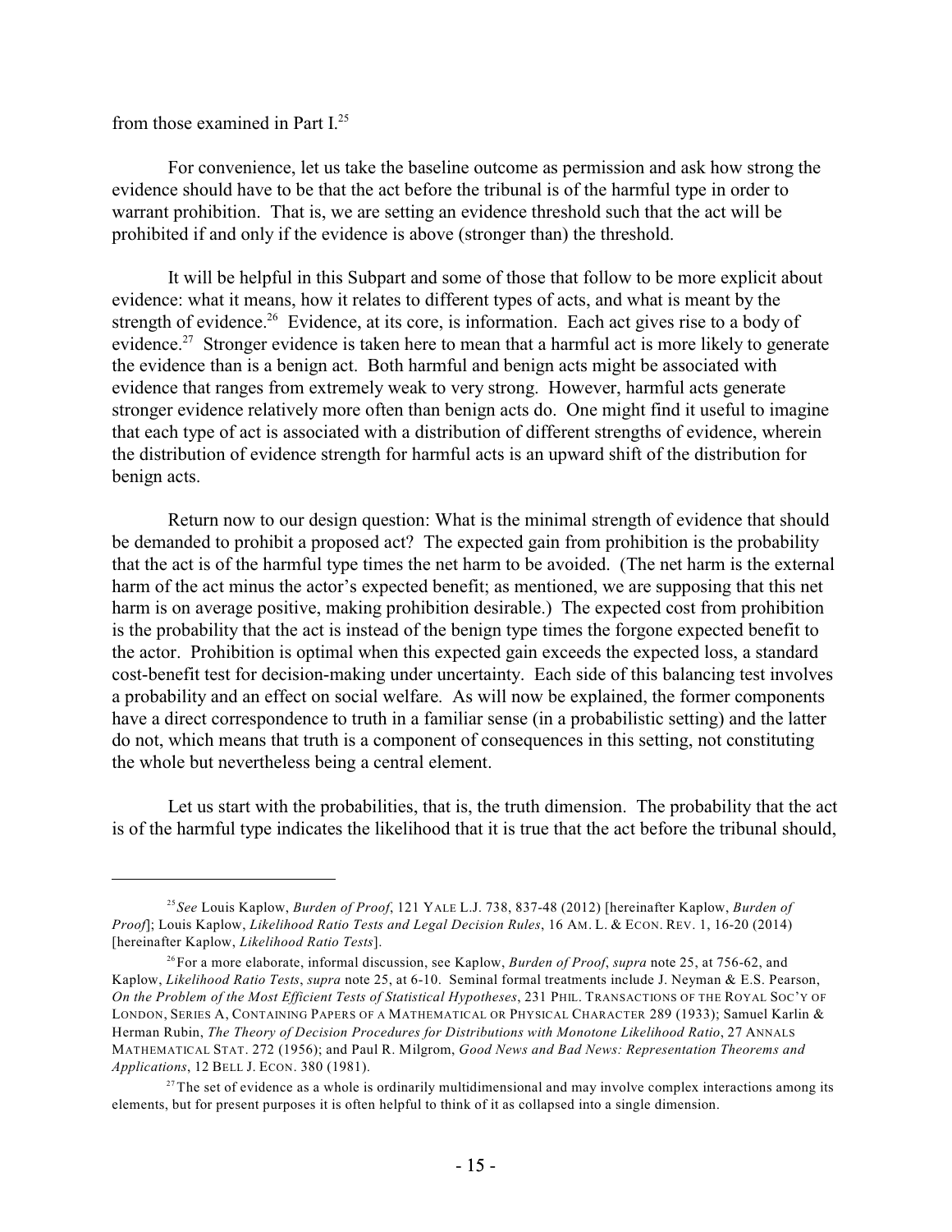from those examined in Part I.[25]

For convenience, let us take the baseline outcome as permission and ask how strong the evidence should have to be that the act before the tribunal is of the harmful type in order to warrant prohibition. That is, we are setting an evidence threshold such that the act will be prohibited if and only if the evidence is above (stronger than) the threshold.

It will be helpful in this Subpart and some of those that follow to be more explicit about evidence: what it means, how it relates to different types of acts, and what is meant by the strength of evidence.[26] Evidence, at its core, is information. Each act gives rise to a body of evidence.[27] Stronger evidence is taken here to mean that a harmful act is more likely to generate the evidence than is a benign act. Both harmful and benign acts might be associated with evidence that ranges from extremely weak to very strong. However, harmful acts generate stronger evidence relatively more often than benign acts do. One might find it useful to imagine that each type of act is associated with a distribution of different strengths of evidence, wherein the distribution of evidence strength for harmful acts is an upward shift of the distribution for benign acts.

Return now to our design question: What is the minimal strength of evidence that should be demanded to prohibit a proposed act? The expected gain from prohibition is the probability that the act is of the harmful type times the net harm to be avoided. (The net harm is the external harm of the act minus the actor's expected benefit; as mentioned, we are supposing that this net harm is on average positive, making prohibition desirable.) The expected cost from prohibition is the probability that the act is instead of the benign type times the forgone expected benefit to the actor. Prohibition is optimal when this expected gain exceeds the expected loss, a standard cost-benefit test for decision-making under uncertainty. Each side of this balancing test involves a probability and an effect on social welfare. As will now be explained, the former components have a direct correspondence to truth in a familiar sense (in a probabilistic setting) and the latter do not, which means that truth is a component of consequences in this setting, not constituting the whole but nevertheless being a central element.

Let us start with the probabilities, that is, the truth dimension. The probability that the act is of the harmful type indicates the likelihood that it is true that the act before the tribunal should,

---

[25] *See* Louis Kaplow, *Burden of Proof*, 121 YALE L.J. 738, 837-48 (2012) [hereinafter Kaplow, *Burden of Proof*]; Louis Kaplow, *Likelihood Ratio Tests and Legal Decision Rules*, 16 AM. L. & ECON. REV. 1, 16-20 (2014) [hereinafter Kaplow, *Likelihood Ratio Tests*].

[26] For a more elaborate, informal discussion, see Kaplow, *Burden of Proof*, *supra* note 25, at 756-62, and Kaplow, *Likelihood Ratio Tests*, *supra* note 25, at 6-10. Seminal formal treatments include J. Neyman & E.S. Pearson, *On the Problem of the Most Efficient Tests of Statistical Hypotheses*, 231 PHIL. TRANSACTIONS OF THE ROYAL SOC'Y OF LONDON, SERIES A, CONTAINING PAPERS OF A MATHEMATICAL OR PHYSICAL CHARACTER 289 (1933); Samuel Karlin & Herman Rubin, *The Theory of Decision Procedures for Distributions with Monotone Likelihood Ratio*, 27 ANNALS MATHEMATICAL STAT. 272 (1956); and Paul R. Milgrom, *Good News and Bad News: Representation Theorems and Applications*, 12 BELL J. ECON. 380 (1981).

[27] The set of evidence as a whole is ordinarily multidimensional and may involve complex interactions among its elements, but for present purposes it is often helpful to think of it as collapsed into a single dimension.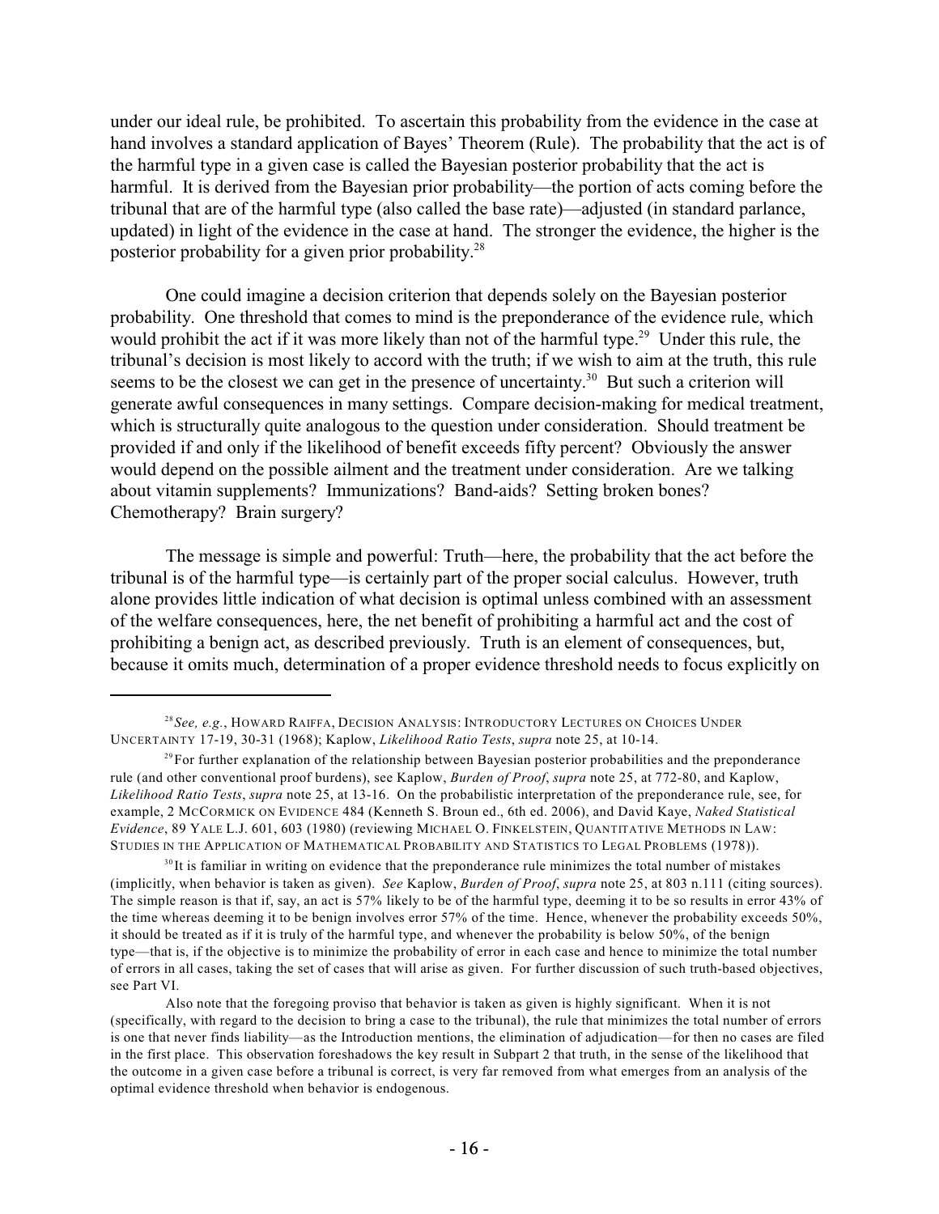under our ideal rule, be prohibited. To ascertain this probability from the evidence in the case at hand involves a standard application of Bayes' Theorem (Rule). The probability that the act is of the harmful type in a given case is called the Bayesian posterior probability that the act is harmful. It is derived from the Bayesian prior probability—the portion of acts coming before the tribunal that are of the harmful type (also called the base rate)—adjusted (in standard parlance, updated) in light of the evidence in the case at hand. The stronger the evidence, the higher is the posterior probability for a given prior probability.[28]

One could imagine a decision criterion that depends solely on the Bayesian posterior probability. One threshold that comes to mind is the preponderance of the evidence rule, which would prohibit the act if it was more likely than not of the harmful type.[29] Under this rule, the tribunal's decision is most likely to accord with the truth; if we wish to aim at the truth, this rule seems to be the closest we can get in the presence of uncertainty.[30] But such a criterion will generate awful consequences in many settings. Compare decision-making for medical treatment, which is structurally quite analogous to the question under consideration. Should treatment be provided if and only if the likelihood of benefit exceeds fifty percent? Obviously the answer would depend on the possible ailment and the treatment under consideration. Are we talking about vitamin supplements? Immunizations? Band-aids? Setting broken bones? Chemotherapy? Brain surgery?

The message is simple and powerful: Truth—here, the probability that the act before the tribunal is of the harmful type—is certainly part of the proper social calculus. However, truth alone provides little indication of what decision is optimal unless combined with an assessment of the welfare consequences, here, the net benefit of prohibiting a harmful act and the cost of prohibiting a benign act, as described previously. Truth is an element of consequences, but, because it omits much, determination of a proper evidence threshold needs to focus explicitly on

---

[28] *See, e.g.*, HOWARD RAIFFA, DECISION ANALYSIS: INTRODUCTORY LECTURES ON CHOICES UNDER UNCERTAINTY 17-19, 30-31 (1968); Kaplow, *Likelihood Ratio Tests*, *supra* note 25, at 10-14.

[29] For further explanation of the relationship between Bayesian posterior probabilities and the preponderance rule (and other conventional proof burdens), see Kaplow, *Burden of Proof*, *supra* note 25, at 772-80, and Kaplow, *Likelihood Ratio Tests*, *supra* note 25, at 13-16. On the probabilistic interpretation of the preponderance rule, see, for example, 2 MCCORMICK ON EVIDENCE 484 (Kenneth S. Broun ed., 6th ed. 2006), and David Kaye, *Naked Statistical Evidence*, 89 YALE L.J. 601, 603 (1980) (reviewing MICHAEL O. FINKELSTEIN, QUANTITATIVE METHODS IN LAW: STUDIES IN THE APPLICATION OF MATHEMATICAL PROBABILITY AND STATISTICS TO LEGAL PROBLEMS (1978)).

[30] It is familiar in writing on evidence that the preponderance rule minimizes the total number of mistakes (implicitly, when behavior is taken as given). *See* Kaplow, *Burden of Proof*, *supra* note 25, at 803 n.111 (citing sources). The simple reason is that if, say, an act is 57% likely to be of the harmful type, deeming it to be so results in error 43% of the time whereas deeming it to be benign involves error 57% of the time. Hence, whenever the probability exceeds 50%, it should be treated as if it is truly of the harmful type, and whenever the probability is below 50%, of the benign type—that is, if the objective is to minimize the probability of error in each case and hence to minimize the total number of errors in all cases, taking the set of cases that will arise as given. For further discussion of such truth-based objectives, see Part VI.

Also note that the foregoing proviso that behavior is taken as given is highly significant. When it is not (specifically, with regard to the decision to bring a case to the tribunal), the rule that minimizes the total number of errors is one that never finds liability—as the Introduction mentions, the elimination of adjudication—for then no cases are filed in the first place. This observation foreshadows the key result in Subpart 2 that truth, in the sense of the likelihood that the outcome in a given case before a tribunal is correct, is very far removed from what emerges from an analysis of the optimal evidence threshold when behavior is endogenous.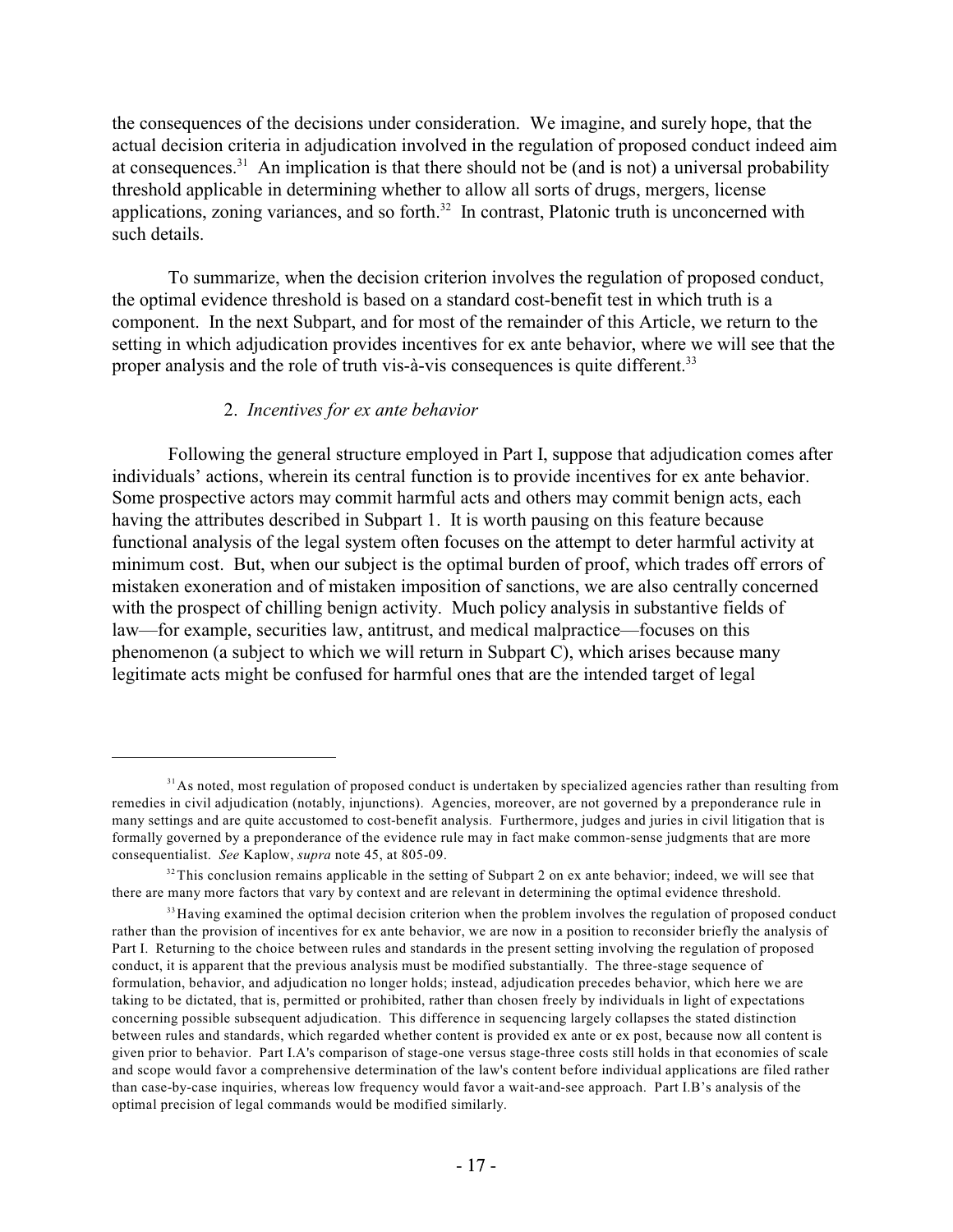the consequences of the decisions under consideration. We imagine, and surely hope, that the actual decision criteria in adjudication involved in the regulation of proposed conduct indeed aim at consequences.[31] An implication is that there should not be (and is not) a universal probability threshold applicable in determining whether to allow all sorts of drugs, mergers, license applications, zoning variances, and so forth.[32] In contrast, Platonic truth is unconcerned with such details.

To summarize, when the decision criterion involves the regulation of proposed conduct, the optimal evidence threshold is based on a standard cost-benefit test in which truth is a component. In the next Subpart, and for most of the remainder of this Article, we return to the setting in which adjudication provides incentives for ex ante behavior, where we will see that the proper analysis and the role of truth vis-à-vis consequences is quite different.[33]

### 2. *Incentives for ex ante behavior*

Following the general structure employed in Part I, suppose that adjudication comes after individuals' actions, wherein its central function is to provide incentives for ex ante behavior. Some prospective actors may commit harmful acts and others may commit benign acts, each having the attributes described in Subpart 1. It is worth pausing on this feature because functional analysis of the legal system often focuses on the attempt to deter harmful activity at minimum cost. But, when our subject is the optimal burden of proof, which trades off errors of mistaken exoneration and of mistaken imposition of sanctions, we are also centrally concerned with the prospect of chilling benign activity. Much policy analysis in substantive fields of law—for example, securities law, antitrust, and medical malpractice—focuses on this phenomenon (a subject to which we will return in Subpart C), which arises because many legitimate acts might be confused for harmful ones that are the intended target of legal

---

[31] As noted, most regulation of proposed conduct is undertaken by specialized agencies rather than resulting from remedies in civil adjudication (notably, injunctions). Agencies, moreover, are not governed by a preponderance rule in many settings and are quite accustomed to cost-benefit analysis. Furthermore, judges and juries in civil litigation that is formally governed by a preponderance of the evidence rule may in fact make common-sense judgments that are more consequentialist. *See* Kaplow, *supra* note 45, at 805-09.

[32] This conclusion remains applicable in the setting of Subpart 2 on ex ante behavior; indeed, we will see that there are many more factors that vary by context and are relevant in determining the optimal evidence threshold.

[33] Having examined the optimal decision criterion when the problem involves the regulation of proposed conduct rather than the provision of incentives for ex ante behavior, we are now in a position to reconsider briefly the analysis of Part I. Returning to the choice between rules and standards in the present setting involving the regulation of proposed conduct, it is apparent that the previous analysis must be modified substantially. The three-stage sequence of formulation, behavior, and adjudication no longer holds; instead, adjudication precedes behavior, which here we are taking to be dictated, that is, permitted or prohibited, rather than chosen freely by individuals in light of expectations concerning possible subsequent adjudication. This difference in sequencing largely collapses the stated distinction between rules and standards, which regarded whether content is provided ex ante or ex post, because now all content is given prior to behavior. Part I.A's comparison of stage-one versus stage-three costs still holds in that economies of scale and scope would favor a comprehensive determination of the law's content before individual applications are filed rather than case-by-case inquiries, whereas low frequency would favor a wait-and-see approach. Part I.B's analysis of the optimal precision of legal commands would be modified similarly.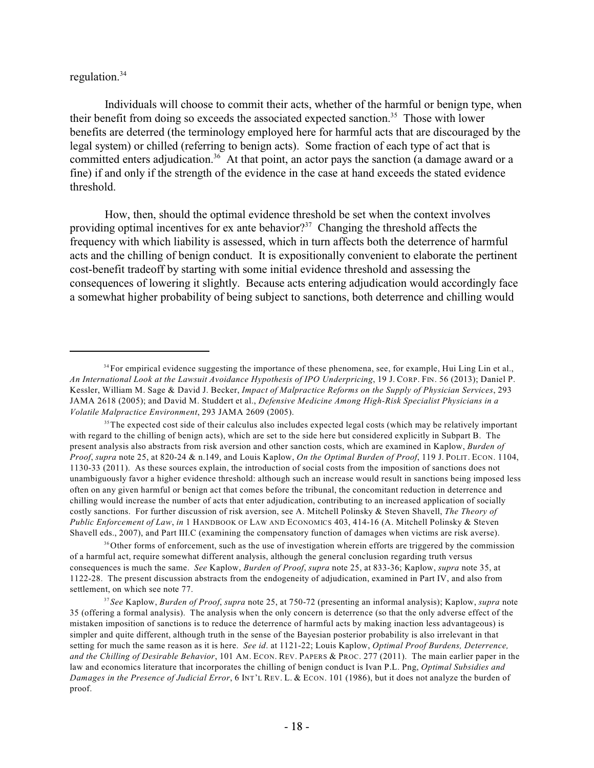regulation.[34]

Individuals will choose to commit their acts, whether of the harmful or benign type, when their benefit from doing so exceeds the associated expected sanction.[35] Those with lower benefits are deterred (the terminology employed here for harmful acts that are discouraged by the legal system) or chilled (referring to benign acts). Some fraction of each type of act that is committed enters adjudication.[36] At that point, an actor pays the sanction (a damage award or a fine) if and only if the strength of the evidence in the case at hand exceeds the stated evidence threshold.

How, then, should the optimal evidence threshold be set when the context involves providing optimal incentives for ex ante behavior?[37] Changing the threshold affects the frequency with which liability is assessed, which in turn affects both the deterrence of harmful acts and the chilling of benign conduct. It is expositionally convenient to elaborate the pertinent cost-benefit tradeoff by starting with some initial evidence threshold and assessing the consequences of lowering it slightly. Because acts entering adjudication would accordingly face a somewhat higher probability of being subject to sanctions, both deterrence and chilling would

---

[34] For empirical evidence suggesting the importance of these phenomena, see, for example, Hui Ling Lin et al., *An International Look at the Lawsuit Avoidance Hypothesis of IPO Underpricing*, 19 J. CORP. FIN. 56 (2013); Daniel P. Kessler, William M. Sage & David J. Becker, *Impact of Malpractice Reforms on the Supply of Physician Services*, 293 JAMA 2618 (2005); and David M. Studdert et al., *Defensive Medicine Among High-Risk Specialist Physicians in a Volatile Malpractice Environment*, 293 JAMA 2609 (2005).

[35] The expected cost side of their calculus also includes expected legal costs (which may be relatively important with regard to the chilling of benign acts), which are set to the side here but considered explicitly in Subpart B. The present analysis also abstracts from risk aversion and other sanction costs, which are examined in Kaplow, *Burden of Proof*, *supra* note 25, at 820-24 & n.149, and Louis Kaplow, *On the Optimal Burden of Proof*, 119 J. POLIT. ECON. 1104, 1130-33 (2011). As these sources explain, the introduction of social costs from the imposition of sanctions does not unambiguously favor a higher evidence threshold: although such an increase would result in sanctions being imposed less often on any given harmful or benign act that comes before the tribunal, the concomitant reduction in deterrence and chilling would increase the number of acts that enter adjudication, contributing to an increased application of socially costly sanctions. For further discussion of risk aversion, see A. Mitchell Polinsky & Steven Shavell, *The Theory of Public Enforcement of Law*, *in* 1 HANDBOOK OF LAW AND ECONOMICS 403, 414-16 (A. Mitchell Polinsky & Steven Shavell eds., 2007), and Part III.C (examining the compensatory function of damages when victims are risk averse).

[36] Other forms of enforcement, such as the use of investigation wherein efforts are triggered by the commission of a harmful act, require somewhat different analysis, although the general conclusion regarding truth versus consequences is much the same. *See* Kaplow, *Burden of Proof*, *supra* note 25, at 833-36; Kaplow, *supra* note 35, at 1122-28. The present discussion abstracts from the endogeneity of adjudication, examined in Part IV, and also from settlement, on which see note 77.

[37] *See* Kaplow, *Burden of Proof*, *supra* note 25, at 750-72 (presenting an informal analysis); Kaplow, *supra* note 35 (offering a formal analysis). The analysis when the only concern is deterrence (so that the only adverse effect of the mistaken imposition of sanctions is to reduce the deterrence of harmful acts by making inaction less advantageous) is simpler and quite different, although truth in the sense of the Bayesian posterior probability is also irrelevant in that setting for much the same reason as it is here. *See id*. at 1121-22; Louis Kaplow, *Optimal Proof Burdens, Deterrence, and the Chilling of Desirable Behavior*, 101 AM. ECON. REV. PAPERS & PROC. 277 (2011). The main earlier paper in the law and economics literature that incorporates the chilling of benign conduct is Ivan P.L. Png, *Optimal Subsidies and Damages in the Presence of Judicial Error*, 6 INT'L REV. L. & ECON. 101 (1986), but it does not analyze the burden of proof.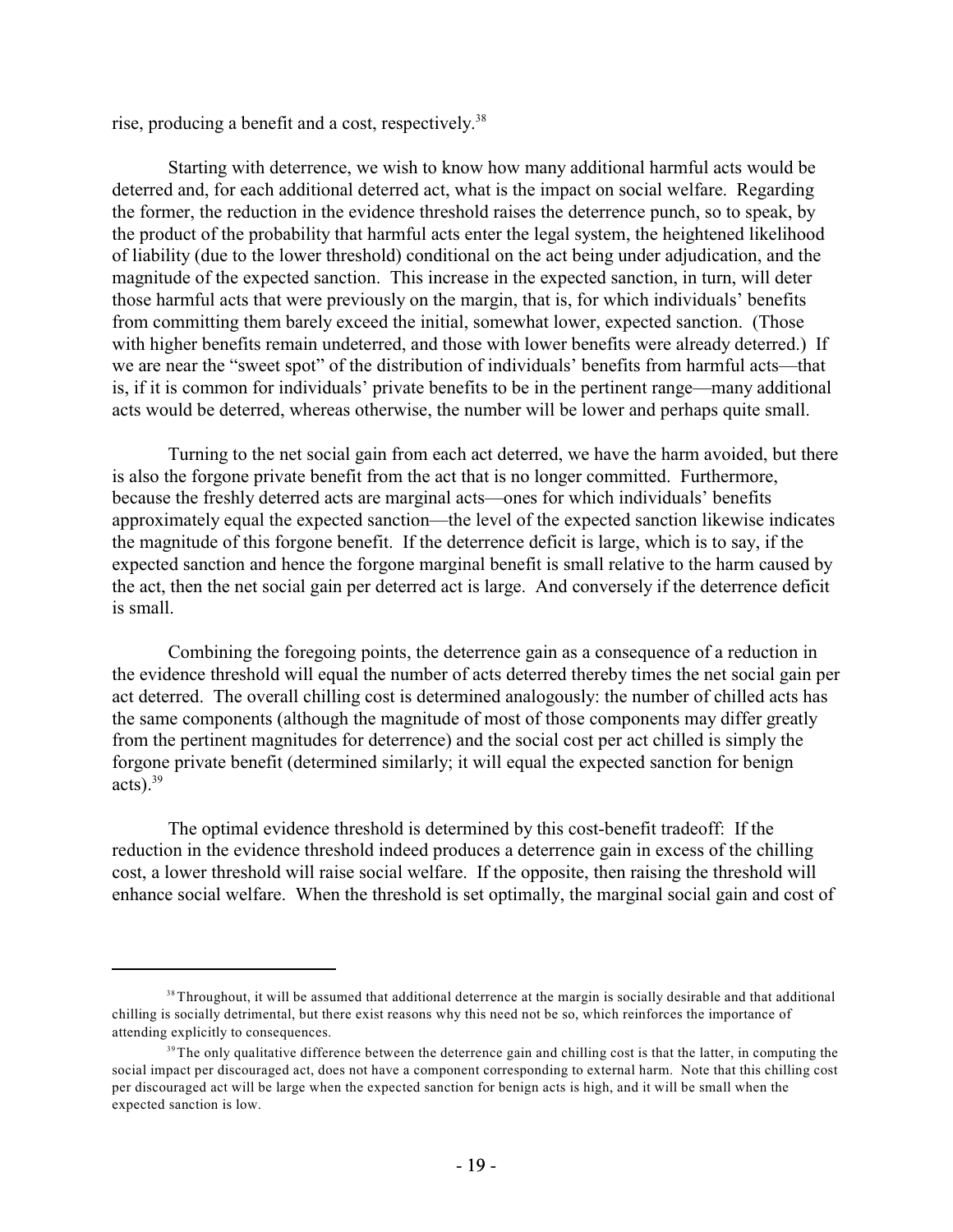rise, producing a benefit and a cost, respectively.[38]

Starting with deterrence, we wish to know how many additional harmful acts would be deterred and, for each additional deterred act, what is the impact on social welfare. Regarding the former, the reduction in the evidence threshold raises the deterrence punch, so to speak, by the product of the probability that harmful acts enter the legal system, the heightened likelihood of liability (due to the lower threshold) conditional on the act being under adjudication, and the magnitude of the expected sanction. This increase in the expected sanction, in turn, will deter those harmful acts that were previously on the margin, that is, for which individuals' benefits from committing them barely exceed the initial, somewhat lower, expected sanction. (Those with higher benefits remain undeterred, and those with lower benefits were already deterred.) If we are near the "sweet spot" of the distribution of individuals' benefits from harmful acts—that is, if it is common for individuals' private benefits to be in the pertinent range—many additional acts would be deterred, whereas otherwise, the number will be lower and perhaps quite small.

Turning to the net social gain from each act deterred, we have the harm avoided, but there is also the forgone private benefit from the act that is no longer committed. Furthermore, because the freshly deterred acts are marginal acts—ones for which individuals' benefits approximately equal the expected sanction—the level of the expected sanction likewise indicates the magnitude of this forgone benefit. If the deterrence deficit is large, which is to say, if the expected sanction and hence the forgone marginal benefit is small relative to the harm caused by the act, then the net social gain per deterred act is large. And conversely if the deterrence deficit is small.

Combining the foregoing points, the deterrence gain as a consequence of a reduction in the evidence threshold will equal the number of acts deterred thereby times the net social gain per act deterred. The overall chilling cost is determined analogously: the number of chilled acts has the same components (although the magnitude of most of those components may differ greatly from the pertinent magnitudes for deterrence) and the social cost per act chilled is simply the forgone private benefit (determined similarly; it will equal the expected sanction for benign acts).[39]

The optimal evidence threshold is determined by this cost-benefit tradeoff: If the reduction in the evidence threshold indeed produces a deterrence gain in excess of the chilling cost, a lower threshold will raise social welfare. If the opposite, then raising the threshold will enhance social welfare. When the threshold is set optimally, the marginal social gain and cost of

---

[38] Throughout, it will be assumed that additional deterrence at the margin is socially desirable and that additional chilling is socially detrimental, but there exist reasons why this need not be so, which reinforces the importance of attending explicitly to consequences.

[39] The only qualitative difference between the deterrence gain and chilling cost is that the latter, in computing the social impact per discouraged act, does not have a component corresponding to external harm. Note that this chilling cost per discouraged act will be large when the expected sanction for benign acts is high, and it will be small when the expected sanction is low.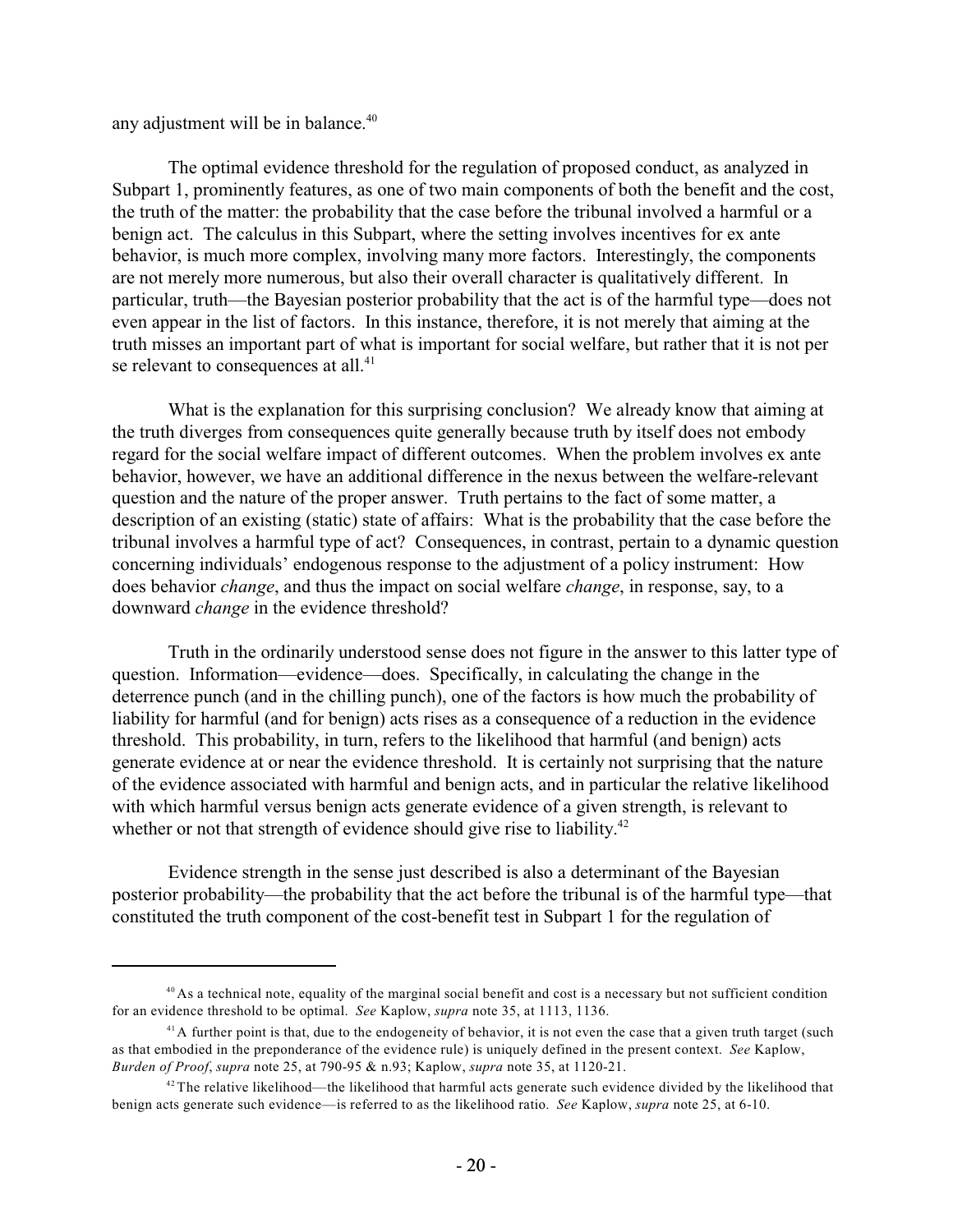any adjustment will be in balance.[40]

The optimal evidence threshold for the regulation of proposed conduct, as analyzed in Subpart 1, prominently features, as one of two main components of both the benefit and the cost, the truth of the matter: the probability that the case before the tribunal involved a harmful or a benign act. The calculus in this Subpart, where the setting involves incentives for ex ante behavior, is much more complex, involving many more factors. Interestingly, the components are not merely more numerous, but also their overall character is qualitatively different. In particular, truth—the Bayesian posterior probability that the act is of the harmful type—does not even appear in the list of factors. In this instance, therefore, it is not merely that aiming at the truth misses an important part of what is important for social welfare, but rather that it is not per se relevant to consequences at all.[41]

What is the explanation for this surprising conclusion? We already know that aiming at the truth diverges from consequences quite generally because truth by itself does not embody regard for the social welfare impact of different outcomes. When the problem involves ex ante behavior, however, we have an additional difference in the nexus between the welfare-relevant question and the nature of the proper answer. Truth pertains to the fact of some matter, a description of an existing (static) state of affairs: What is the probability that the case before the tribunal involves a harmful type of act? Consequences, in contrast, pertain to a dynamic question concerning individuals' endogenous response to the adjustment of a policy instrument: How does behavior *change*, and thus the impact on social welfare *change*, in response, say, to a downward *change* in the evidence threshold?

Truth in the ordinarily understood sense does not figure in the answer to this latter type of question. Information—evidence—does. Specifically, in calculating the change in the deterrence punch (and in the chilling punch), one of the factors is how much the probability of liability for harmful (and for benign) acts rises as a consequence of a reduction in the evidence threshold. This probability, in turn, refers to the likelihood that harmful (and benign) acts generate evidence at or near the evidence threshold. It is certainly not surprising that the nature of the evidence associated with harmful and benign acts, and in particular the relative likelihood with which harmful versus benign acts generate evidence of a given strength, is relevant to whether or not that strength of evidence should give rise to liability.[42]

Evidence strength in the sense just described is also a determinant of the Bayesian posterior probability—the probability that the act before the tribunal is of the harmful type—that constituted the truth component of the cost-benefit test in Subpart 1 for the regulation of

---

[40] As a technical note, equality of the marginal social benefit and cost is a necessary but not sufficient condition for an evidence threshold to be optimal. *See* Kaplow, *supra* note 35, at 1113, 1136.

[41] A further point is that, due to the endogeneity of behavior, it is not even the case that a given truth target (such as that embodied in the preponderance of the evidence rule) is uniquely defined in the present context. *See* Kaplow, *Burden of Proof*, *supra* note 25, at 790-95 & n.93; Kaplow, *supra* note 35, at 1120-21.

[42] The relative likelihood—the likelihood that harmful acts generate such evidence divided by the likelihood that benign acts generate such evidence—is referred to as the likelihood ratio. *See* Kaplow, *supra* note 25, at 6-10.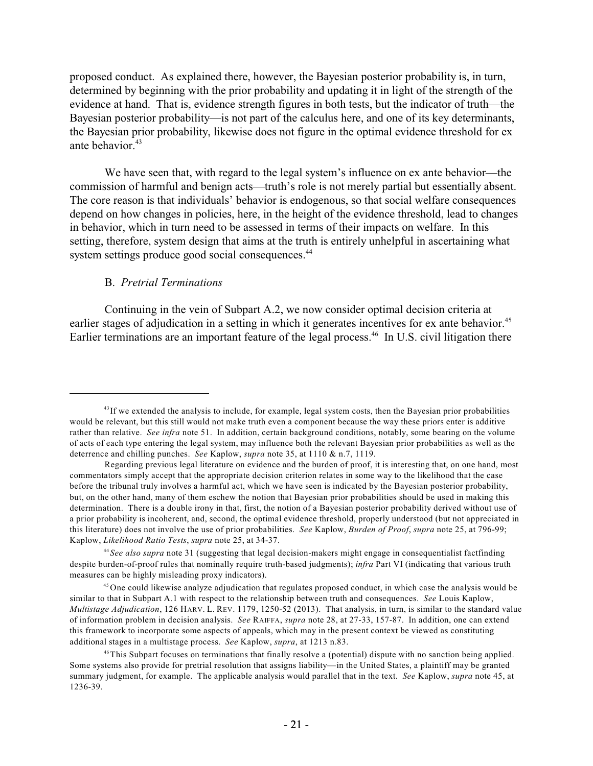proposed conduct. As explained there, however, the Bayesian posterior probability is, in turn, determined by beginning with the prior probability and updating it in light of the strength of the evidence at hand. That is, evidence strength figures in both tests, but the indicator of truth—the Bayesian posterior probability—is not part of the calculus here, and one of its key determinants, the Bayesian prior probability, likewise does not figure in the optimal evidence threshold for ex ante behavior.[43]

We have seen that, with regard to the legal system's influence on ex ante behavior—the commission of harmful and benign acts—truth's role is not merely partial but essentially absent. The core reason is that individuals' behavior is endogenous, so that social welfare consequences depend on how changes in policies, here, in the height of the evidence threshold, lead to changes in behavior, which in turn need to be assessed in terms of their impacts on welfare. In this setting, therefore, system design that aims at the truth is entirely unhelpful in ascertaining what system settings produce good social consequences.[44]

### B. *Pretrial Terminations*

Continuing in the vein of Subpart A.2, we now consider optimal decision criteria at earlier stages of adjudication in a setting in which it generates incentives for ex ante behavior.[45] Earlier terminations are an important feature of the legal process.[46] In U.S. civil litigation there

---

[43] If we extended the analysis to include, for example, legal system costs, then the Bayesian prior probabilities would be relevant, but this still would not make truth even a component because the way these priors enter is additive rather than relative. *See infra* note 51. In addition, certain background conditions, notably, some bearing on the volume of acts of each type entering the legal system, may influence both the relevant Bayesian prior probabilities as well as the deterrence and chilling punches. *See* Kaplow, *supra* note 35, at 1110 & n.7, 1119.

Regarding previous legal literature on evidence and the burden of proof, it is interesting that, on one hand, most commentators simply accept that the appropriate decision criterion relates in some way to the likelihood that the case before the tribunal truly involves a harmful act, which we have seen is indicated by the Bayesian posterior probability, but, on the other hand, many of them eschew the notion that Bayesian prior probabilities should be used in making this determination. There is a double irony in that, first, the notion of a Bayesian posterior probability derived without use of a prior probability is incoherent, and, second, the optimal evidence threshold, properly understood (but not appreciated in this literature) does not involve the use of prior probabilities. *See* Kaplow, *Burden of Proof*, *supra* note 25, at 796-99; Kaplow, *Likelihood Ratio Tests*, *supra* note 25, at 34-37.

[44] *See also supra* note 31 (suggesting that legal decision-makers might engage in consequentialist factfinding despite burden-of-proof rules that nominally require truth-based judgments); *infra* Part VI (indicating that various truth measures can be highly misleading proxy indicators).

[45] One could likewise analyze adjudication that regulates proposed conduct, in which case the analysis would be similar to that in Subpart A.1 with respect to the relationship between truth and consequences. *See* Louis Kaplow, *Multistage Adjudication*, 126 HARV. L. REV. 1179, 1250-52 (2013). That analysis, in turn, is similar to the standard value of information problem in decision analysis. *See* RAIFFA, *supra* note 28, at 27-33, 157-87. In addition, one can extend this framework to incorporate some aspects of appeals, which may in the present context be viewed as constituting additional stages in a multistage process. *See* Kaplow, *supra*, at 1213 n.83.

[46] This Subpart focuses on terminations that finally resolve a (potential) dispute with no sanction being applied. Some systems also provide for pretrial resolution that assigns liability—in the United States, a plaintiff may be granted summary judgment, for example. The applicable analysis would parallel that in the text. *See* Kaplow, *supra* note 45, at 1236-39.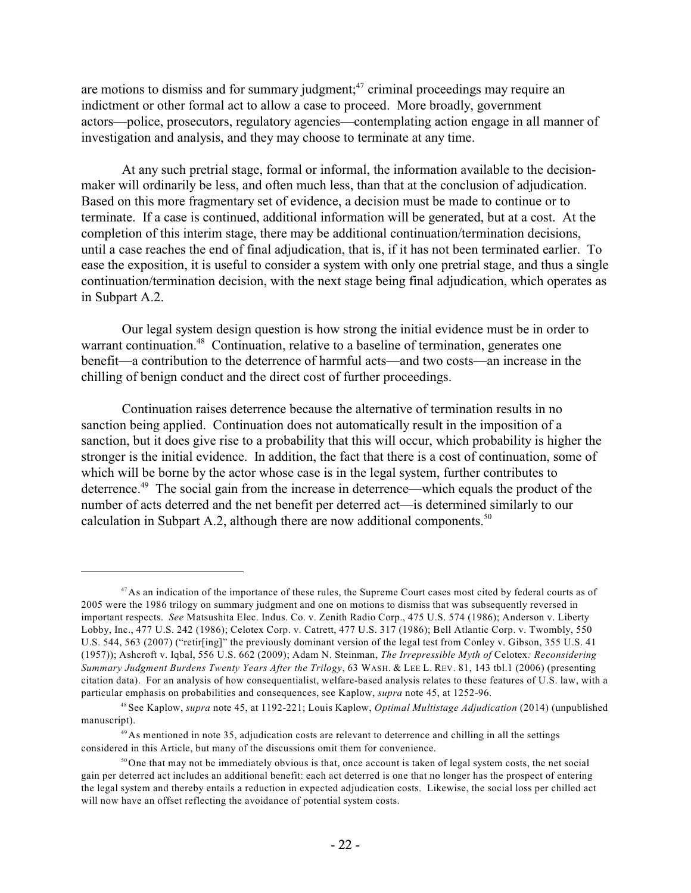are motions to dismiss and for summary judgment;[47] criminal proceedings may require an indictment or other formal act to allow a case to proceed. More broadly, government actors—police, prosecutors, regulatory agencies—contemplating action engage in all manner of investigation and analysis, and they may choose to terminate at any time.

At any such pretrial stage, formal or informal, the information available to the decision-maker will ordinarily be less, and often much less, than that at the conclusion of adjudication. Based on this more fragmentary set of evidence, a decision must be made to continue or to terminate. If a case is continued, additional information will be generated, but at a cost. At the completion of this interim stage, there may be additional continuation/termination decisions, until a case reaches the end of final adjudication, that is, if it has not been terminated earlier. To ease the exposition, it is useful to consider a system with only one pretrial stage, and thus a single continuation/termination decision, with the next stage being final adjudication, which operates as in Subpart A.2.

Our legal system design question is how strong the initial evidence must be in order to warrant continuation.[48] Continuation, relative to a baseline of termination, generates one benefit—a contribution to the deterrence of harmful acts—and two costs—an increase in the chilling of benign conduct and the direct cost of further proceedings.

Continuation raises deterrence because the alternative of termination results in no sanction being applied. Continuation does not automatically result in the imposition of a sanction, but it does give rise to a probability that this will occur, which probability is higher the stronger is the initial evidence. In addition, the fact that there is a cost of continuation, some of which will be borne by the actor whose case is in the legal system, further contributes to deterrence.[49] The social gain from the increase in deterrence—which equals the product of the number of acts deterred and the net benefit per deterred act—is determined similarly to our calculation in Subpart A.2, although there are now additional components.[50]

---

[47] As an indication of the importance of these rules, the Supreme Court cases most cited by federal courts as of 2005 were the 1986 trilogy on summary judgment and one on motions to dismiss that was subsequently reversed in important respects. *See* Matsushita Elec. Indus. Co. v. Zenith Radio Corp., 475 U.S. 574 (1986); Anderson v. Liberty Lobby, Inc., 477 U.S. 242 (1986); Celotex Corp. v. Catrett, 477 U.S. 317 (1986); Bell Atlantic Corp. v. Twombly, 550 U.S. 544, 563 (2007) ("retir[ing]" the previously dominant version of the legal test from Conley v. Gibson, 355 U.S. 41 (1957)); Ashcroft v. Iqbal, 556 U.S. 662 (2009); Adam N. Steinman, *The Irrepressible Myth of* Celotex*: Reconsidering Summary Judgment Burdens Twenty Years After the Trilogy*, 63 WASH. & LEE L. REV. 81, 143 tbl.1 (2006) (presenting citation data). For an analysis of how consequentialist, welfare-based analysis relates to these features of U.S. law, with a particular emphasis on probabilities and consequences, see Kaplow, *supra* note 45, at 1252-96.

[48] See Kaplow, *supra* note 45, at 1192-221; Louis Kaplow, *Optimal Multistage Adjudication* (2014) (unpublished manuscript).

[49] As mentioned in note 35, adjudication costs are relevant to deterrence and chilling in all the settings considered in this Article, but many of the discussions omit them for convenience.

[50] One that may not be immediately obvious is that, once account is taken of legal system costs, the net social gain per deterred act includes an additional benefit: each act deterred is one that no longer has the prospect of entering the legal system and thereby entails a reduction in expected adjudication costs. Likewise, the social loss per chilled act will now have an offset reflecting the avoidance of potential system costs.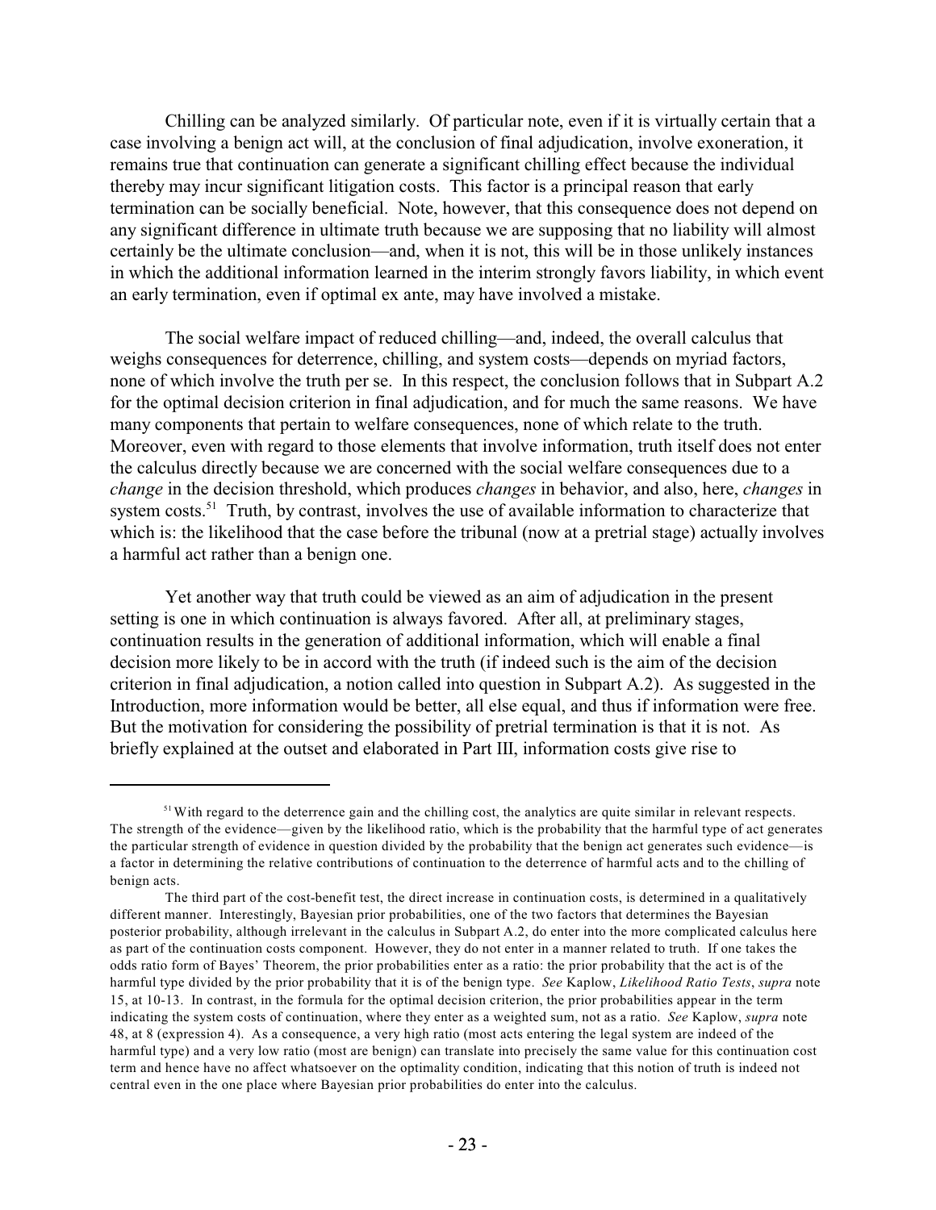Chilling can be analyzed similarly. Of particular note, even if it is virtually certain that a case involving a benign act will, at the conclusion of final adjudication, involve exoneration, it remains true that continuation can generate a significant chilling effect because the individual thereby may incur significant litigation costs. This factor is a principal reason that early termination can be socially beneficial. Note, however, that this consequence does not depend on any significant difference in ultimate truth because we are supposing that no liability will almost certainly be the ultimate conclusion—and, when it is not, this will be in those unlikely instances in which the additional information learned in the interim strongly favors liability, in which event an early termination, even if optimal ex ante, may have involved a mistake.

The social welfare impact of reduced chilling—and, indeed, the overall calculus that weighs consequences for deterrence, chilling, and system costs—depends on myriad factors, none of which involve the truth per se. In this respect, the conclusion follows that in Subpart A.2 for the optimal decision criterion in final adjudication, and for much the same reasons. We have many components that pertain to welfare consequences, none of which relate to the truth. Moreover, even with regard to those elements that involve information, truth itself does not enter the calculus directly because we are concerned with the social welfare consequences due to a *change* in the decision threshold, which produces *changes* in behavior, and also, here, *changes* in system costs.[51] Truth, by contrast, involves the use of available information to characterize that which is: the likelihood that the case before the tribunal (now at a pretrial stage) actually involves a harmful act rather than a benign one.

Yet another way that truth could be viewed as an aim of adjudication in the present setting is one in which continuation is always favored. After all, at preliminary stages, continuation results in the generation of additional information, which will enable a final decision more likely to be in accord with the truth (if indeed such is the aim of the decision criterion in final adjudication, a notion called into question in Subpart A.2). As suggested in the Introduction, more information would be better, all else equal, and thus if information were free. But the motivation for considering the possibility of pretrial termination is that it is not. As briefly explained at the outset and elaborated in Part III, information costs give rise to

---

[51] With regard to the deterrence gain and the chilling cost, the analytics are quite similar in relevant respects. The strength of the evidence—given by the likelihood ratio, which is the probability that the harmful type of act generates the particular strength of evidence in question divided by the probability that the benign act generates such evidence—is a factor in determining the relative contributions of continuation to the deterrence of harmful acts and to the chilling of benign acts.

The third part of the cost-benefit test, the direct increase in continuation costs, is determined in a qualitatively different manner. Interestingly, Bayesian prior probabilities, one of the two factors that determines the Bayesian posterior probability, although irrelevant in the calculus in Subpart A.2, do enter into the more complicated calculus here as part of the continuation costs component. However, they do not enter in a manner related to truth. If one takes the odds ratio form of Bayes' Theorem, the prior probabilities enter as a ratio: the prior probability that the act is of the harmful type divided by the prior probability that it is of the benign type. *See* Kaplow, *Likelihood Ratio Tests*, *supra* note 15, at 10-13. In contrast, in the formula for the optimal decision criterion, the prior probabilities appear in the term indicating the system costs of continuation, where they enter as a weighted sum, not as a ratio. *See* Kaplow, *supra* note 48, at 8 (expression 4). As a consequence, a very high ratio (most acts entering the legal system are indeed of the harmful type) and a very low ratio (most are benign) can translate into precisely the same value for this continuation cost term and hence have no affect whatsoever on the optimality condition, indicating that this notion of truth is indeed not central even in the one place where Bayesian prior probabilities do enter into the calculus.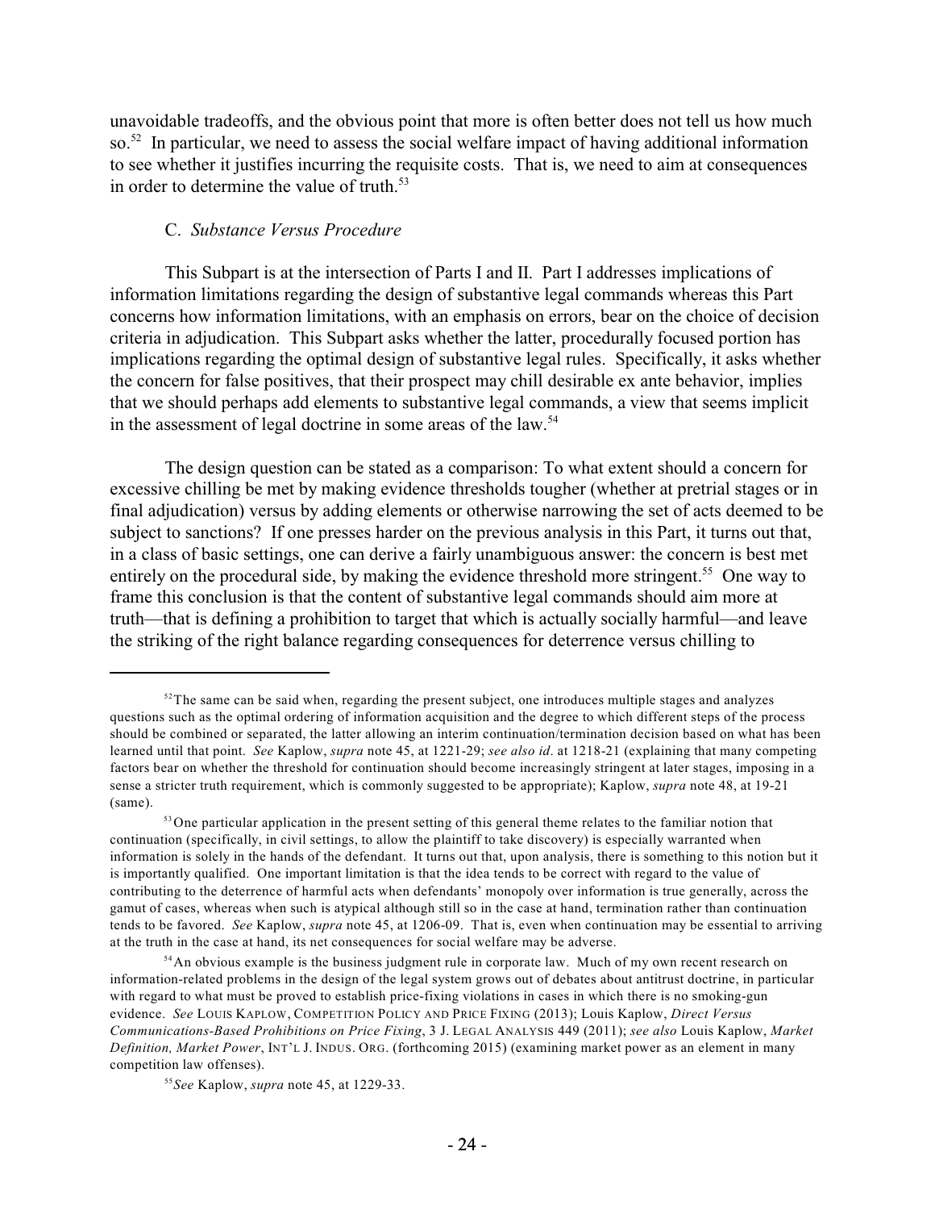unavoidable tradeoffs, and the obvious point that more is often better does not tell us how much so.[52] In particular, we need to assess the social welfare impact of having additional information to see whether it justifies incurring the requisite costs. That is, we need to aim at consequences in order to determine the value of truth.[53]

### C. *Substance Versus Procedure*

This Subpart is at the intersection of Parts I and II. Part I addresses implications of information limitations regarding the design of substantive legal commands whereas this Part concerns how information limitations, with an emphasis on errors, bear on the choice of decision criteria in adjudication. This Subpart asks whether the latter, procedurally focused portion has implications regarding the optimal design of substantive legal rules. Specifically, it asks whether the concern for false positives, that their prospect may chill desirable ex ante behavior, implies that we should perhaps add elements to substantive legal commands, a view that seems implicit in the assessment of legal doctrine in some areas of the law.[54]

The design question can be stated as a comparison: To what extent should a concern for excessive chilling be met by making evidence thresholds tougher (whether at pretrial stages or in final adjudication) versus by adding elements or otherwise narrowing the set of acts deemed to be subject to sanctions? If one presses harder on the previous analysis in this Part, it turns out that, in a class of basic settings, one can derive a fairly unambiguous answer: the concern is best met entirely on the procedural side, by making the evidence threshold more stringent.[55] One way to frame this conclusion is that the content of substantive legal commands should aim more at truth—that is defining a prohibition to target that which is actually socially harmful—and leave the striking of the right balance regarding consequences for deterrence versus chilling to

---

[52] The same can be said when, regarding the present subject, one introduces multiple stages and analyzes questions such as the optimal ordering of information acquisition and the degree to which different steps of the process should be combined or separated, the latter allowing an interim continuation/termination decision based on what has been learned until that point. *See* Kaplow, *supra* note 45, at 1221-29; *see also id*. at 1218-21 (explaining that many competing factors bear on whether the threshold for continuation should become increasingly stringent at later stages, imposing in a sense a stricter truth requirement, which is commonly suggested to be appropriate); Kaplow, *supra* note 48, at 19-21 (same).

[53] One particular application in the present setting of this general theme relates to the familiar notion that continuation (specifically, in civil settings, to allow the plaintiff to take discovery) is especially warranted when information is solely in the hands of the defendant. It turns out that, upon analysis, there is something to this notion but it is importantly qualified. One important limitation is that the idea tends to be correct with regard to the value of contributing to the deterrence of harmful acts when defendants' monopoly over information is true generally, across the gamut of cases, whereas when such is atypical although still so in the case at hand, termination rather than continuation tends to be favored. *See* Kaplow, *supra* note 45, at 1206-09. That is, even when continuation may be essential to arriving at the truth in the case at hand, its net consequences for social welfare may be adverse.

[54] An obvious example is the business judgment rule in corporate law. Much of my own recent research on information-related problems in the design of the legal system grows out of debates about antitrust doctrine, in particular with regard to what must be proved to establish price-fixing violations in cases in which there is no smoking-gun evidence. *See* LOUIS KAPLOW, COMPETITION POLICY AND PRICE FIXING (2013); Louis Kaplow, *Direct Versus Communications-Based Prohibitions on Price Fixing*, 3 J. LEGAL ANALYSIS 449 (2011); *see also* Louis Kaplow, *Market Definition, Market Power*, INT'L J. INDUS. ORG. (forthcoming 2015) (examining market power as an element in many competition law offenses).

[55] *See* Kaplow, *supra* note 45, at 1229-33.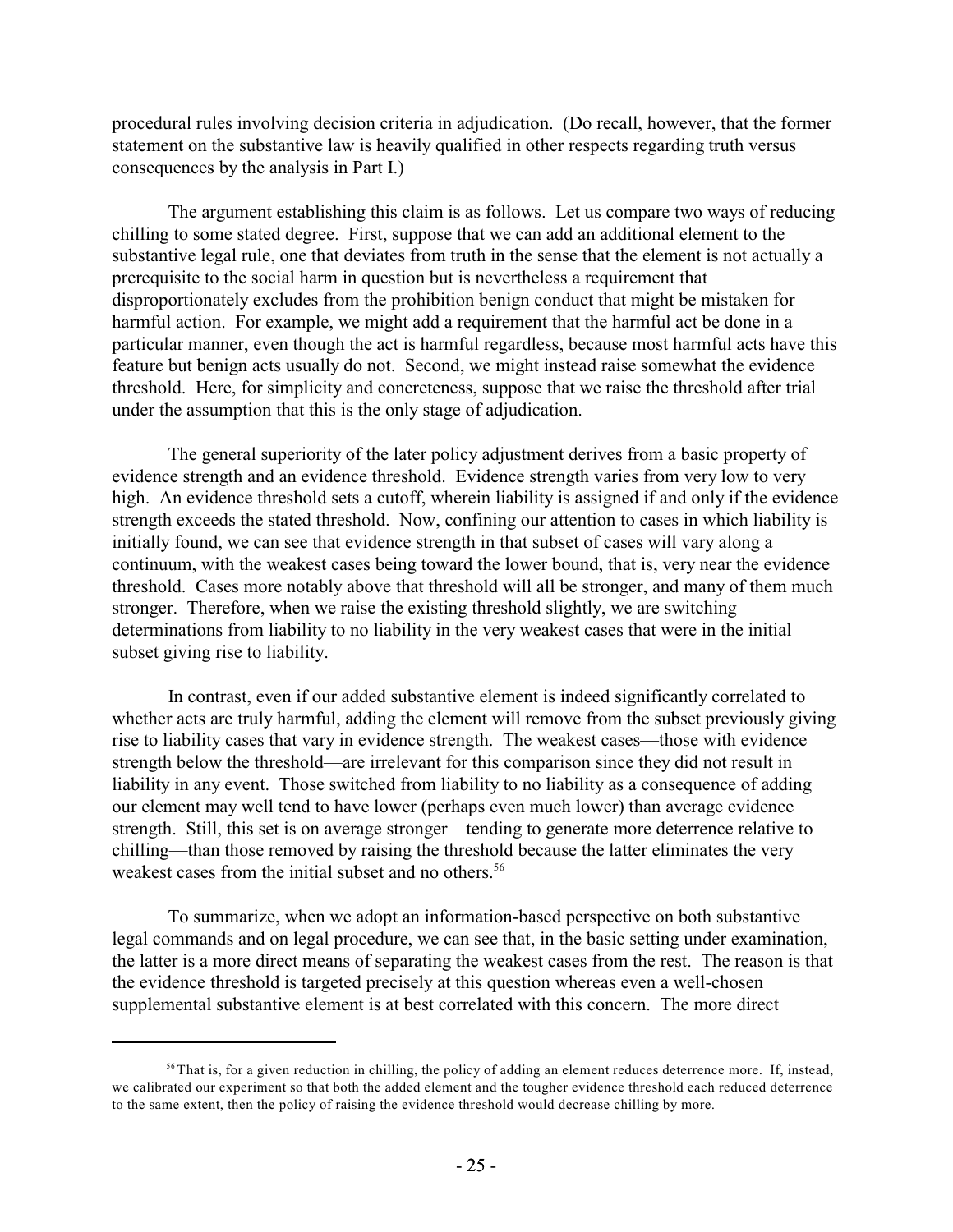procedural rules involving decision criteria in adjudication. (Do recall, however, that the former statement on the substantive law is heavily qualified in other respects regarding truth versus consequences by the analysis in Part I.)

The argument establishing this claim is as follows. Let us compare two ways of reducing chilling to some stated degree. First, suppose that we can add an additional element to the substantive legal rule, one that deviates from truth in the sense that the element is not actually a prerequisite to the social harm in question but is nevertheless a requirement that disproportionately excludes from the prohibition benign conduct that might be mistaken for harmful action. For example, we might add a requirement that the harmful act be done in a particular manner, even though the act is harmful regardless, because most harmful acts have this feature but benign acts usually do not. Second, we might instead raise somewhat the evidence threshold. Here, for simplicity and concreteness, suppose that we raise the threshold after trial under the assumption that this is the only stage of adjudication.

The general superiority of the later policy adjustment derives from a basic property of evidence strength and an evidence threshold. Evidence strength varies from very low to very high. An evidence threshold sets a cutoff, wherein liability is assigned if and only if the evidence strength exceeds the stated threshold. Now, confining our attention to cases in which liability is initially found, we can see that evidence strength in that subset of cases will vary along a continuum, with the weakest cases being toward the lower bound, that is, very near the evidence threshold. Cases more notably above that threshold will all be stronger, and many of them much stronger. Therefore, when we raise the existing threshold slightly, we are switching determinations from liability to no liability in the very weakest cases that were in the initial subset giving rise to liability.

In contrast, even if our added substantive element is indeed significantly correlated to whether acts are truly harmful, adding the element will remove from the subset previously giving rise to liability cases that vary in evidence strength. The weakest cases—those with evidence strength below the threshold—are irrelevant for this comparison since they did not result in liability in any event. Those switched from liability to no liability as a consequence of adding our element may well tend to have lower (perhaps even much lower) than average evidence strength. Still, this set is on average stronger—tending to generate more deterrence relative to chilling—than those removed by raising the threshold because the latter eliminates the very weakest cases from the initial subset and no others.[56]

To summarize, when we adopt an information-based perspective on both substantive legal commands and on legal procedure, we can see that, in the basic setting under examination, the latter is a more direct means of separating the weakest cases from the rest. The reason is that the evidence threshold is targeted precisely at this question whereas even a well-chosen supplemental substantive element is at best correlated with this concern. The more direct

---

[56] That is, for a given reduction in chilling, the policy of adding an element reduces deterrence more. If, instead, we calibrated our experiment so that both the added element and the tougher evidence threshold each reduced deterrence to the same extent, then the policy of raising the evidence threshold would decrease chilling by more.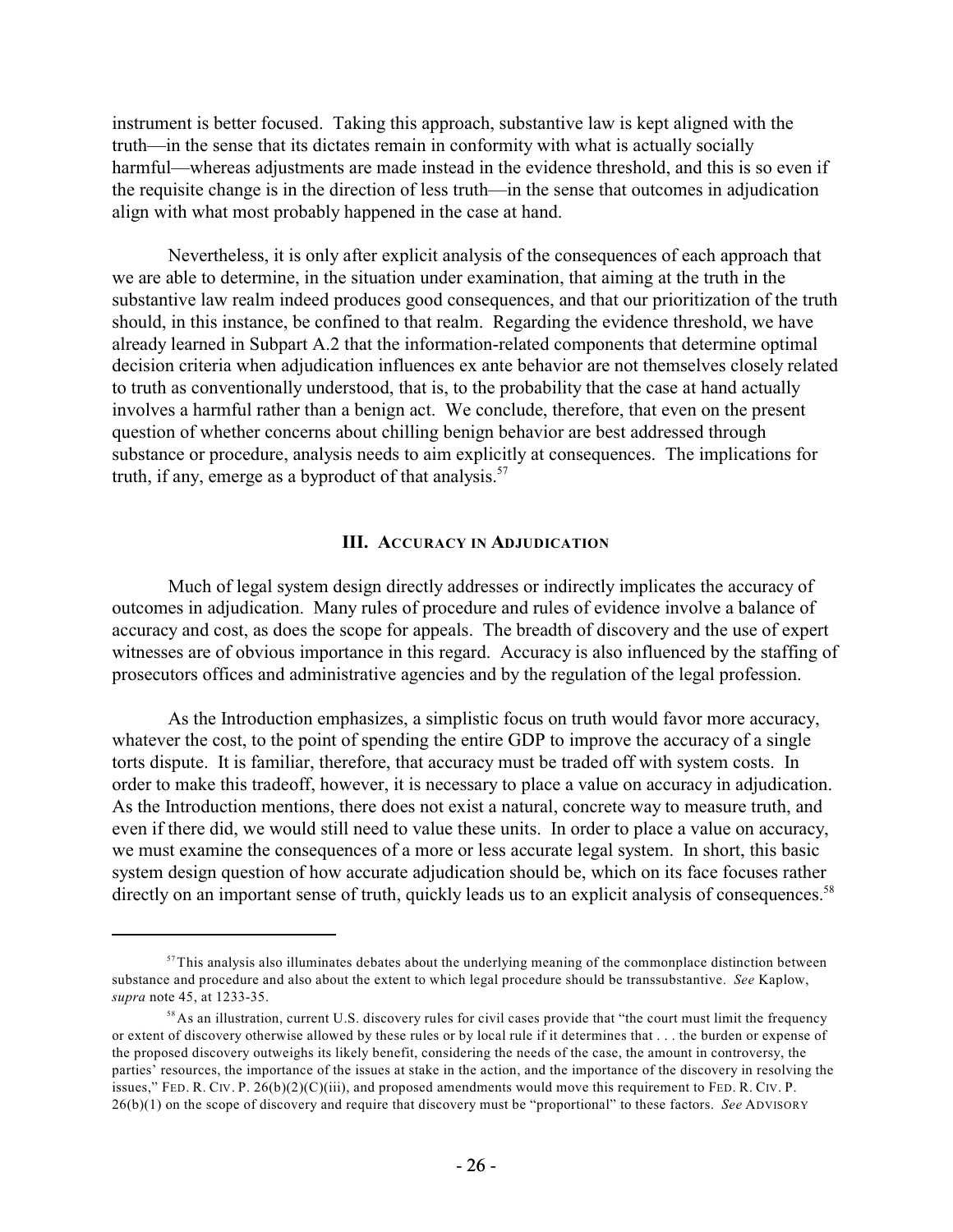instrument is better focused. Taking this approach, substantive law is kept aligned with the truth—in the sense that its dictates remain in conformity with what is actually socially harmful—whereas adjustments are made instead in the evidence threshold, and this is so even if the requisite change is in the direction of less truth—in the sense that outcomes in adjudication align with what most probably happened in the case at hand.

Nevertheless, it is only after explicit analysis of the consequences of each approach that we are able to determine, in the situation under examination, that aiming at the truth in the substantive law realm indeed produces good consequences, and that our prioritization of the truth should, in this instance, be confined to that realm. Regarding the evidence threshold, we have already learned in Subpart A.2 that the information-related components that determine optimal decision criteria when adjudication influences ex ante behavior are not themselves closely related to truth as conventionally understood, that is, to the probability that the case at hand actually involves a harmful rather than a benign act. We conclude, therefore, that even on the present question of whether concerns about chilling benign behavior are best addressed through substance or procedure, analysis needs to aim explicitly at consequences. The implications for truth, if any, emerge as a byproduct of that analysis.[57]

## III. Accuracy in Adjudication

Much of legal system design directly addresses or indirectly implicates the accuracy of outcomes in adjudication. Many rules of procedure and rules of evidence involve a balance of accuracy and cost, as does the scope for appeals. The breadth of discovery and the use of expert witnesses are of obvious importance in this regard. Accuracy is also influenced by the staffing of prosecutors offices and administrative agencies and by the regulation of the legal profession.

As the Introduction emphasizes, a simplistic focus on truth would favor more accuracy, whatever the cost, to the point of spending the entire GDP to improve the accuracy of a single torts dispute. It is familiar, therefore, that accuracy must be traded off with system costs. In order to make this tradeoff, however, it is necessary to place a value on accuracy in adjudication. As the Introduction mentions, there does not exist a natural, concrete way to measure truth, and even if there did, we would still need to value these units. In order to place a value on accuracy, we must examine the consequences of a more or less accurate legal system. In short, this basic system design question of how accurate adjudication should be, which on its face focuses rather directly on an important sense of truth, quickly leads us to an explicit analysis of consequences.[58]

---

[57] This analysis also illuminates debates about the underlying meaning of the commonplace distinction between substance and procedure and also about the extent to which legal procedure should be transsubstantive. *See* Kaplow, *supra* note 45, at 1233-35.

[58] As an illustration, current U.S. discovery rules for civil cases provide that "the court must limit the frequency or extent of discovery otherwise allowed by these rules or by local rule if it determines that . . . the burden or expense of the proposed discovery outweighs its likely benefit, considering the needs of the case, the amount in controversy, the parties' resources, the importance of the issues at stake in the action, and the importance of the discovery in resolving the issues," FED. R. CIV. P. 26(b)(2)(C)(iii), and proposed amendments would move this requirement to FED. R. CIV. P. 26(b)(1) on the scope of discovery and require that discovery must be "proportional" to these factors. *See* ADVISORY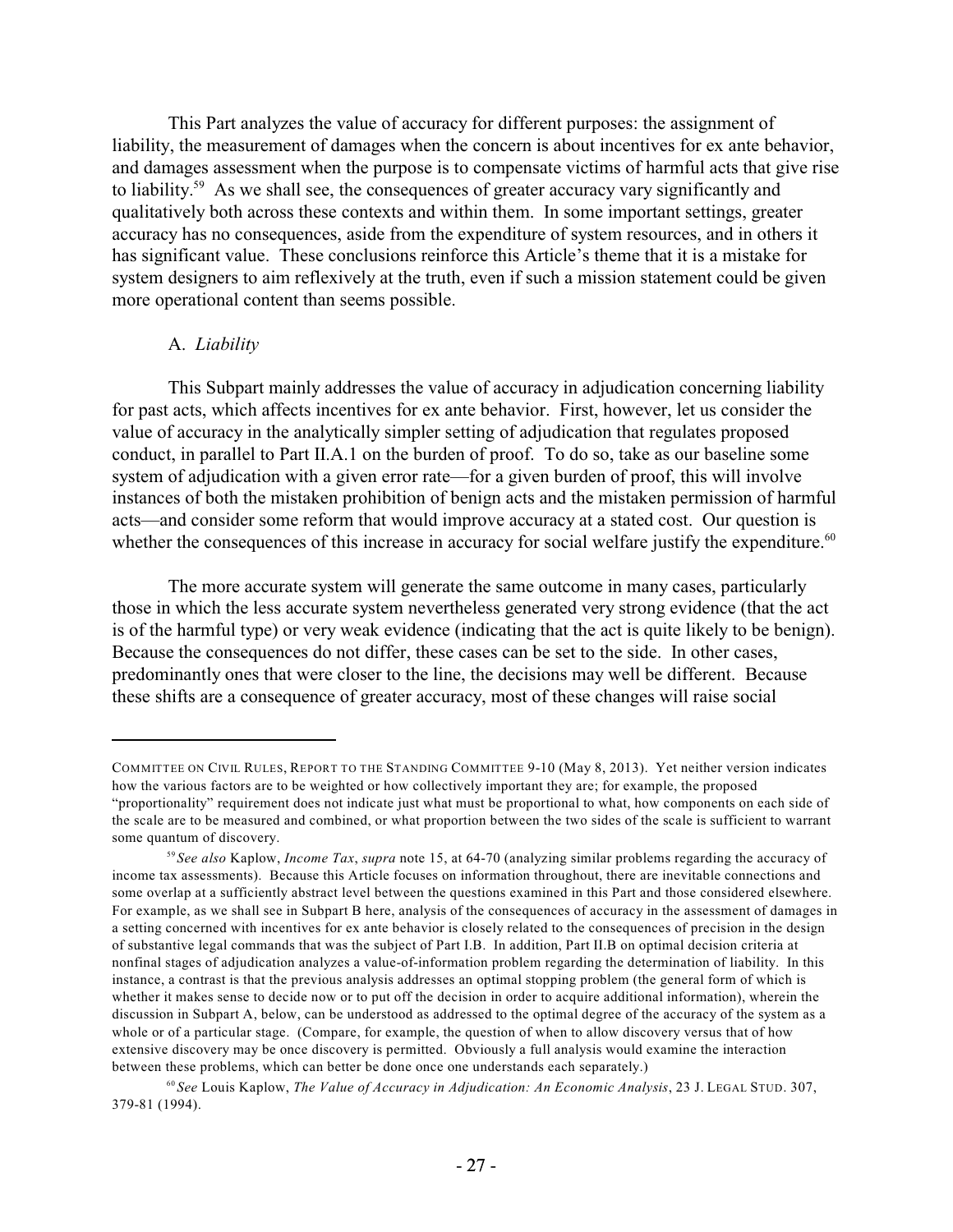This Part analyzes the value of accuracy for different purposes: the assignment of liability, the measurement of damages when the concern is about incentives for ex ante behavior, and damages assessment when the purpose is to compensate victims of harmful acts that give rise to liability.[59] As we shall see, the consequences of greater accuracy vary significantly and qualitatively both across these contexts and within them. In some important settings, greater accuracy has no consequences, aside from the expenditure of system resources, and in others it has significant value. These conclusions reinforce this Article's theme that it is a mistake for system designers to aim reflexively at the truth, even if such a mission statement could be given more operational content than seems possible.

### A. *Liability*

This Subpart mainly addresses the value of accuracy in adjudication concerning liability for past acts, which affects incentives for ex ante behavior. First, however, let us consider the value of accuracy in the analytically simpler setting of adjudication that regulates proposed conduct, in parallel to Part II.A.1 on the burden of proof. To do so, take as our baseline some system of adjudication with a given error rate—for a given burden of proof, this will involve instances of both the mistaken prohibition of benign acts and the mistaken permission of harmful acts—and consider some reform that would improve accuracy at a stated cost. Our question is whether the consequences of this increase in accuracy for social welfare justify the expenditure.[60]

The more accurate system will generate the same outcome in many cases, particularly those in which the less accurate system nevertheless generated very strong evidence (that the act is of the harmful type) or very weak evidence (indicating that the act is quite likely to be benign). Because the consequences do not differ, these cases can be set to the side. In other cases, predominantly ones that were closer to the line, the decisions may well be different. Because these shifts are a consequence of greater accuracy, most of these changes will raise social

---

COMMITTEE ON CIVIL RULES, REPORT TO THE STANDING COMMITTEE 9-10 (May 8, 2013). Yet neither version indicates how the various factors are to be weighted or how collectively important they are; for example, the proposed "proportionality" requirement does not indicate just what must be proportional to what, how components on each side of the scale are to be measured and combined, or what proportion between the two sides of the scale is sufficient to warrant some quantum of discovery.

[59] *See also* Kaplow, *Income Tax*, *supra* note 15, at 64-70 (analyzing similar problems regarding the accuracy of income tax assessments). Because this Article focuses on information throughout, there are inevitable connections and some overlap at a sufficiently abstract level between the questions examined in this Part and those considered elsewhere. For example, as we shall see in Subpart B here, analysis of the consequences of accuracy in the assessment of damages in a setting concerned with incentives for ex ante behavior is closely related to the consequences of precision in the design of substantive legal commands that was the subject of Part I.B. In addition, Part II.B on optimal decision criteria at nonfinal stages of adjudication analyzes a value-of-information problem regarding the determination of liability. In this instance, a contrast is that the previous analysis addresses an optimal stopping problem (the general form of which is whether it makes sense to decide now or to put off the decision in order to acquire additional information), wherein the discussion in Subpart A, below, can be understood as addressed to the optimal degree of the accuracy of the system as a whole or of a particular stage. (Compare, for example, the question of when to allow discovery versus that of how extensive discovery may be once discovery is permitted. Obviously a full analysis would examine the interaction between these problems, which can better be done once one understands each separately.)

[60] *See* Louis Kaplow, *The Value of Accuracy in Adjudication: An Economic Analysis*, 23 J. LEGAL STUD. 307, 379-81 (1994).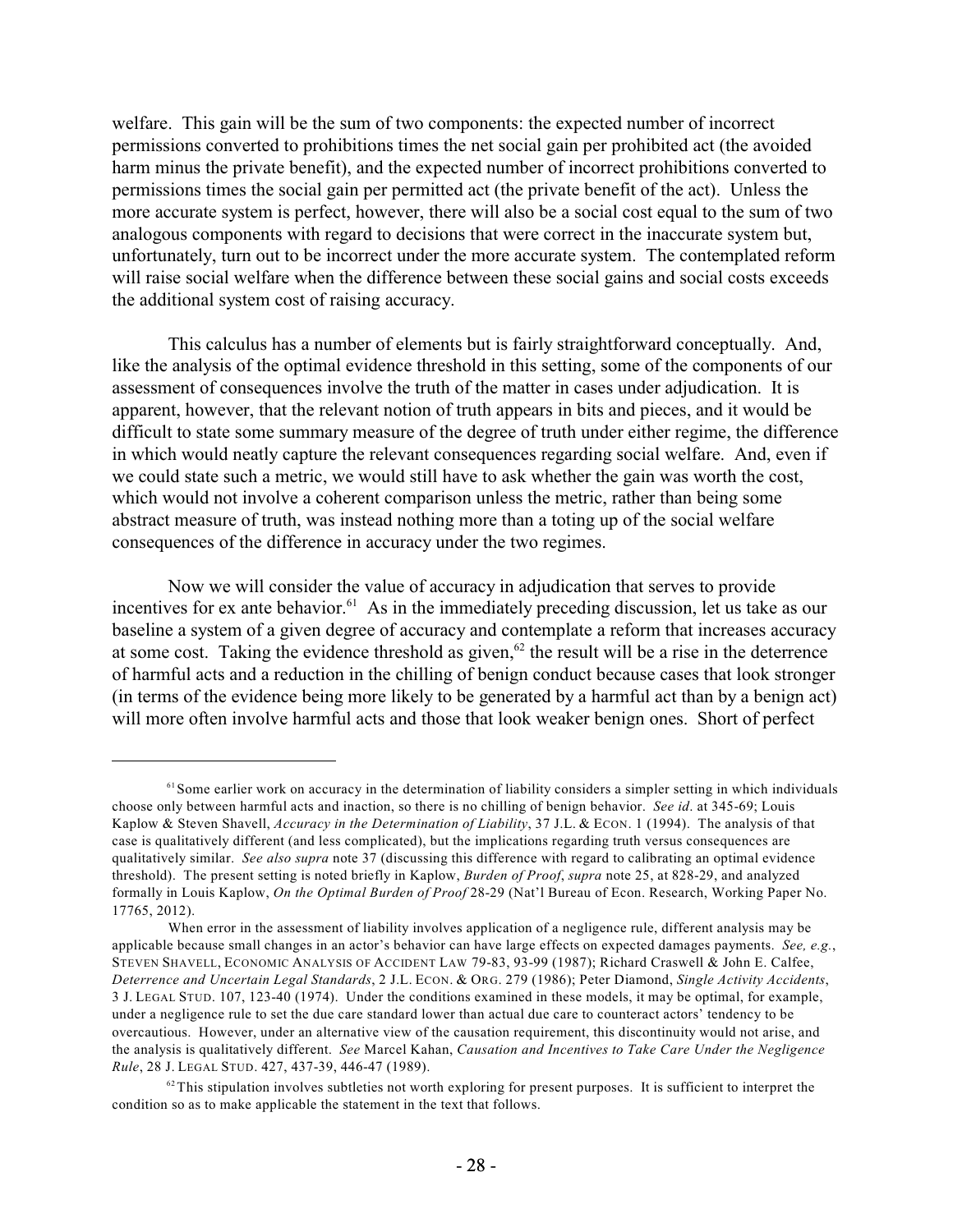welfare. This gain will be the sum of two components: the expected number of incorrect permissions converted to prohibitions times the net social gain per prohibited act (the avoided harm minus the private benefit), and the expected number of incorrect prohibitions converted to permissions times the social gain per permitted act (the private benefit of the act). Unless the more accurate system is perfect, however, there will also be a social cost equal to the sum of two analogous components with regard to decisions that were correct in the inaccurate system but, unfortunately, turn out to be incorrect under the more accurate system. The contemplated reform will raise social welfare when the difference between these social gains and social costs exceeds the additional system cost of raising accuracy.

This calculus has a number of elements but is fairly straightforward conceptually. And, like the analysis of the optimal evidence threshold in this setting, some of the components of our assessment of consequences involve the truth of the matter in cases under adjudication. It is apparent, however, that the relevant notion of truth appears in bits and pieces, and it would be difficult to state some summary measure of the degree of truth under either regime, the difference in which would neatly capture the relevant consequences regarding social welfare. And, even if we could state such a metric, we would still have to ask whether the gain was worth the cost, which would not involve a coherent comparison unless the metric, rather than being some abstract measure of truth, was instead nothing more than a toting up of the social welfare consequences of the difference in accuracy under the two regimes.

Now we will consider the value of accuracy in adjudication that serves to provide incentives for ex ante behavior.[61] As in the immediately preceding discussion, let us take as our baseline a system of a given degree of accuracy and contemplate a reform that increases accuracy at some cost. Taking the evidence threshold as given,[62] the result will be a rise in the deterrence of harmful acts and a reduction in the chilling of benign conduct because cases that look stronger (in terms of the evidence being more likely to be generated by a harmful act than by a benign act) will more often involve harmful acts and those that look weaker benign ones. Short of perfect

---

[61] Some earlier work on accuracy in the determination of liability considers a simpler setting in which individuals choose only between harmful acts and inaction, so there is no chilling of benign behavior. *See id*. at 345-69; Louis Kaplow & Steven Shavell, *Accuracy in the Determination of Liability*, 37 J.L. & ECON. 1 (1994). The analysis of that case is qualitatively different (and less complicated), but the implications regarding truth versus consequences are qualitatively similar. *See also supra* note 37 (discussing this difference with regard to calibrating an optimal evidence threshold). The present setting is noted briefly in Kaplow, *Burden of Proof*, *supra* note 25, at 828-29, and analyzed formally in Louis Kaplow, *On the Optimal Burden of Proof* 28-29 (Nat'l Bureau of Econ. Research, Working Paper No. 17765, 2012).

When error in the assessment of liability involves application of a negligence rule, different analysis may be applicable because small changes in an actor's behavior can have large effects on expected damages payments. *See, e.g.*, STEVEN SHAVELL, ECONOMIC ANALYSIS OF ACCIDENT LAW 79-83, 93-99 (1987); Richard Craswell & John E. Calfee, *Deterrence and Uncertain Legal Standards*, 2 J.L. ECON. & ORG. 279 (1986); Peter Diamond, *Single Activity Accidents*, 3 J. LEGAL STUD. 107, 123-40 (1974). Under the conditions examined in these models, it may be optimal, for example, under a negligence rule to set the due care standard lower than actual due care to counteract actors' tendency to be overcautious. However, under an alternative view of the causation requirement, this discontinuity would not arise, and the analysis is qualitatively different. *See* Marcel Kahan, *Causation and Incentives to Take Care Under the Negligence Rule*, 28 J. LEGAL STUD. 427, 437-39, 446-47 (1989).

[62] This stipulation involves subtleties not worth exploring for present purposes. It is sufficient to interpret the condition so as to make applicable the statement in the text that follows.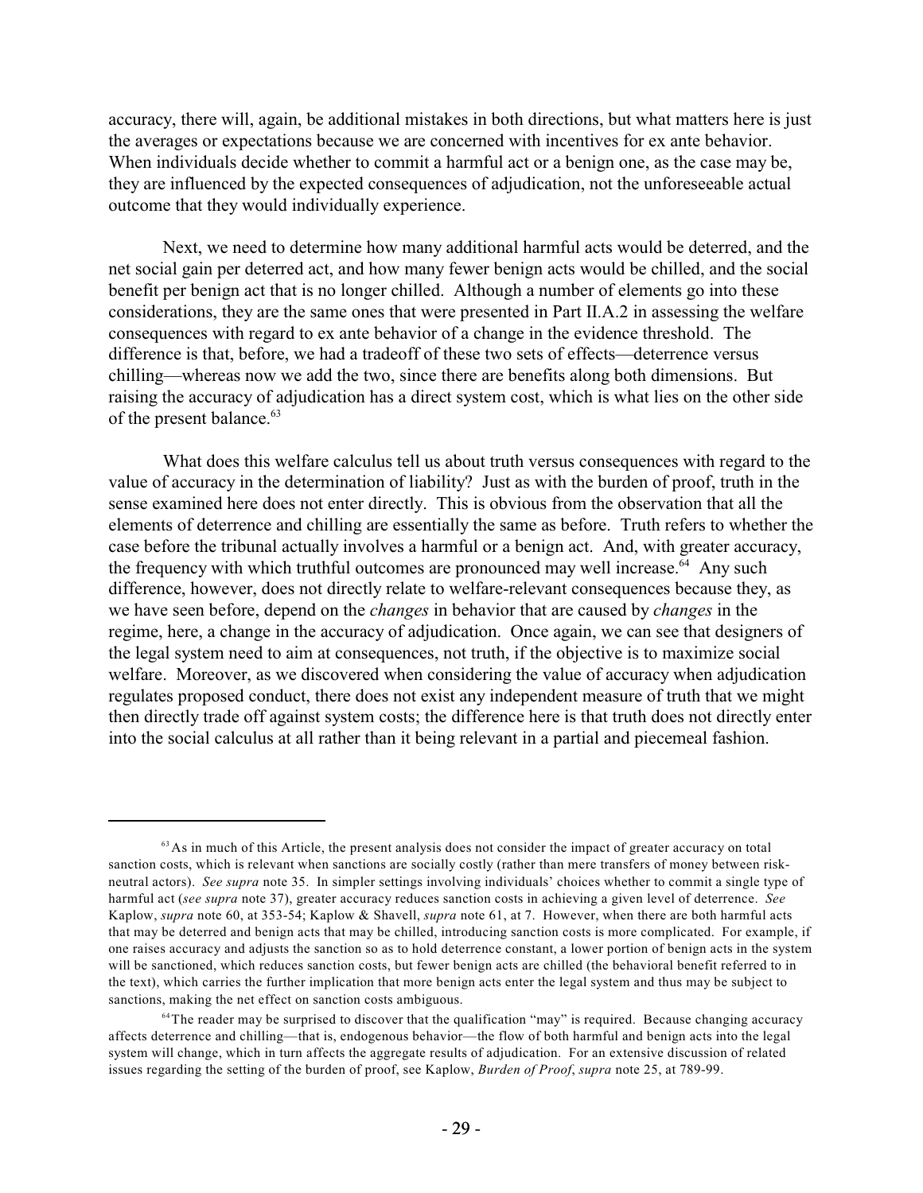accuracy, there will, again, be additional mistakes in both directions, but what matters here is just the averages or expectations because we are concerned with incentives for ex ante behavior. When individuals decide whether to commit a harmful act or a benign one, as the case may be, they are influenced by the expected consequences of adjudication, not the unforeseeable actual outcome that they would individually experience.

Next, we need to determine how many additional harmful acts would be deterred, and the net social gain per deterred act, and how many fewer benign acts would be chilled, and the social benefit per benign act that is no longer chilled. Although a number of elements go into these considerations, they are the same ones that were presented in Part II.A.2 in assessing the welfare consequences with regard to ex ante behavior of a change in the evidence threshold. The difference is that, before, we had a tradeoff of these two sets of effects—deterrence versus chilling—whereas now we add the two, since there are benefits along both dimensions. But raising the accuracy of adjudication has a direct system cost, which is what lies on the other side of the present balance.[63]

What does this welfare calculus tell us about truth versus consequences with regard to the value of accuracy in the determination of liability? Just as with the burden of proof, truth in the sense examined here does not enter directly. This is obvious from the observation that all the elements of deterrence and chilling are essentially the same as before. Truth refers to whether the case before the tribunal actually involves a harmful or a benign act. And, with greater accuracy, the frequency with which truthful outcomes are pronounced may well increase.[64] Any such difference, however, does not directly relate to welfare-relevant consequences because they, as we have seen before, depend on the *changes* in behavior that are caused by *changes* in the regime, here, a change in the accuracy of adjudication. Once again, we can see that designers of the legal system need to aim at consequences, not truth, if the objective is to maximize social welfare. Moreover, as we discovered when considering the value of accuracy when adjudication regulates proposed conduct, there does not exist any independent measure of truth that we might then directly trade off against system costs; the difference here is that truth does not directly enter into the social calculus at all rather than it being relevant in a partial and piecemeal fashion.

---

[63] As in much of this Article, the present analysis does not consider the impact of greater accuracy on total sanction costs, which is relevant when sanctions are socially costly (rather than mere transfers of money between risk-neutral actors). *See supra* note 35. In simpler settings involving individuals' choices whether to commit a single type of harmful act (*see supra* note 37), greater accuracy reduces sanction costs in achieving a given level of deterrence. *See* Kaplow, *supra* note 60, at 353-54; Kaplow & Shavell, *supra* note 61, at 7. However, when there are both harmful acts that may be deterred and benign acts that may be chilled, introducing sanction costs is more complicated. For example, if one raises accuracy and adjusts the sanction so as to hold deterrence constant, a lower portion of benign acts in the system will be sanctioned, which reduces sanction costs, but fewer benign acts are chilled (the behavioral benefit referred to in the text), which carries the further implication that more benign acts enter the legal system and thus may be subject to sanctions, making the net effect on sanction costs ambiguous.

[64] The reader may be surprised to discover that the qualification "may" is required. Because changing accuracy affects deterrence and chilling—that is, endogenous behavior—the flow of both harmful and benign acts into the legal system will change, which in turn affects the aggregate results of adjudication. For an extensive discussion of related issues regarding the setting of the burden of proof, see Kaplow, *Burden of Proof*, *supra* note 25, at 789-99.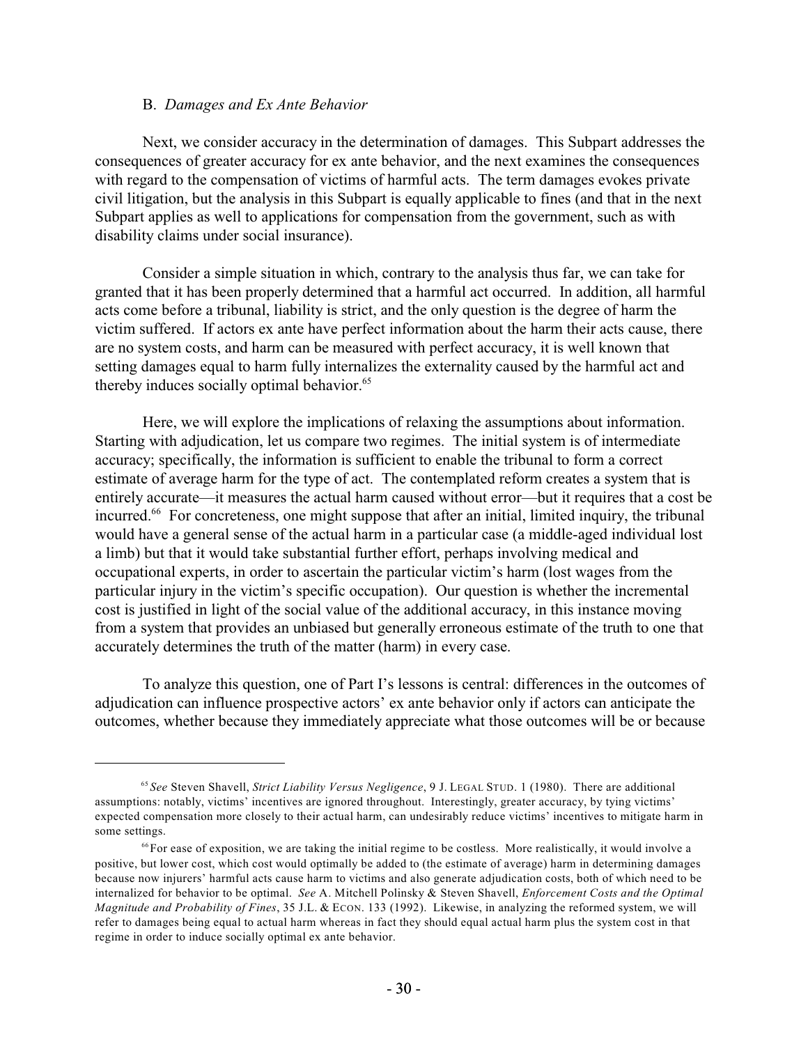### B. *Damages and Ex Ante Behavior*

Next, we consider accuracy in the determination of damages. This Subpart addresses the consequences of greater accuracy for ex ante behavior, and the next examines the consequences with regard to the compensation of victims of harmful acts. The term damages evokes private civil litigation, but the analysis in this Subpart is equally applicable to fines (and that in the next Subpart applies as well to applications for compensation from the government, such as with disability claims under social insurance).

Consider a simple situation in which, contrary to the analysis thus far, we can take for granted that it has been properly determined that a harmful act occurred. In addition, all harmful acts come before a tribunal, liability is strict, and the only question is the degree of harm the victim suffered. If actors ex ante have perfect information about the harm their acts cause, there are no system costs, and harm can be measured with perfect accuracy, it is well known that setting damages equal to harm fully internalizes the externality caused by the harmful act and thereby induces socially optimal behavior.[65]

Here, we will explore the implications of relaxing the assumptions about information. Starting with adjudication, let us compare two regimes. The initial system is of intermediate accuracy; specifically, the information is sufficient to enable the tribunal to form a correct estimate of average harm for the type of act. The contemplated reform creates a system that is entirely accurate—it measures the actual harm caused without error—but it requires that a cost be incurred.[66] For concreteness, one might suppose that after an initial, limited inquiry, the tribunal would have a general sense of the actual harm in a particular case (a middle-aged individual lost a limb) but that it would take substantial further effort, perhaps involving medical and occupational experts, in order to ascertain the particular victim's harm (lost wages from the particular injury in the victim's specific occupation). Our question is whether the incremental cost is justified in light of the social value of the additional accuracy, in this instance moving from a system that provides an unbiased but generally erroneous estimate of the truth to one that accurately determines the truth of the matter (harm) in every case.

To analyze this question, one of Part I's lessons is central: differences in the outcomes of adjudication can influence prospective actors' ex ante behavior only if actors can anticipate the outcomes, whether because they immediately appreciate what those outcomes will be or because

---

[65] *See* Steven Shavell, *Strict Liability Versus Negligence*, 9 J. LEGAL STUD. 1 (1980). There are additional assumptions: notably, victims' incentives are ignored throughout. Interestingly, greater accuracy, by tying victims' expected compensation more closely to their actual harm, can undesirably reduce victims' incentives to mitigate harm in some settings.

[66] For ease of exposition, we are taking the initial regime to be costless. More realistically, it would involve a positive, but lower cost, which cost would optimally be added to (the estimate of average) harm in determining damages because now injurers' harmful acts cause harm to victims and also generate adjudication costs, both of which need to be internalized for behavior to be optimal. *See* A. Mitchell Polinsky & Steven Shavell, *Enforcement Costs and the Optimal Magnitude and Probability of Fines*, 35 J.L. & ECON. 133 (1992). Likewise, in analyzing the reformed system, we will refer to damages being equal to actual harm whereas in fact they should equal actual harm plus the system cost in that regime in order to induce socially optimal ex ante behavior.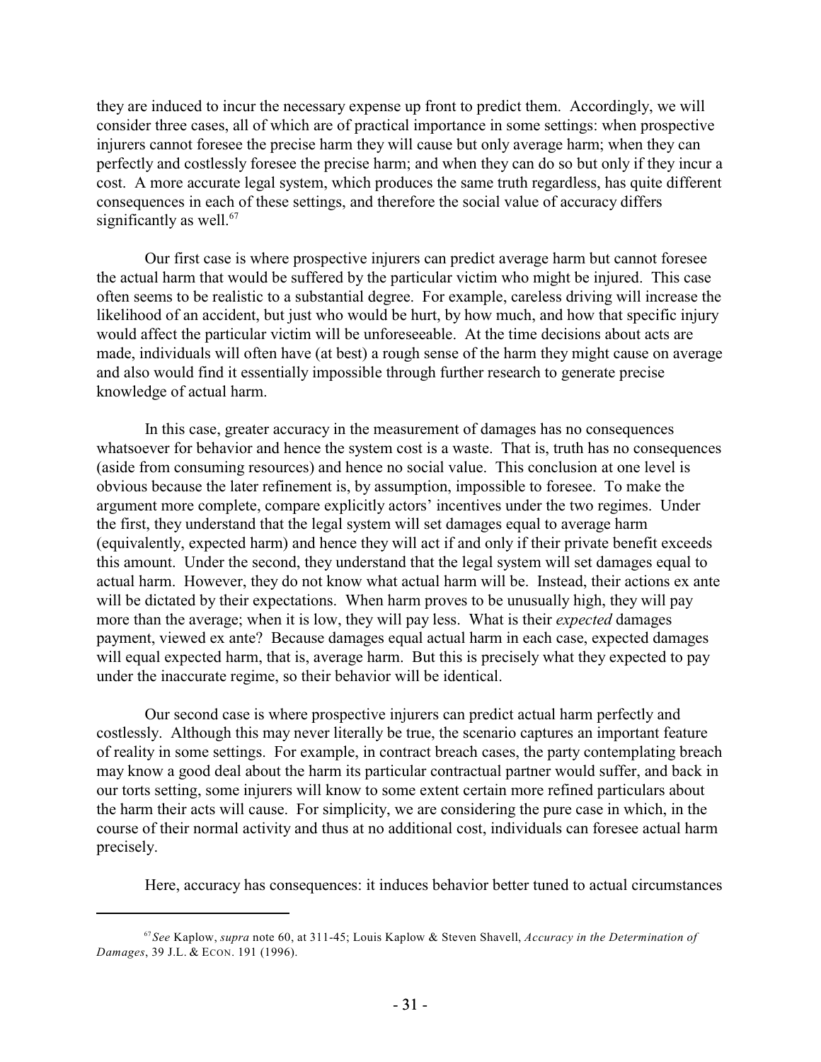they are induced to incur the necessary expense up front to predict them. Accordingly, we will consider three cases, all of which are of practical importance in some settings: when prospective injurers cannot foresee the precise harm they will cause but only average harm; when they can perfectly and costlessly foresee the precise harm; and when they can do so but only if they incur a cost. A more accurate legal system, which produces the same truth regardless, has quite different consequences in each of these settings, and therefore the social value of accuracy differs significantly as well.[67]

Our first case is where prospective injurers can predict average harm but cannot foresee the actual harm that would be suffered by the particular victim who might be injured. This case often seems to be realistic to a substantial degree. For example, careless driving will increase the likelihood of an accident, but just who would be hurt, by how much, and how that specific injury would affect the particular victim will be unforeseeable. At the time decisions about acts are made, individuals will often have (at best) a rough sense of the harm they might cause on average and also would find it essentially impossible through further research to generate precise knowledge of actual harm.

In this case, greater accuracy in the measurement of damages has no consequences whatsoever for behavior and hence the system cost is a waste. That is, truth has no consequences (aside from consuming resources) and hence no social value. This conclusion at one level is obvious because the later refinement is, by assumption, impossible to foresee. To make the argument more complete, compare explicitly actors' incentives under the two regimes. Under the first, they understand that the legal system will set damages equal to average harm (equivalently, expected harm) and hence they will act if and only if their private benefit exceeds this amount. Under the second, they understand that the legal system will set damages equal to actual harm. However, they do not know what actual harm will be. Instead, their actions ex ante will be dictated by their expectations. When harm proves to be unusually high, they will pay more than the average; when it is low, they will pay less. What is their *expected* damages payment, viewed ex ante? Because damages equal actual harm in each case, expected damages will equal expected harm, that is, average harm. But this is precisely what they expected to pay under the inaccurate regime, so their behavior will be identical.

Our second case is where prospective injurers can predict actual harm perfectly and costlessly. Although this may never literally be true, the scenario captures an important feature of reality in some settings. For example, in contract breach cases, the party contemplating breach may know a good deal about the harm its particular contractual partner would suffer, and back in our torts setting, some injurers will know to some extent certain more refined particulars about the harm their acts will cause. For simplicity, we are considering the pure case in which, in the course of their normal activity and thus at no additional cost, individuals can foresee actual harm precisely.

Here, accuracy has consequences: it induces behavior better tuned to actual circumstances

---

[67] *See* Kaplow, *supra* note 60, at 311-45; Louis Kaplow & Steven Shavell, *Accuracy in the Determination of Damages*, 39 J.L. & ECON. 191 (1996).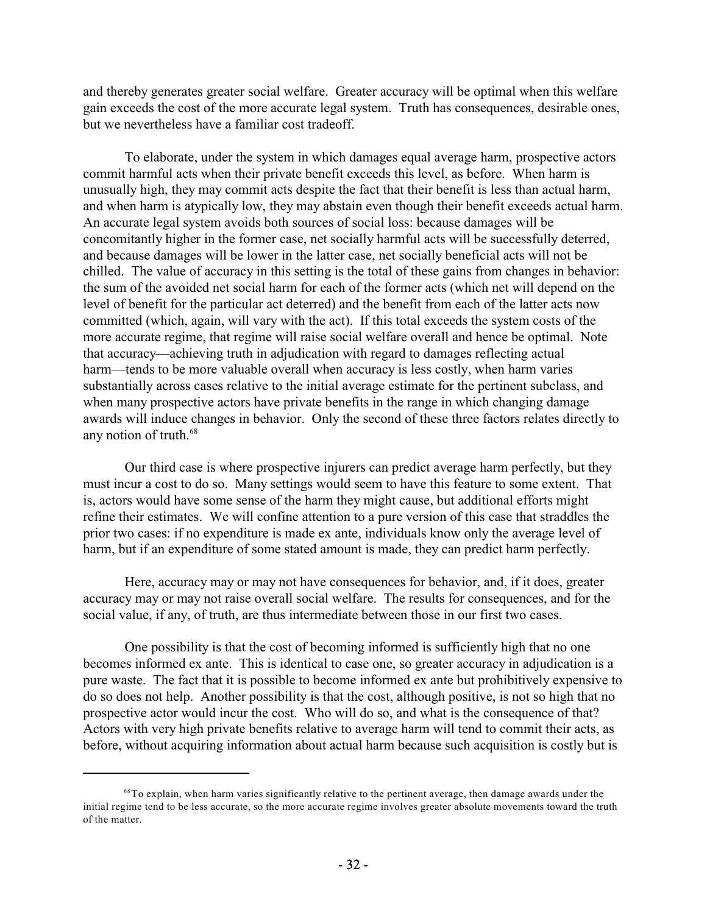and thereby generates greater social welfare. Greater accuracy will be optimal when this welfare gain exceeds the cost of the more accurate legal system. Truth has consequences, desirable ones, but we nevertheless have a familiar cost tradeoff.

To elaborate, under the system in which damages equal average harm, prospective actors commit harmful acts when their private benefit exceeds this level, as before. When harm is unusually high, they may commit acts despite the fact that their benefit is less than actual harm, and when harm is atypically low, they may abstain even though their benefit exceeds actual harm. An accurate legal system avoids both sources of social loss: because damages will be concomitantly higher in the former case, net socially harmful acts will be successfully deterred, and because damages will be lower in the latter case, net socially beneficial acts will not be chilled. The value of accuracy in this setting is the total of these gains from changes in behavior: the sum of the avoided net social harm for each of the former acts (which net will depend on the level of benefit for the particular act deterred) and the benefit from each of the latter acts now committed (which, again, will vary with the act). If this total exceeds the system costs of the more accurate regime, that regime will raise social welfare overall and hence be optimal. Note that accuracy—achieving truth in adjudication with regard to damages reflecting actual harm—tends to be more valuable overall when accuracy is less costly, when harm varies substantially across cases relative to the initial average estimate for the pertinent subclass, and when many prospective actors have private benefits in the range in which changing damage awards will induce changes in behavior. Only the second of these three factors relates directly to any notion of truth.[68]

Our third case is where prospective injurers can predict average harm perfectly, but they must incur a cost to do so. Many settings would seem to have this feature to some extent. That is, actors would have some sense of the harm they might cause, but additional efforts might refine their estimates. We will confine attention to a pure version of this case that straddles the prior two cases: if no expenditure is made ex ante, individuals know only the average level of harm, but if an expenditure of some stated amount is made, they can predict harm perfectly.

Here, accuracy may or may not have consequences for behavior, and, if it does, greater accuracy may or may not raise overall social welfare. The results for consequences, and for the social value, if any, of truth, are thus intermediate between those in our first two cases.

One possibility is that the cost of becoming informed is sufficiently high that no one becomes informed ex ante. This is identical to case one, so greater accuracy in adjudication is a pure waste. The fact that it is possible to become informed ex ante but prohibitively expensive to do so does not help. Another possibility is that the cost, although positive, is not so high that no prospective actor would incur the cost. Who will do so, and what is the consequence of that? Actors with very high private benefits relative to average harm will tend to commit their acts, as before, without acquiring information about actual harm because such acquisition is costly but is

[68] To explain, when harm varies significantly relative to the pertinent average, then damage awards under the initial regime tend to be less accurate, so the more accurate regime involves greater absolute movements toward the truth of the matter.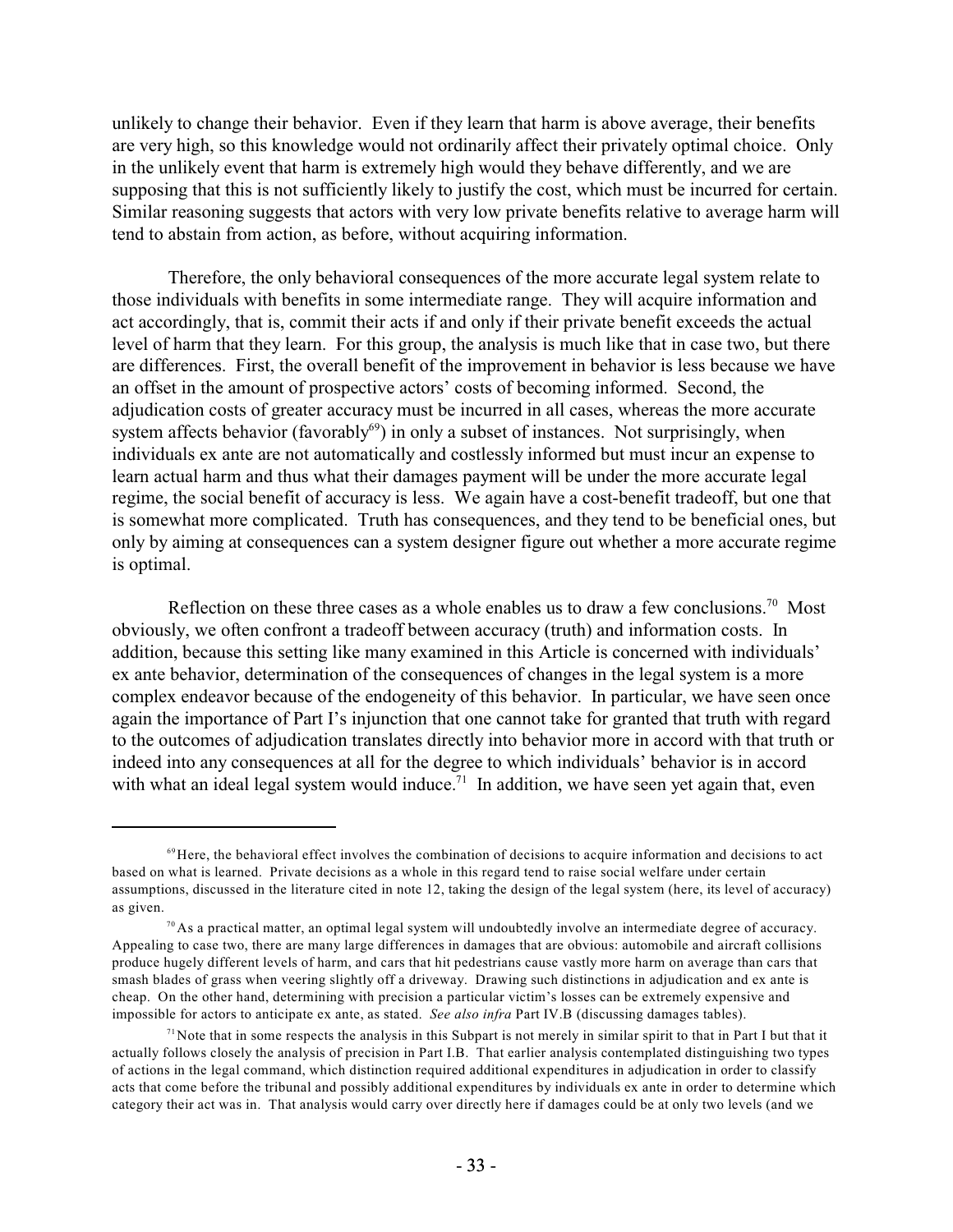unlikely to change their behavior. Even if they learn that harm is above average, their benefits are very high, so this knowledge would not ordinarily affect their privately optimal choice. Only in the unlikely event that harm is extremely high would they behave differently, and we are supposing that this is not sufficiently likely to justify the cost, which must be incurred for certain. Similar reasoning suggests that actors with very low private benefits relative to average harm will tend to abstain from action, as before, without acquiring information.

Therefore, the only behavioral consequences of the more accurate legal system relate to those individuals with benefits in some intermediate range. They will acquire information and act accordingly, that is, commit their acts if and only if their private benefit exceeds the actual level of harm that they learn. For this group, the analysis is much like that in case two, but there are differences. First, the overall benefit of the improvement in behavior is less because we have an offset in the amount of prospective actors' costs of becoming informed. Second, the adjudication costs of greater accuracy must be incurred in all cases, whereas the more accurate system affects behavior (favorably[69]) in only a subset of instances. Not surprisingly, when individuals ex ante are not automatically and costlessly informed but must incur an expense to learn actual harm and thus what their damages payment will be under the more accurate legal regime, the social benefit of accuracy is less. We again have a cost-benefit tradeoff, but one that is somewhat more complicated. Truth has consequences, and they tend to be beneficial ones, but only by aiming at consequences can a system designer figure out whether a more accurate regime is optimal.

Reflection on these three cases as a whole enables us to draw a few conclusions.[70] Most obviously, we often confront a tradeoff between accuracy (truth) and information costs. In addition, because this setting like many examined in this Article is concerned with individuals' ex ante behavior, determination of the consequences of changes in the legal system is a more complex endeavor because of the endogeneity of this behavior. In particular, we have seen once again the importance of Part I's injunction that one cannot take for granted that truth with regard to the outcomes of adjudication translates directly into behavior more in accord with that truth or indeed into any consequences at all for the degree to which individuals' behavior is in accord with what an ideal legal system would induce.[71] In addition, we have seen yet again that, even

---

[69] Here, the behavioral effect involves the combination of decisions to acquire information and decisions to act based on what is learned. Private decisions as a whole in this regard tend to raise social welfare under certain assumptions, discussed in the literature cited in note 12, taking the design of the legal system (here, its level of accuracy) as given.

[70] As a practical matter, an optimal legal system will undoubtedly involve an intermediate degree of accuracy. Appealing to case two, there are many large differences in damages that are obvious: automobile and aircraft collisions produce hugely different levels of harm, and cars that hit pedestrians cause vastly more harm on average than cars that smash blades of grass when veering slightly off a driveway. Drawing such distinctions in adjudication and ex ante is cheap. On the other hand, determining with precision a particular victim's losses can be extremely expensive and impossible for actors to anticipate ex ante, as stated. *See also infra* Part IV.B (discussing damages tables).

[71] Note that in some respects the analysis in this Subpart is not merely in similar spirit to that in Part I but that it actually follows closely the analysis of precision in Part I.B. That earlier analysis contemplated distinguishing two types of actions in the legal command, which distinction required additional expenditures in adjudication in order to classify acts that come before the tribunal and possibly additional expenditures by individuals ex ante in order to determine which category their act was in. That analysis would carry over directly here if damages could be at only two levels (and we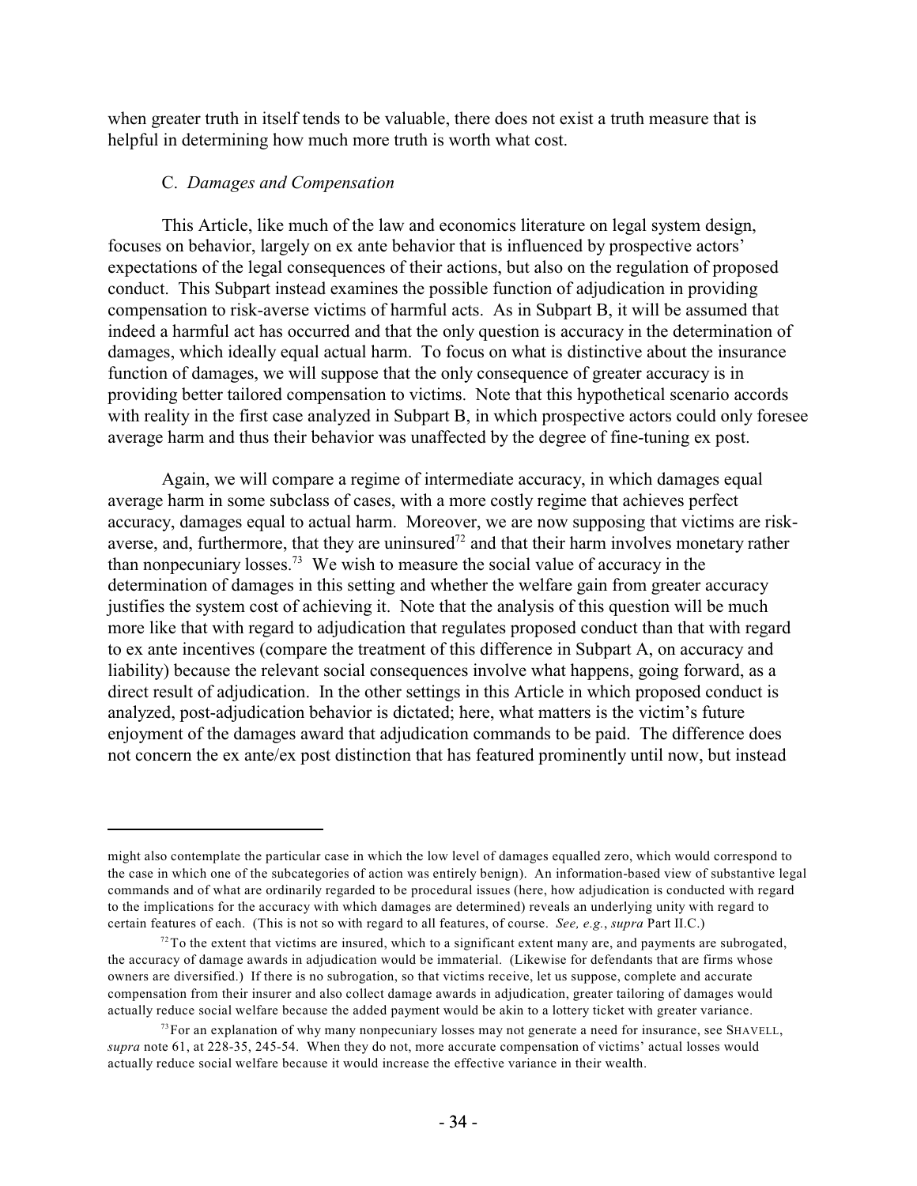when greater truth in itself tends to be valuable, there does not exist a truth measure that is helpful in determining how much more truth is worth what cost.

### C. *Damages and Compensation*

This Article, like much of the law and economics literature on legal system design, focuses on behavior, largely on ex ante behavior that is influenced by prospective actors' expectations of the legal consequences of their actions, but also on the regulation of proposed conduct. This Subpart instead examines the possible function of adjudication in providing compensation to risk-averse victims of harmful acts. As in Subpart B, it will be assumed that indeed a harmful act has occurred and that the only question is accuracy in the determination of damages, which ideally equal actual harm. To focus on what is distinctive about the insurance function of damages, we will suppose that the only consequence of greater accuracy is in providing better tailored compensation to victims. Note that this hypothetical scenario accords with reality in the first case analyzed in Subpart B, in which prospective actors could only foresee average harm and thus their behavior was unaffected by the degree of fine-tuning ex post.

Again, we will compare a regime of intermediate accuracy, in which damages equal average harm in some subclass of cases, with a more costly regime that achieves perfect accuracy, damages equal to actual harm. Moreover, we are now supposing that victims are risk-averse, and, furthermore, that they are uninsured[72] and that their harm involves monetary rather than nonpecuniary losses.[73] We wish to measure the social value of accuracy in the determination of damages in this setting and whether the welfare gain from greater accuracy justifies the system cost of achieving it. Note that the analysis of this question will be much more like that with regard to adjudication that regulates proposed conduct than that with regard to ex ante incentives (compare the treatment of this difference in Subpart A, on accuracy and liability) because the relevant social consequences involve what happens, going forward, as a direct result of adjudication. In the other settings in this Article in which proposed conduct is analyzed, post-adjudication behavior is dictated; here, what matters is the victim's future enjoyment of the damages award that adjudication commands to be paid. The difference does not concern the ex ante/ex post distinction that has featured prominently until now, but instead

---

might also contemplate the particular case in which the low level of damages equalled zero, which would correspond to the case in which one of the subcategories of action was entirely benign). An information-based view of substantive legal commands and of what are ordinarily regarded to be procedural issues (here, how adjudication is conducted with regard to the implications for the accuracy with which damages are determined) reveals an underlying unity with regard to certain features of each. (This is not so with regard to all features, of course. *See, e.g.*, *supra* Part II.C.)

[72] To the extent that victims are insured, which to a significant extent many are, and payments are subrogated, the accuracy of damage awards in adjudication would be immaterial. (Likewise for defendants that are firms whose owners are diversified.) If there is no subrogation, so that victims receive, let us suppose, complete and accurate compensation from their insurer and also collect damage awards in adjudication, greater tailoring of damages would actually reduce social welfare because the added payment would be akin to a lottery ticket with greater variance.

[73] For an explanation of why many nonpecuniary losses may not generate a need for insurance, see SHAVELL, *supra* note 61, at 228-35, 245-54. When they do not, more accurate compensation of victims' actual losses would actually reduce social welfare because it would increase the effective variance in their wealth.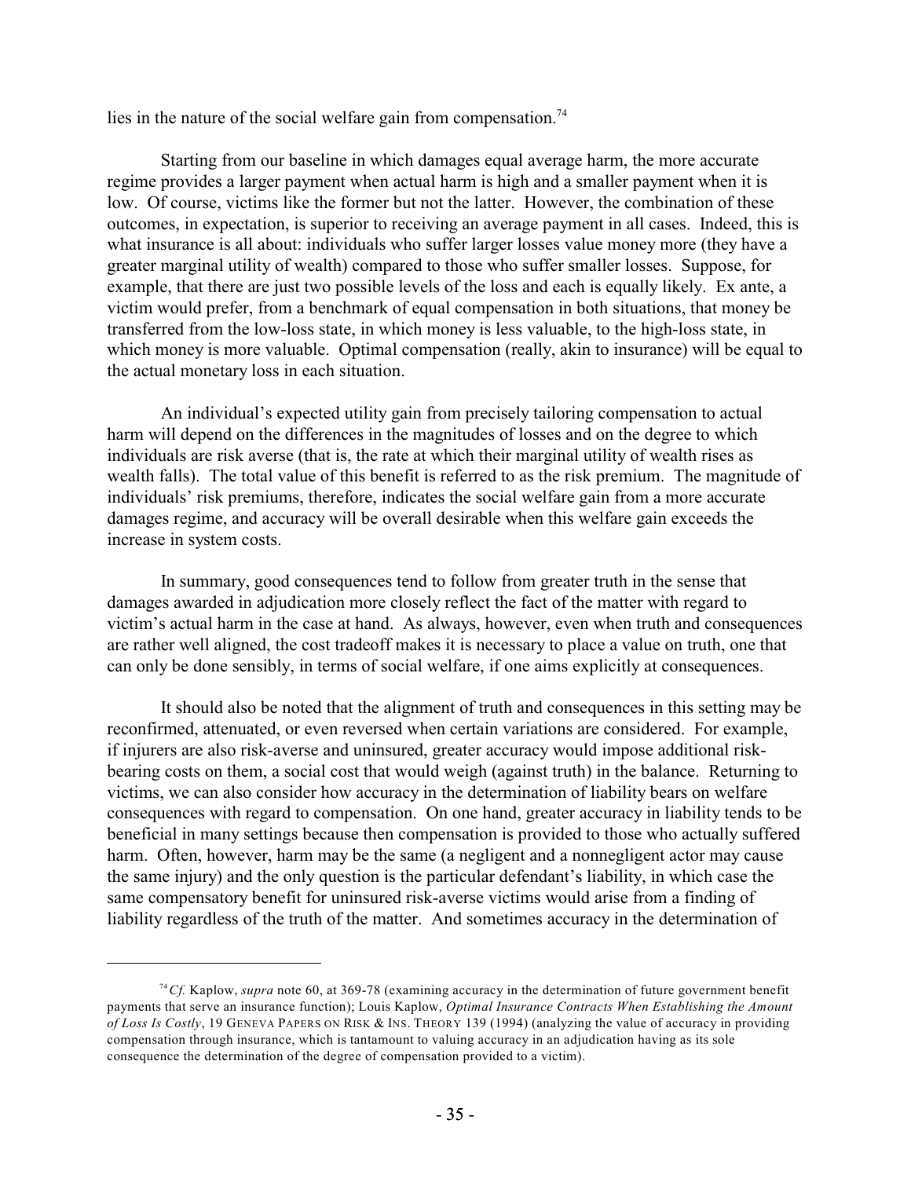lies in the nature of the social welfare gain from compensation.[74]

Starting from our baseline in which damages equal average harm, the more accurate regime provides a larger payment when actual harm is high and a smaller payment when it is low. Of course, victims like the former but not the latter. However, the combination of these outcomes, in expectation, is superior to receiving an average payment in all cases. Indeed, this is what insurance is all about: individuals who suffer larger losses value money more (they have a greater marginal utility of wealth) compared to those who suffer smaller losses. Suppose, for example, that there are just two possible levels of the loss and each is equally likely. Ex ante, a victim would prefer, from a benchmark of equal compensation in both situations, that money be transferred from the low-loss state, in which money is less valuable, to the high-loss state, in which money is more valuable. Optimal compensation (really, akin to insurance) will be equal to the actual monetary loss in each situation.

An individual's expected utility gain from precisely tailoring compensation to actual harm will depend on the differences in the magnitudes of losses and on the degree to which individuals are risk averse (that is, the rate at which their marginal utility of wealth rises as wealth falls). The total value of this benefit is referred to as the risk premium. The magnitude of individuals' risk premiums, therefore, indicates the social welfare gain from a more accurate damages regime, and accuracy will be overall desirable when this welfare gain exceeds the increase in system costs.

In summary, good consequences tend to follow from greater truth in the sense that damages awarded in adjudication more closely reflect the fact of the matter with regard to victim's actual harm in the case at hand. As always, however, even when truth and consequences are rather well aligned, the cost tradeoff makes it is necessary to place a value on truth, one that can only be done sensibly, in terms of social welfare, if one aims explicitly at consequences.

It should also be noted that the alignment of truth and consequences in this setting may be reconfirmed, attenuated, or even reversed when certain variations are considered. For example, if injurers are also risk-averse and uninsured, greater accuracy would impose additional risk-bearing costs on them, a social cost that would weigh (against truth) in the balance. Returning to victims, we can also consider how accuracy in the determination of liability bears on welfare consequences with regard to compensation. On one hand, greater accuracy in liability tends to be beneficial in many settings because then compensation is provided to those who actually suffered harm. Often, however, harm may be the same (a negligent and a nonnegligent actor may cause the same injury) and the only question is the particular defendant's liability, in which case the same compensatory benefit for uninsured risk-averse victims would arise from a finding of liability regardless of the truth of the matter. And sometimes accuracy in the determination of

---

[74] *Cf.* Kaplow, *supra* note 60, at 369-78 (examining accuracy in the determination of future government benefit payments that serve an insurance function); Louis Kaplow, *Optimal Insurance Contracts When Establishing the Amount of Loss Is Costly*, 19 GENEVA PAPERS ON RISK & INS. THEORY 139 (1994) (analyzing the value of accuracy in providing compensation through insurance, which is tantamount to valuing accuracy in an adjudication having as its sole consequence the determination of the degree of compensation provided to a victim).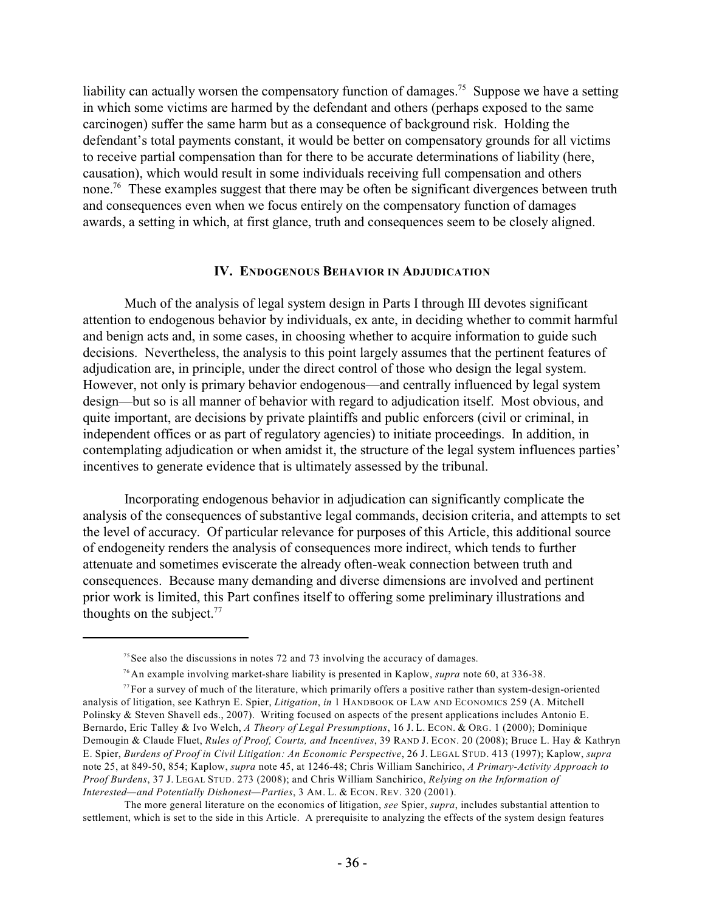liability can actually worsen the compensatory function of damages.[75] Suppose we have a setting in which some victims are harmed by the defendant and others (perhaps exposed to the same carcinogen) suffer the same harm but as a consequence of background risk. Holding the defendant's total payments constant, it would be better on compensatory grounds for all victims to receive partial compensation than for there to be accurate determinations of liability (here, causation), which would result in some individuals receiving full compensation and others none.[76] These examples suggest that there may be often be significant divergences between truth and consequences even when we focus entirely on the compensatory function of damages awards, a setting in which, at first glance, truth and consequences seem to be closely aligned.

## IV. Endogenous Behavior in Adjudication

Much of the analysis of legal system design in Parts I through III devotes significant attention to endogenous behavior by individuals, ex ante, in deciding whether to commit harmful and benign acts and, in some cases, in choosing whether to acquire information to guide such decisions. Nevertheless, the analysis to this point largely assumes that the pertinent features of adjudication are, in principle, under the direct control of those who design the legal system. However, not only is primary behavior endogenous—and centrally influenced by legal system design—but so is all manner of behavior with regard to adjudication itself. Most obvious, and quite important, are decisions by private plaintiffs and public enforcers (civil or criminal, in independent offices or as part of regulatory agencies) to initiate proceedings. In addition, in contemplating adjudication or when amidst it, the structure of the legal system influences parties' incentives to generate evidence that is ultimately assessed by the tribunal.

Incorporating endogenous behavior in adjudication can significantly complicate the analysis of the consequences of substantive legal commands, decision criteria, and attempts to set the level of accuracy. Of particular relevance for purposes of this Article, this additional source of endogeneity renders the analysis of consequences more indirect, which tends to further attenuate and sometimes eviscerate the already often-weak connection between truth and consequences. Because many demanding and diverse dimensions are involved and pertinent prior work is limited, this Part confines itself to offering some preliminary illustrations and thoughts on the subject.[77]

---

[75] See also the discussions in notes 72 and 73 involving the accuracy of damages.

[76] An example involving market-share liability is presented in Kaplow, *supra* note 60, at 336-38.

[77] For a survey of much of the literature, which primarily offers a positive rather than system-design-oriented analysis of litigation, see Kathryn E. Spier, *Litigation*, *in* 1 HANDBOOK OF LAW AND ECONOMICS 259 (A. Mitchell Polinsky & Steven Shavell eds., 2007). Writing focused on aspects of the present applications includes Antonio E. Bernardo, Eric Talley & Ivo Welch, *A Theory of Legal Presumptions*, 16 J. L. ECON. & ORG. 1 (2000); Dominique Demougin & Claude Fluet, *Rules of Proof, Courts, and Incentives*, 39 RAND J. ECON. 20 (2008); Bruce L. Hay & Kathryn E. Spier, *Burdens of Proof in Civil Litigation: An Economic Perspective*, 26 J. LEGAL STUD. 413 (1997); Kaplow, *supra* note 25, at 849-50, 854; Kaplow, *supra* note 45, at 1246-48; Chris William Sanchirico, *A Primary-Activity Approach to Proof Burdens*, 37 J. LEGAL STUD. 273 (2008); and Chris William Sanchirico, *Relying on the Information of Interested—and Potentially Dishonest—Parties*, 3 AM. L. & ECON. REV. 320 (2001).

The more general literature on the economics of litigation, *see* Spier, *supra*, includes substantial attention to settlement, which is set to the side in this Article. A prerequisite to analyzing the effects of the system design features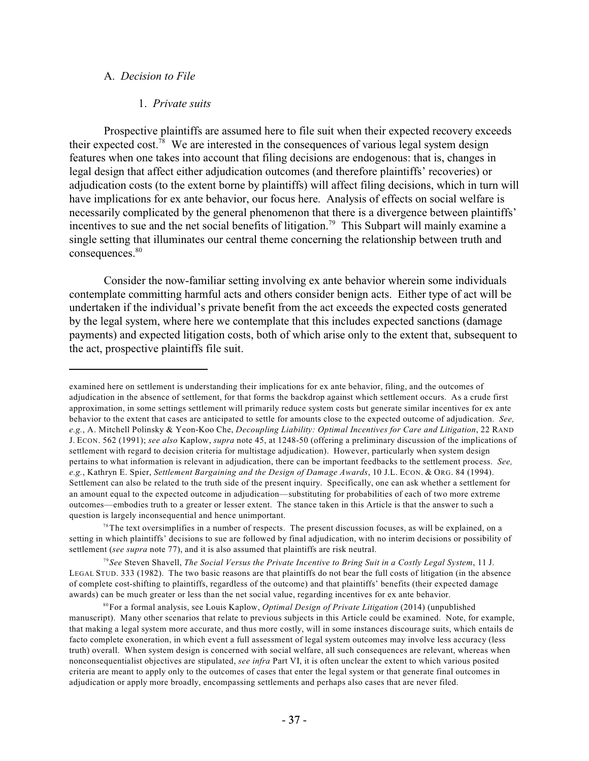### A. *Decision to File*

#### 1. *Private suits*

Prospective plaintiffs are assumed here to file suit when their expected recovery exceeds their expected cost.[78] We are interested in the consequences of various legal system design features when one takes into account that filing decisions are endogenous: that is, changes in legal design that affect either adjudication outcomes (and therefore plaintiffs' recoveries) or adjudication costs (to the extent borne by plaintiffs) will affect filing decisions, which in turn will have implications for ex ante behavior, our focus here. Analysis of effects on social welfare is necessarily complicated by the general phenomenon that there is a divergence between plaintiffs' incentives to sue and the net social benefits of litigation.[79] This Subpart will mainly examine a single setting that illuminates our central theme concerning the relationship between truth and consequences.[80]

Consider the now-familiar setting involving ex ante behavior wherein some individuals contemplate committing harmful acts and others consider benign acts. Either type of act will be undertaken if the individual's private benefit from the act exceeds the expected costs generated by the legal system, where here we contemplate that this includes expected sanctions (damage payments) and expected litigation costs, both of which arise only to the extent that, subsequent to the act, prospective plaintiffs file suit.

---

examined here on settlement is understanding their implications for ex ante behavior, filing, and the outcomes of adjudication in the absence of settlement, for that forms the backdrop against which settlement occurs. As a crude first approximation, in some settings settlement will primarily reduce system costs but generate similar incentives for ex ante behavior to the extent that cases are anticipated to settle for amounts close to the expected outcome of adjudication. *See, e.g.*, A. Mitchell Polinsky & Yeon-Koo Che, *Decoupling Liability: Optimal Incentives for Care and Litigation*, 22 RAND J. ECON. 562 (1991); *see also* Kaplow, *supra* note 45, at 1248-50 (offering a preliminary discussion of the implications of settlement with regard to decision criteria for multistage adjudication). However, particularly when system design pertains to what information is relevant in adjudication, there can be important feedbacks to the settlement process. *See, e.g.*, Kathryn E. Spier, *Settlement Bargaining and the Design of Damage Awards*, 10 J.L. ECON. & ORG. 84 (1994). Settlement can also be related to the truth side of the present inquiry. Specifically, one can ask whether a settlement for an amount equal to the expected outcome in adjudication—substituting for probabilities of each of two more extreme outcomes—embodies truth to a greater or lesser extent. The stance taken in this Article is that the answer to such a question is largely inconsequential and hence unimportant.

[78] The text oversimplifies in a number of respects. The present discussion focuses, as will be explained, on a setting in which plaintiffs' decisions to sue are followed by final adjudication, with no interim decisions or possibility of settlement (*see supra* note 77), and it is also assumed that plaintiffs are risk neutral.

[79] *See* Steven Shavell, *The Social Versus the Private Incentive to Bring Suit in a Costly Legal System*, 11 J. LEGAL STUD. 333 (1982). The two basic reasons are that plaintiffs do not bear the full costs of litigation (in the absence of complete cost-shifting to plaintiffs, regardless of the outcome) and that plaintiffs' benefits (their expected damage awards) can be much greater or less than the net social value, regarding incentives for ex ante behavior.

[80] For a formal analysis, see Louis Kaplow, *Optimal Design of Private Litigation* (2014) (unpublished manuscript). Many other scenarios that relate to previous subjects in this Article could be examined. Note, for example, that making a legal system more accurate, and thus more costly, will in some instances discourage suits, which entails de facto complete exoneration, in which event a full assessment of legal system outcomes may involve less accuracy (less truth) overall. When system design is concerned with social welfare, all such consequences are relevant, whereas when nonconsequentialist objectives are stipulated, *see infra* Part VI, it is often unclear the extent to which various posited criteria are meant to apply only to the outcomes of cases that enter the legal system or that generate final outcomes in adjudication or apply more broadly, encompassing settlements and perhaps also cases that are never filed.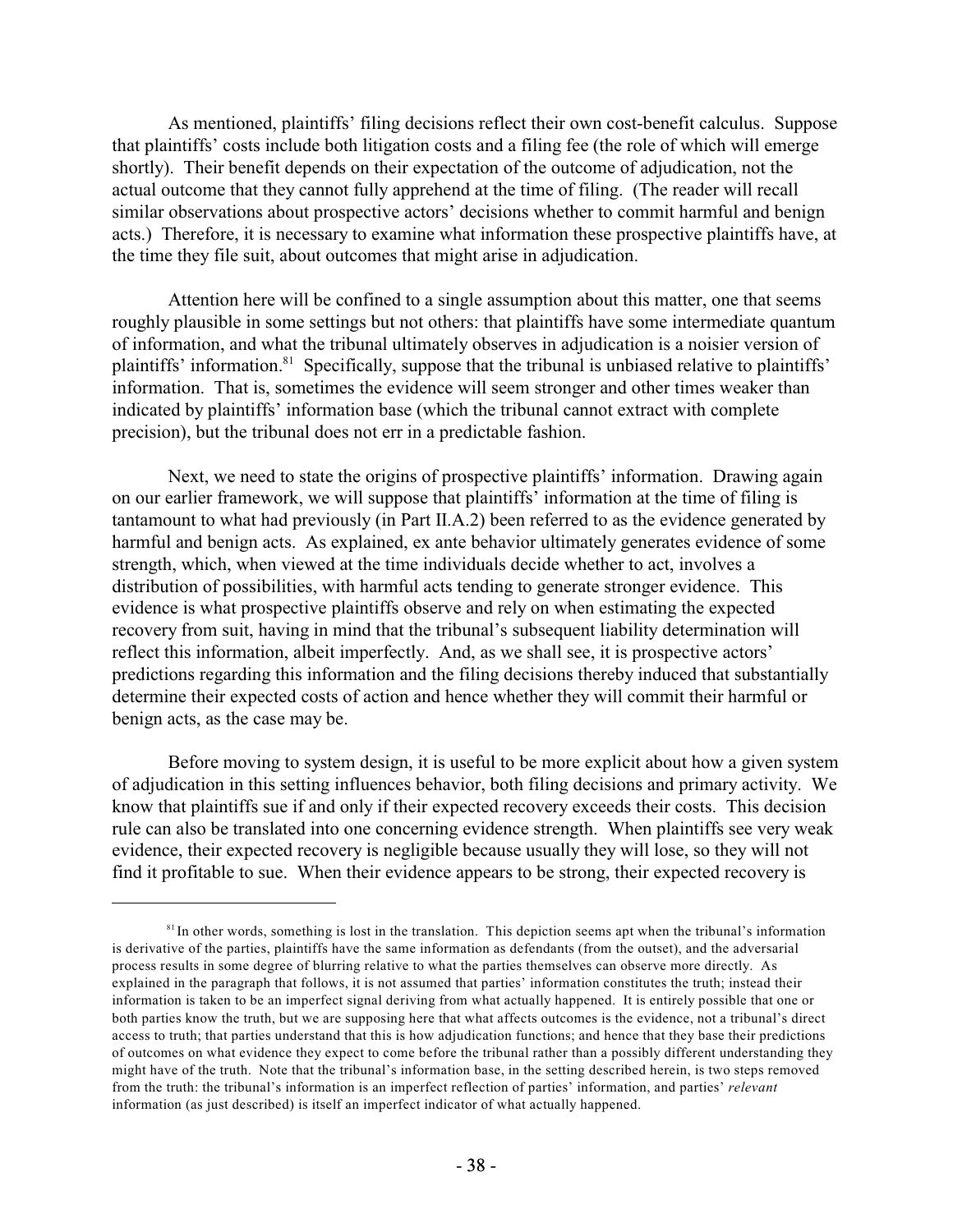As mentioned, plaintiffs' filing decisions reflect their own cost-benefit calculus. Suppose that plaintiffs' costs include both litigation costs and a filing fee (the role of which will emerge shortly). Their benefit depends on their expectation of the outcome of adjudication, not the actual outcome that they cannot fully apprehend at the time of filing. (The reader will recall similar observations about prospective actors' decisions whether to commit harmful and benign acts.) Therefore, it is necessary to examine what information these prospective plaintiffs have, at the time they file suit, about outcomes that might arise in adjudication.

Attention here will be confined to a single assumption about this matter, one that seems roughly plausible in some settings but not others: that plaintiffs have some intermediate quantum of information, and what the tribunal ultimately observes in adjudication is a noisier version of plaintiffs' information.[81] Specifically, suppose that the tribunal is unbiased relative to plaintiffs' information. That is, sometimes the evidence will seem stronger and other times weaker than indicated by plaintiffs' information base (which the tribunal cannot extract with complete precision), but the tribunal does not err in a predictable fashion.

Next, we need to state the origins of prospective plaintiffs' information. Drawing again on our earlier framework, we will suppose that plaintiffs' information at the time of filing is tantamount to what had previously (in Part II.A.2) been referred to as the evidence generated by harmful and benign acts. As explained, ex ante behavior ultimately generates evidence of some strength, which, when viewed at the time individuals decide whether to act, involves a distribution of possibilities, with harmful acts tending to generate stronger evidence. This evidence is what prospective plaintiffs observe and rely on when estimating the expected recovery from suit, having in mind that the tribunal's subsequent liability determination will reflect this information, albeit imperfectly. And, as we shall see, it is prospective actors' predictions regarding this information and the filing decisions thereby induced that substantially determine their expected costs of action and hence whether they will commit their harmful or benign acts, as the case may be.

Before moving to system design, it is useful to be more explicit about how a given system of adjudication in this setting influences behavior, both filing decisions and primary activity. We know that plaintiffs sue if and only if their expected recovery exceeds their costs. This decision rule can also be translated into one concerning evidence strength. When plaintiffs see very weak evidence, their expected recovery is negligible because usually they will lose, so they will not find it profitable to sue. When their evidence appears to be strong, their expected recovery is

[81] In other words, something is lost in the translation. This depiction seems apt when the tribunal's information is derivative of the parties, plaintiffs have the same information as defendants (from the outset), and the adversarial process results in some degree of blurring relative to what the parties themselves can observe more directly. As explained in the paragraph that follows, it is not assumed that parties' information constitutes the truth; instead their information is taken to be an imperfect signal deriving from what actually happened. It is entirely possible that one or both parties know the truth, but we are supposing here that what affects outcomes is the evidence, not a tribunal's direct access to truth; that parties understand that this is how adjudication functions; and hence that they base their predictions of outcomes on what evidence they expect to come before the tribunal rather than a possibly different understanding they might have of the truth. Note that the tribunal's information base, in the setting described herein, is two steps removed from the truth: the tribunal's information is an imperfect reflection of parties' information, and parties' *relevant* information (as just described) is itself an imperfect indicator of what actually happened.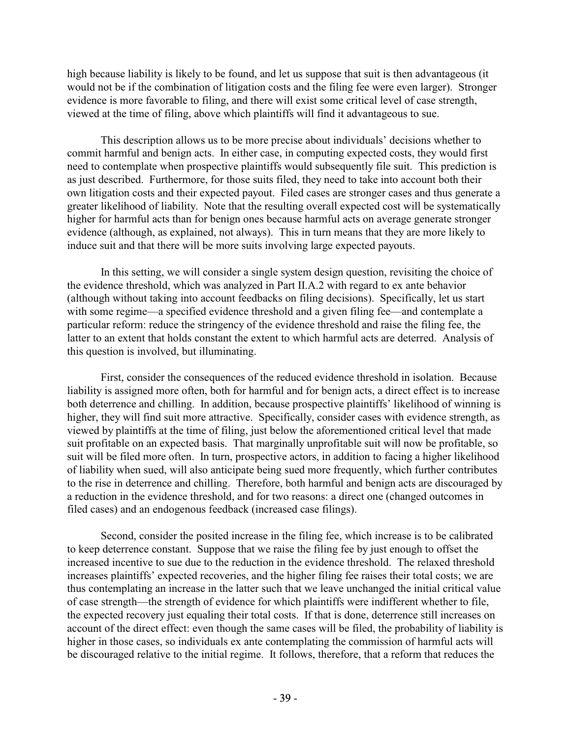high because liability is likely to be found, and let us suppose that suit is then advantageous (it would not be if the combination of litigation costs and the filing fee were even larger). Stronger evidence is more favorable to filing, and there will exist some critical level of case strength, viewed at the time of filing, above which plaintiffs will find it advantageous to sue.

This description allows us to be more precise about individuals' decisions whether to commit harmful and benign acts. In either case, in computing expected costs, they would first need to contemplate when prospective plaintiffs would subsequently file suit. This prediction is as just described. Furthermore, for those suits filed, they need to take into account both their own litigation costs and their expected payout. Filed cases are stronger cases and thus generate a greater likelihood of liability. Note that the resulting overall expected cost will be systematically higher for harmful acts than for benign ones because harmful acts on average generate stronger evidence (although, as explained, not always). This in turn means that they are more likely to induce suit and that there will be more suits involving large expected payouts.

In this setting, we will consider a single system design question, revisiting the choice of the evidence threshold, which was analyzed in Part II.A.2 with regard to ex ante behavior (although without taking into account feedbacks on filing decisions). Specifically, let us start with some regime—a specified evidence threshold and a given filing fee—and contemplate a particular reform: reduce the stringency of the evidence threshold and raise the filing fee, the latter to an extent that holds constant the extent to which harmful acts are deterred. Analysis of this question is involved, but illuminating.

First, consider the consequences of the reduced evidence threshold in isolation. Because liability is assigned more often, both for harmful and for benign acts, a direct effect is to increase both deterrence and chilling. In addition, because prospective plaintiffs' likelihood of winning is higher, they will find suit more attractive. Specifically, consider cases with evidence strength, as viewed by plaintiffs at the time of filing, just below the aforementioned critical level that made suit profitable on an expected basis. That marginally unprofitable suit will now be profitable, so suit will be filed more often. In turn, prospective actors, in addition to facing a higher likelihood of liability when sued, will also anticipate being sued more frequently, which further contributes to the rise in deterrence and chilling. Therefore, both harmful and benign acts are discouraged by a reduction in the evidence threshold, and for two reasons: a direct one (changed outcomes in filed cases) and an endogenous feedback (increased case filings).

Second, consider the posited increase in the filing fee, which increase is to be calibrated to keep deterrence constant. Suppose that we raise the filing fee by just enough to offset the increased incentive to sue due to the reduction in the evidence threshold. The relaxed threshold increases plaintiffs' expected recoveries, and the higher filing fee raises their total costs; we are thus contemplating an increase in the latter such that we leave unchanged the initial critical value of case strength—the strength of evidence for which plaintiffs were indifferent whether to file, the expected recovery just equaling their total costs. If that is done, deterrence still increases on account of the direct effect: even though the same cases will be filed, the probability of liability is higher in those cases, so individuals ex ante contemplating the commission of harmful acts will be discouraged relative to the initial regime. It follows, therefore, that a reform that reduces the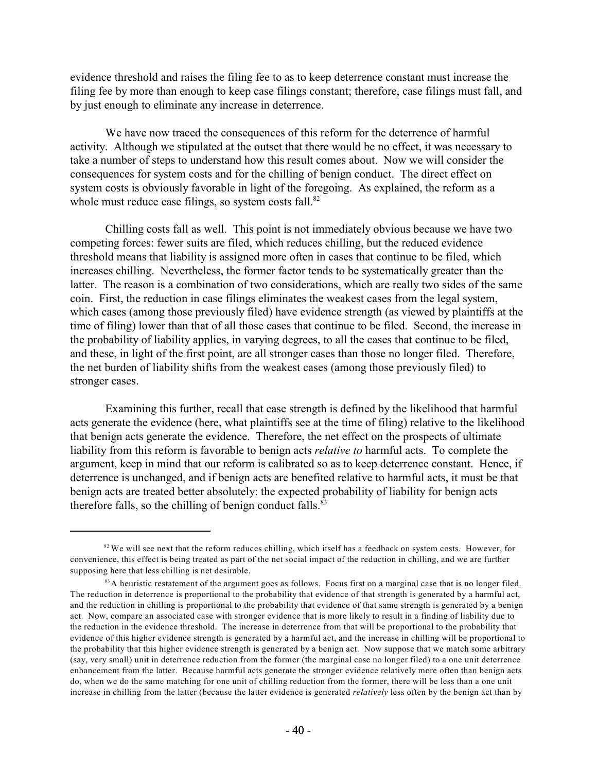evidence threshold and raises the filing fee to as to keep deterrence constant must increase the filing fee by more than enough to keep case filings constant; therefore, case filings must fall, and by just enough to eliminate any increase in deterrence.

We have now traced the consequences of this reform for the deterrence of harmful activity. Although we stipulated at the outset that there would be no effect, it was necessary to take a number of steps to understand how this result comes about. Now we will consider the consequences for system costs and for the chilling of benign conduct. The direct effect on system costs is obviously favorable in light of the foregoing. As explained, the reform as a whole must reduce case filings, so system costs fall.[82]

Chilling costs fall as well. This point is not immediately obvious because we have two competing forces: fewer suits are filed, which reduces chilling, but the reduced evidence threshold means that liability is assigned more often in cases that continue to be filed, which increases chilling. Nevertheless, the former factor tends to be systematically greater than the latter. The reason is a combination of two considerations, which are really two sides of the same coin. First, the reduction in case filings eliminates the weakest cases from the legal system, which cases (among those previously filed) have evidence strength (as viewed by plaintiffs at the time of filing) lower than that of all those cases that continue to be filed. Second, the increase in the probability of liability applies, in varying degrees, to all the cases that continue to be filed, and these, in light of the first point, are all stronger cases than those no longer filed. Therefore, the net burden of liability shifts from the weakest cases (among those previously filed) to stronger cases.

Examining this further, recall that case strength is defined by the likelihood that harmful acts generate the evidence (here, what plaintiffs see at the time of filing) relative to the likelihood that benign acts generate the evidence. Therefore, the net effect on the prospects of ultimate liability from this reform is favorable to benign acts *relative to* harmful acts. To complete the argument, keep in mind that our reform is calibrated so as to keep deterrence constant. Hence, if deterrence is unchanged, and if benign acts are benefited relative to harmful acts, it must be that benign acts are treated better absolutely: the expected probability of liability for benign acts therefore falls, so the chilling of benign conduct falls.[83]

---

[82] We will see next that the reform reduces chilling, which itself has a feedback on system costs. However, for convenience, this effect is being treated as part of the net social impact of the reduction in chilling, and we are further supposing here that less chilling is net desirable.

[83] A heuristic restatement of the argument goes as follows. Focus first on a marginal case that is no longer filed. The reduction in deterrence is proportional to the probability that evidence of that strength is generated by a harmful act, and the reduction in chilling is proportional to the probability that evidence of that same strength is generated by a benign act. Now, compare an associated case with stronger evidence that is more likely to result in a finding of liability due to the reduction in the evidence threshold. The increase in deterrence from that will be proportional to the probability that evidence of this higher evidence strength is generated by a harmful act, and the increase in chilling will be proportional to the probability that this higher evidence strength is generated by a benign act. Now suppose that we match some arbitrary (say, very small) unit in deterrence reduction from the former (the marginal case no longer filed) to a one unit deterrence enhancement from the latter. Because harmful acts generate the stronger evidence relatively more often than benign acts do, when we do the same matching for one unit of chilling reduction from the former, there will be less than a one unit increase in chilling from the latter (because the latter evidence is generated *relatively* less often by the benign act than by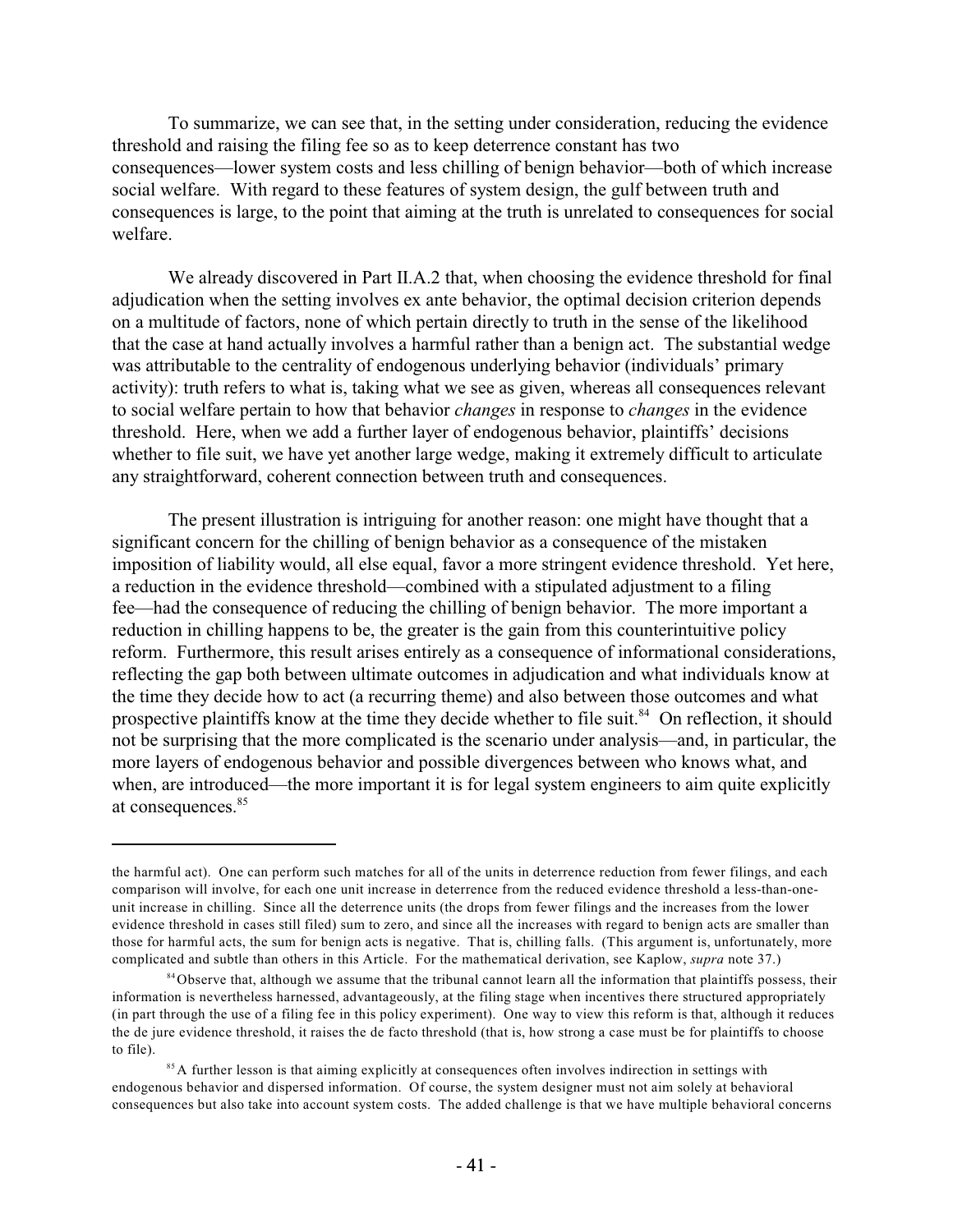To summarize, we can see that, in the setting under consideration, reducing the evidence threshold and raising the filing fee so as to keep deterrence constant has two consequences—lower system costs and less chilling of benign behavior—both of which increase social welfare. With regard to these features of system design, the gulf between truth and consequences is large, to the point that aiming at the truth is unrelated to consequences for social welfare.

We already discovered in Part II.A.2 that, when choosing the evidence threshold for final adjudication when the setting involves ex ante behavior, the optimal decision criterion depends on a multitude of factors, none of which pertain directly to truth in the sense of the likelihood that the case at hand actually involves a harmful rather than a benign act. The substantial wedge was attributable to the centrality of endogenous underlying behavior (individuals' primary activity): truth refers to what is, taking what we see as given, whereas all consequences relevant to social welfare pertain to how that behavior *changes* in response to *changes* in the evidence threshold. Here, when we add a further layer of endogenous behavior, plaintiffs' decisions whether to file suit, we have yet another large wedge, making it extremely difficult to articulate any straightforward, coherent connection between truth and consequences.

The present illustration is intriguing for another reason: one might have thought that a significant concern for the chilling of benign behavior as a consequence of the mistaken imposition of liability would, all else equal, favor a more stringent evidence threshold. Yet here, a reduction in the evidence threshold—combined with a stipulated adjustment to a filing fee—had the consequence of reducing the chilling of benign behavior. The more important a reduction in chilling happens to be, the greater is the gain from this counterintuitive policy reform. Furthermore, this result arises entirely as a consequence of informational considerations, reflecting the gap both between ultimate outcomes in adjudication and what individuals know at the time they decide how to act (a recurring theme) and also between those outcomes and what prospective plaintiffs know at the time they decide whether to file suit.[84] On reflection, it should not be surprising that the more complicated is the scenario under analysis—and, in particular, the more layers of endogenous behavior and possible divergences between who knows what, and when, are introduced—the more important it is for legal system engineers to aim quite explicitly at consequences.[85]

---

the harmful act). One can perform such matches for all of the units in deterrence reduction from fewer filings, and each comparison will involve, for each one unit increase in deterrence from the reduced evidence threshold a less-than-one-unit increase in chilling. Since all the deterrence units (the drops from fewer filings and the increases from the lower evidence threshold in cases still filed) sum to zero, and since all the increases with regard to benign acts are smaller than those for harmful acts, the sum for benign acts is negative. That is, chilling falls. (This argument is, unfortunately, more complicated and subtle than others in this Article. For the mathematical derivation, see Kaplow, *supra* note 37.)

[84] Observe that, although we assume that the tribunal cannot learn all the information that plaintiffs possess, their information is nevertheless harnessed, advantageously, at the filing stage when incentives there structured appropriately (in part through the use of a filing fee in this policy experiment). One way to view this reform is that, although it reduces the de jure evidence threshold, it raises the de facto threshold (that is, how strong a case must be for plaintiffs to choose to file).

[85] A further lesson is that aiming explicitly at consequences often involves indirection in settings with endogenous behavior and dispersed information. Of course, the system designer must not aim solely at behavioral consequences but also take into account system costs. The added challenge is that we have multiple behavioral concerns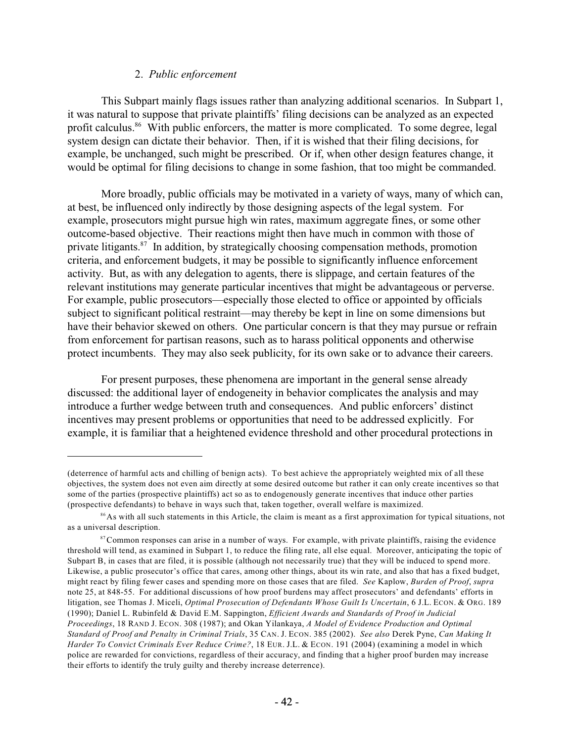### 2. *Public enforcement*

This Subpart mainly flags issues rather than analyzing additional scenarios. In Subpart 1, it was natural to suppose that private plaintiffs' filing decisions can be analyzed as an expected profit calculus.[86] With public enforcers, the matter is more complicated. To some degree, legal system design can dictate their behavior. Then, if it is wished that their filing decisions, for example, be unchanged, such might be prescribed. Or if, when other design features change, it would be optimal for filing decisions to change in some fashion, that too might be commanded.

More broadly, public officials may be motivated in a variety of ways, many of which can, at best, be influenced only indirectly by those designing aspects of the legal system. For example, prosecutors might pursue high win rates, maximum aggregate fines, or some other outcome-based objective. Their reactions might then have much in common with those of private litigants.[87] In addition, by strategically choosing compensation methods, promotion criteria, and enforcement budgets, it may be possible to significantly influence enforcement activity. But, as with any delegation to agents, there is slippage, and certain features of the relevant institutions may generate particular incentives that might be advantageous or perverse. For example, public prosecutors—especially those elected to office or appointed by officials subject to significant political restraint—may thereby be kept in line on some dimensions but have their behavior skewed on others. One particular concern is that they may pursue or refrain from enforcement for partisan reasons, such as to harass political opponents and otherwise protect incumbents. They may also seek publicity, for its own sake or to advance their careers.

For present purposes, these phenomena are important in the general sense already discussed: the additional layer of endogeneity in behavior complicates the analysis and may introduce a further wedge between truth and consequences. And public enforcers' distinct incentives may present problems or opportunities that need to be addressed explicitly. For example, it is familiar that a heightened evidence threshold and other procedural protections in

---

(deterrence of harmful acts and chilling of benign acts). To best achieve the appropriately weighted mix of all these objectives, the system does not even aim directly at some desired outcome but rather it can only create incentives so that some of the parties (prospective plaintiffs) act so as to endogenously generate incentives that induce other parties (prospective defendants) to behave in ways such that, taken together, overall welfare is maximized.

[86] As with all such statements in this Article, the claim is meant as a first approximation for typical situations, not as a universal description.

[87] Common responses can arise in a number of ways. For example, with private plaintiffs, raising the evidence threshold will tend, as examined in Subpart 1, to reduce the filing rate, all else equal. Moreover, anticipating the topic of Subpart B, in cases that are filed, it is possible (although not necessarily true) that they will be induced to spend more. Likewise, a public prosecutor's office that cares, among other things, about its win rate, and also that has a fixed budget, might react by filing fewer cases and spending more on those cases that are filed. *See* Kaplow, *Burden of Proof*, *supra* note 25, at 848-55. For additional discussions of how proof burdens may affect prosecutors' and defendants' efforts in litigation, see Thomas J. Miceli, *Optimal Prosecution of Defendants Whose Guilt Is Uncertain*, 6 J.L. ECON. & ORG. 189 (1990); Daniel L. Rubinfeld & David E.M. Sappington, *Efficient Awards and Standards of Proof in Judicial Proceedings*, 18 RAND J. ECON. 308 (1987); and Okan Yilankaya, *A Model of Evidence Production and Optimal Standard of Proof and Penalty in Criminal Trials*, 35 CAN. J. ECON. 385 (2002). *See also* Derek Pyne, *Can Making It Harder To Convict Criminals Ever Reduce Crime?*, 18 EUR. J.L. & ECON. 191 (2004) (examining a model in which police are rewarded for convictions, regardless of their accuracy, and finding that a higher proof burden may increase their efforts to identify the truly guilty and thereby increase deterrence).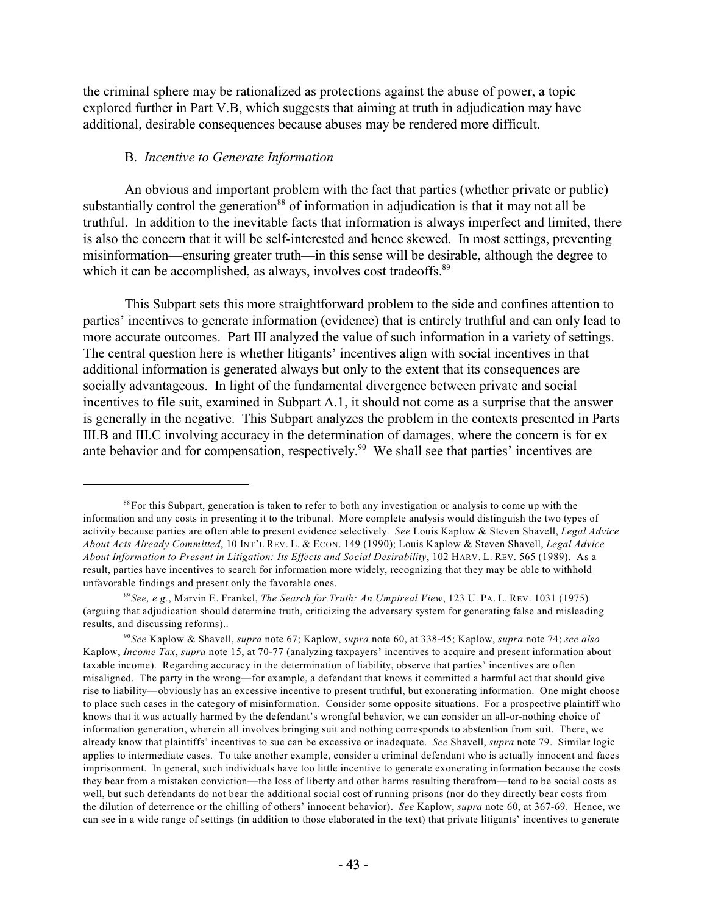the criminal sphere may be rationalized as protections against the abuse of power, a topic explored further in Part V.B, which suggests that aiming at truth in adjudication may have additional, desirable consequences because abuses may be rendered more difficult.

### B. *Incentive to Generate Information*

An obvious and important problem with the fact that parties (whether private or public) substantially control the generation[88] of information in adjudication is that it may not all be truthful. In addition to the inevitable facts that information is always imperfect and limited, there is also the concern that it will be self-interested and hence skewed. In most settings, preventing misinformation—ensuring greater truth—in this sense will be desirable, although the degree to which it can be accomplished, as always, involves cost tradeoffs.[89]

This Subpart sets this more straightforward problem to the side and confines attention to parties' incentives to generate information (evidence) that is entirely truthful and can only lead to more accurate outcomes. Part III analyzed the value of such information in a variety of settings. The central question here is whether litigants' incentives align with social incentives in that additional information is generated always but only to the extent that its consequences are socially advantageous. In light of the fundamental divergence between private and social incentives to file suit, examined in Subpart A.1, it should not come as a surprise that the answer is generally in the negative. This Subpart analyzes the problem in the contexts presented in Parts III.B and III.C involving accuracy in the determination of damages, where the concern is for ex ante behavior and for compensation, respectively.[90] We shall see that parties' incentives are

---

[88] For this Subpart, generation is taken to refer to both any investigation or analysis to come up with the information and any costs in presenting it to the tribunal. More complete analysis would distinguish the two types of activity because parties are often able to present evidence selectively. *See* Louis Kaplow & Steven Shavell, *Legal Advice About Acts Already Committed*, 10 INT'L REV. L. & ECON. 149 (1990); Louis Kaplow & Steven Shavell, *Legal Advice About Information to Present in Litigation: Its Effects and Social Desirability*, 102 HARV. L. REV. 565 (1989). As a result, parties have incentives to search for information more widely, recognizing that they may be able to withhold unfavorable findings and present only the favorable ones.

[89] *See, e.g.*, Marvin E. Frankel, *The Search for Truth: An Umpireal View*, 123 U. PA. L. REV. 1031 (1975) (arguing that adjudication should determine truth, criticizing the adversary system for generating false and misleading results, and discussing reforms)..

[90] *See* Kaplow & Shavell, *supra* note 67; Kaplow, *supra* note 60, at 338-45; Kaplow, *supra* note 74; *see also* Kaplow, *Income Tax*, *supra* note 15, at 70-77 (analyzing taxpayers' incentives to acquire and present information about taxable income). Regarding accuracy in the determination of liability, observe that parties' incentives are often misaligned. The party in the wrong—for example, a defendant that knows it committed a harmful act that should give rise to liability—obviously has an excessive incentive to present truthful, but exonerating information. One might choose to place such cases in the category of misinformation. Consider some opposite situations. For a prospective plaintiff who knows that it was actually harmed by the defendant's wrongful behavior, we can consider an all-or-nothing choice of information generation, wherein all involves bringing suit and nothing corresponds to abstention from suit. There, we already know that plaintiffs' incentives to sue can be excessive or inadequate. *See* Shavell, *supra* note 79. Similar logic applies to intermediate cases. To take another example, consider a criminal defendant who is actually innocent and faces imprisonment. In general, such individuals have too little incentive to generate exonerating information because the costs they bear from a mistaken conviction—the loss of liberty and other harms resulting therefrom—tend to be social costs as well, but such defendants do not bear the additional social cost of running prisons (nor do they directly bear costs from the dilution of deterrence or the chilling of others' innocent behavior). *See* Kaplow, *supra* note 60, at 367-69. Hence, we can see in a wide range of settings (in addition to those elaborated in the text) that private litigants' incentives to generate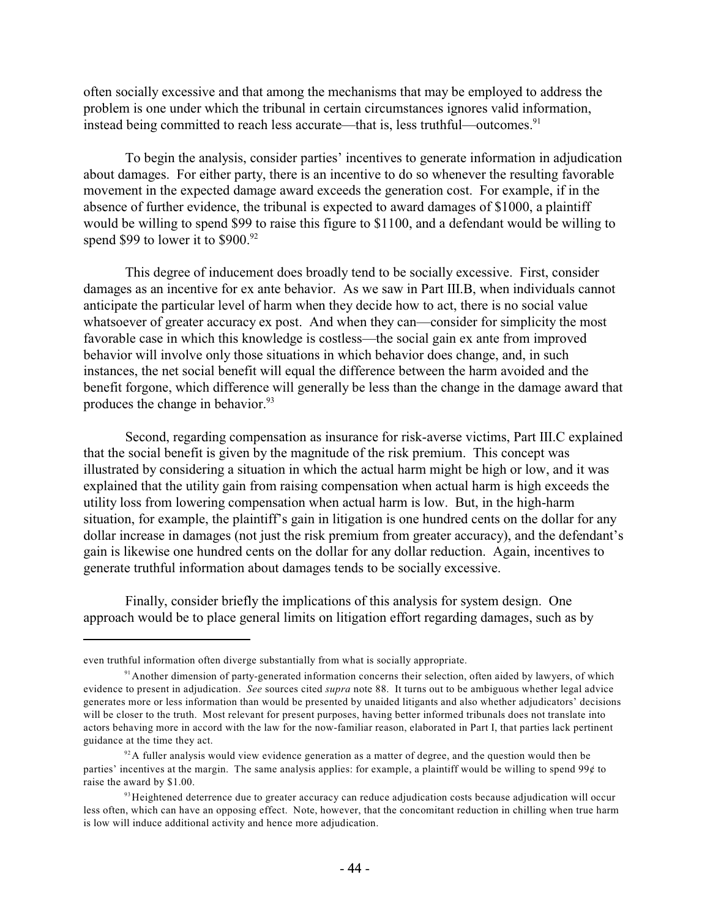often socially excessive and that among the mechanisms that may be employed to address the problem is one under which the tribunal in certain circumstances ignores valid information, instead being committed to reach less accurate—that is, less truthful—outcomes.[91]

To begin the analysis, consider parties' incentives to generate information in adjudication about damages. For either party, there is an incentive to do so whenever the resulting favorable movement in the expected damage award exceeds the generation cost. For example, if in the absence of further evidence, the tribunal is expected to award damages of $1000, a plaintiff would be willing to spend $99 to raise this figure to $1100, and a defendant would be willing to spend $99 to lower it to $900.[92]

This degree of inducement does broadly tend to be socially excessive. First, consider damages as an incentive for ex ante behavior. As we saw in Part III.B, when individuals cannot anticipate the particular level of harm when they decide how to act, there is no social value whatsoever of greater accuracy ex post. And when they can—consider for simplicity the most favorable case in which this knowledge is costless—the social gain ex ante from improved behavior will involve only those situations in which behavior does change, and, in such instances, the net social benefit will equal the difference between the harm avoided and the benefit forgone, which difference will generally be less than the change in the damage award that produces the change in behavior.[93]

Second, regarding compensation as insurance for risk-averse victims, Part III.C explained that the social benefit is given by the magnitude of the risk premium. This concept was illustrated by considering a situation in which the actual harm might be high or low, and it was explained that the utility gain from raising compensation when actual harm is high exceeds the utility loss from lowering compensation when actual harm is low. But, in the high-harm situation, for example, the plaintiff's gain in litigation is one hundred cents on the dollar for any dollar increase in damages (not just the risk premium from greater accuracy), and the defendant's gain is likewise one hundred cents on the dollar for any dollar reduction. Again, incentives to generate truthful information about damages tends to be socially excessive.

Finally, consider briefly the implications of this analysis for system design. One approach would be to place general limits on litigation effort regarding damages, such as by

---

even truthful information often diverge substantially from what is socially appropriate.

[91] Another dimension of party-generated information concerns their selection, often aided by lawyers, of which evidence to present in adjudication. *See* sources cited *supra* note 88. It turns out to be ambiguous whether legal advice generates more or less information than would be presented by unaided litigants and also whether adjudicators' decisions will be closer to the truth. Most relevant for present purposes, having better informed tribunals does not translate into actors behaving more in accord with the law for the now-familiar reason, elaborated in Part I, that parties lack pertinent guidance at the time they act.

[92] A fuller analysis would view evidence generation as a matter of degree, and the question would then be parties' incentives at the margin. The same analysis applies: for example, a plaintiff would be willing to spend 99¢ to raise the award by $1.00.

[93] Heightened deterrence due to greater accuracy can reduce adjudication costs because adjudication will occur less often, which can have an opposing effect. Note, however, that the concomitant reduction in chilling when true harm is low will induce additional activity and hence more adjudication.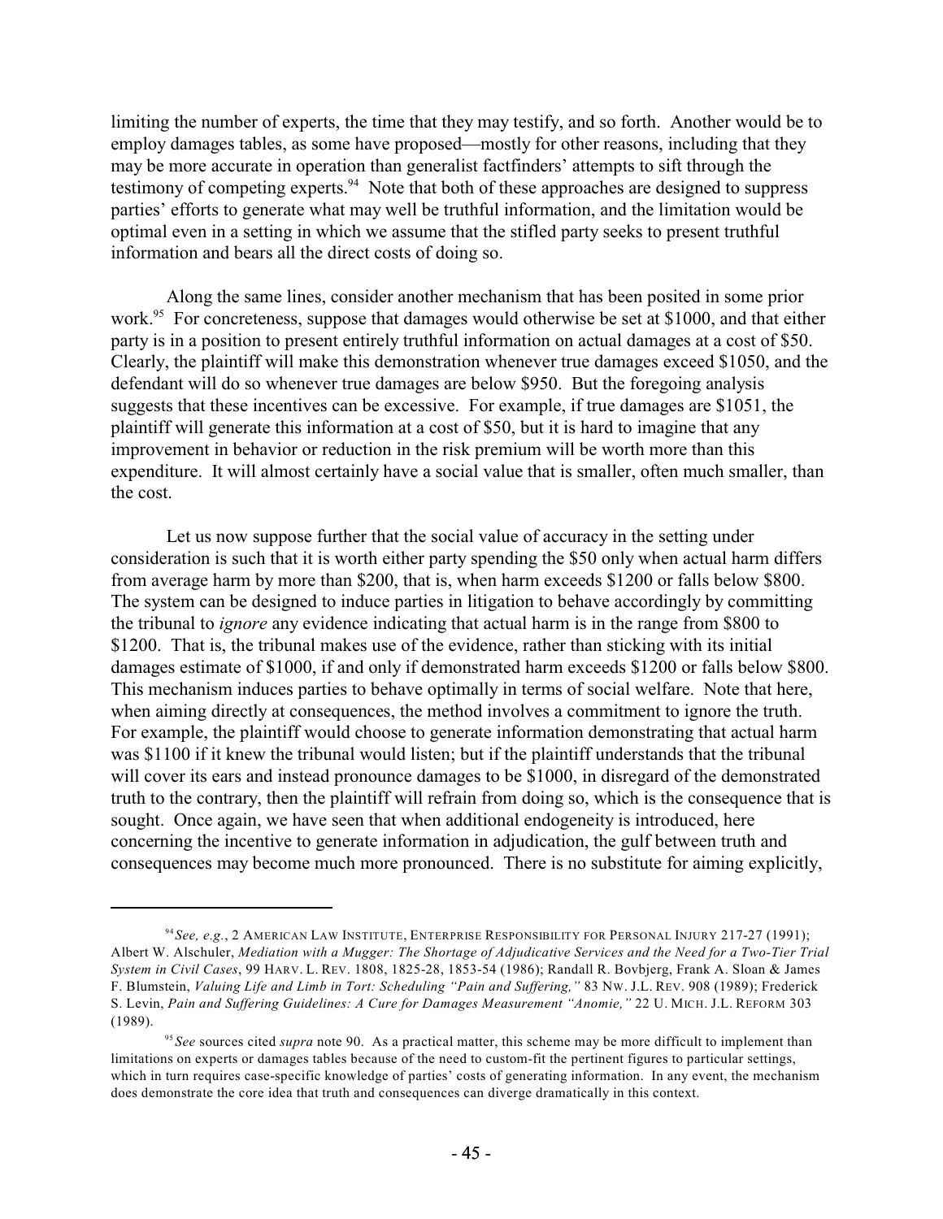limiting the number of experts, the time that they may testify, and so forth. Another would be to employ damages tables, as some have proposed—mostly for other reasons, including that they may be more accurate in operation than generalist factfinders' attempts to sift through the testimony of competing experts.[94] Note that both of these approaches are designed to suppress parties' efforts to generate what may well be truthful information, and the limitation would be optimal even in a setting in which we assume that the stifled party seeks to present truthful information and bears all the direct costs of doing so.

Along the same lines, consider another mechanism that has been posited in some prior work.[95] For concreteness, suppose that damages would otherwise be set at \$1000, and that either party is in a position to present entirely truthful information on actual damages at a cost of \$50. Clearly, the plaintiff will make this demonstration whenever true damages exceed \$1050, and the defendant will do so whenever true damages are below \$950. But the foregoing analysis suggests that these incentives can be excessive. For example, if true damages are \$1051, the plaintiff will generate this information at a cost of \$50, but it is hard to imagine that any improvement in behavior or reduction in the risk premium will be worth more than this expenditure. It will almost certainly have a social value that is smaller, often much smaller, than the cost.

Let us now suppose further that the social value of accuracy in the setting under consideration is such that it is worth either party spending the \$50 only when actual harm differs from average harm by more than \$200, that is, when harm exceeds \$1200 or falls below \$800. The system can be designed to induce parties in litigation to behave accordingly by committing the tribunal to *ignore* any evidence indicating that actual harm is in the range from \$800 to \$1200. That is, the tribunal makes use of the evidence, rather than sticking with its initial damages estimate of \$1000, if and only if demonstrated harm exceeds \$1200 or falls below \$800. This mechanism induces parties to behave optimally in terms of social welfare. Note that here, when aiming directly at consequences, the method involves a commitment to ignore the truth. For example, the plaintiff would choose to generate information demonstrating that actual harm was \$1100 if it knew the tribunal would listen; but if the plaintiff understands that the tribunal will cover its ears and instead pronounce damages to be \$1000, in disregard of the demonstrated truth to the contrary, then the plaintiff will refrain from doing so, which is the consequence that is sought. Once again, we have seen that when additional endogeneity is introduced, here concerning the incentive to generate information in adjudication, the gulf between truth and consequences may become much more pronounced. There is no substitute for aiming explicitly,

---

[94] *See, e.g.*, 2 AMERICAN LAW INSTITUTE, ENTERPRISE RESPONSIBILITY FOR PERSONAL INJURY 217-27 (1991); Albert W. Alschuler, *Mediation with a Mugger: The Shortage of Adjudicative Services and the Need for a Two-Tier Trial System in Civil Cases*, 99 HARV. L. REV. 1808, 1825-28, 1853-54 (1986); Randall R. Bovbjerg, Frank A. Sloan & James F. Blumstein, *Valuing Life and Limb in Tort: Scheduling "Pain and Suffering,"* 83 NW. J.L. REV. 908 (1989); Frederick S. Levin, *Pain and Suffering Guidelines: A Cure for Damages Measurement "Anomie,"* 22 U. MICH. J.L. REFORM 303 (1989).

[95] *See* sources cited *supra* note 90. As a practical matter, this scheme may be more difficult to implement than limitations on experts or damages tables because of the need to custom-fit the pertinent figures to particular settings, which in turn requires case-specific knowledge of parties' costs of generating information. In any event, the mechanism does demonstrate the core idea that truth and consequences can diverge dramatically in this context.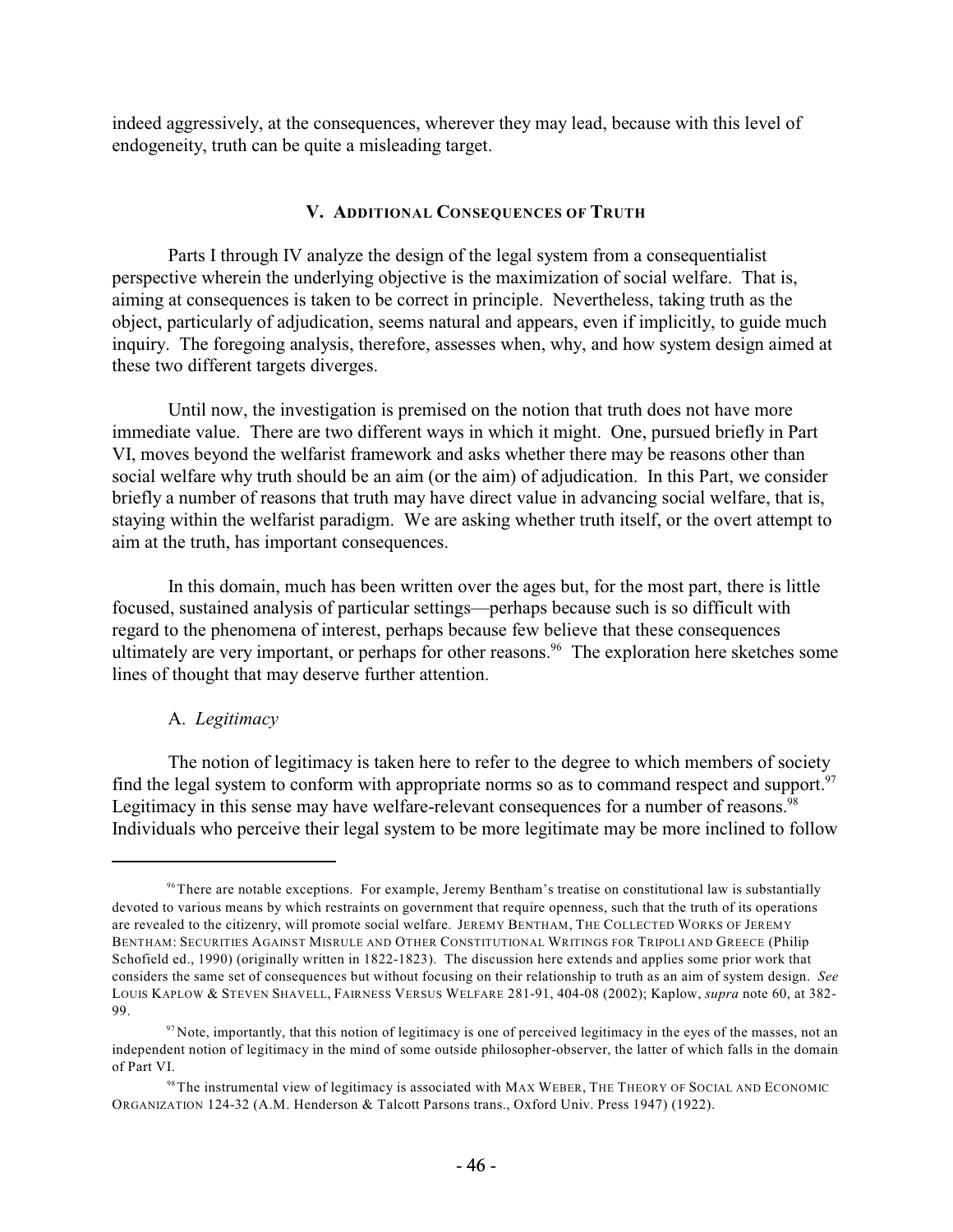indeed aggressively, at the consequences, wherever they may lead, because with this level of endogeneity, truth can be quite a misleading target.

## V. ADDITIONAL CONSEQUENCES OF TRUTH

Parts I through IV analyze the design of the legal system from a consequentialist perspective wherein the underlying objective is the maximization of social welfare. That is, aiming at consequences is taken to be correct in principle. Nevertheless, taking truth as the object, particularly of adjudication, seems natural and appears, even if implicitly, to guide much inquiry. The foregoing analysis, therefore, assesses when, why, and how system design aimed at these two different targets diverges.

Until now, the investigation is premised on the notion that truth does not have more immediate value. There are two different ways in which it might. One, pursued briefly in Part VI, moves beyond the welfarist framework and asks whether there may be reasons other than social welfare why truth should be an aim (or the aim) of adjudication. In this Part, we consider briefly a number of reasons that truth may have direct value in advancing social welfare, that is, staying within the welfarist paradigm. We are asking whether truth itself, or the overt attempt to aim at the truth, has important consequences.

In this domain, much has been written over the ages but, for the most part, there is little focused, sustained analysis of particular settings—perhaps because such is so difficult with regard to the phenomena of interest, perhaps because few believe that these consequences ultimately are very important, or perhaps for other reasons.[96] The exploration here sketches some lines of thought that may deserve further attention.

### A. *Legitimacy*

The notion of legitimacy is taken here to refer to the degree to which members of society find the legal system to conform with appropriate norms so as to command respect and support.[97] Legitimacy in this sense may have welfare-relevant consequences for a number of reasons.[98] Individuals who perceive their legal system to be more legitimate may be more inclined to follow

---

[96] There are notable exceptions. For example, Jeremy Bentham's treatise on constitutional law is substantially devoted to various means by which restraints on government that require openness, such that the truth of its operations are revealed to the citizenry, will promote social welfare. JEREMY BENTHAM, THE COLLECTED WORKS OF JEREMY BENTHAM: SECURITIES AGAINST MISRULE AND OTHER CONSTITUTIONAL WRITINGS FOR TRIPOLI AND GREECE (Philip Schofield ed., 1990) (originally written in 1822-1823). The discussion here extends and applies some prior work that considers the same set of consequences but without focusing on their relationship to truth as an aim of system design. *See* LOUIS KAPLOW & STEVEN SHAVELL, FAIRNESS VERSUS WELFARE 281-91, 404-08 (2002); Kaplow, *supra* note 60, at 382-99.

[97] Note, importantly, that this notion of legitimacy is one of perceived legitimacy in the eyes of the masses, not an independent notion of legitimacy in the mind of some outside philosopher-observer, the latter of which falls in the domain of Part VI.

[98] The instrumental view of legitimacy is associated with MAX WEBER, THE THEORY OF SOCIAL AND ECONOMIC ORGANIZATION 124-32 (A.M. Henderson & Talcott Parsons trans., Oxford Univ. Press 1947) (1922).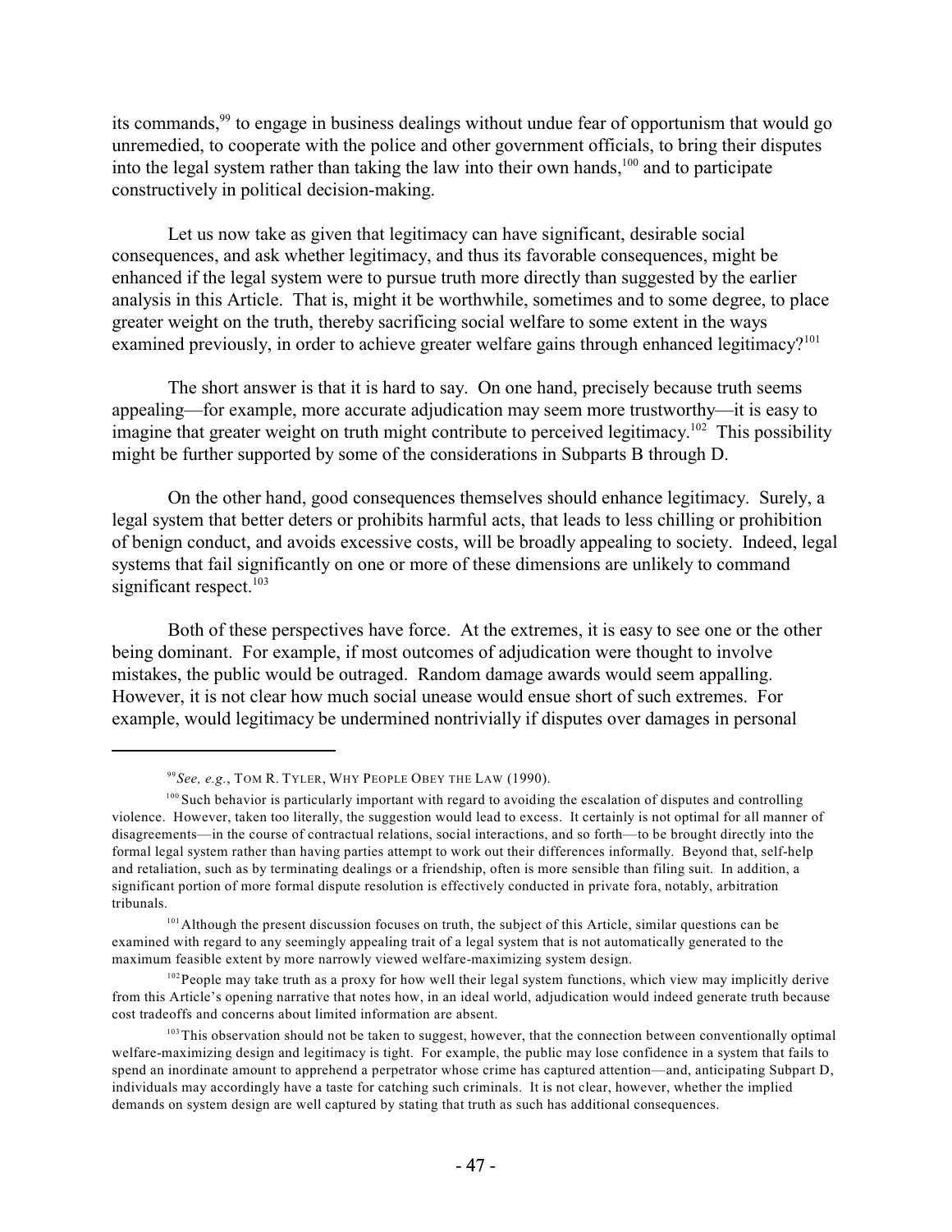its commands,[99] to engage in business dealings without undue fear of opportunism that would go unremedied, to cooperate with the police and other government officials, to bring their disputes into the legal system rather than taking the law into their own hands,[100] and to participate constructively in political decision-making.

Let us now take as given that legitimacy can have significant, desirable social consequences, and ask whether legitimacy, and thus its favorable consequences, might be enhanced if the legal system were to pursue truth more directly than suggested by the earlier analysis in this Article. That is, might it be worthwhile, sometimes and to some degree, to place greater weight on the truth, thereby sacrificing social welfare to some extent in the ways examined previously, in order to achieve greater welfare gains through enhanced legitimacy?[101]

The short answer is that it is hard to say. On one hand, precisely because truth seems appealing—for example, more accurate adjudication may seem more trustworthy—it is easy to imagine that greater weight on truth might contribute to perceived legitimacy.[102] This possibility might be further supported by some of the considerations in Subparts B through D.

On the other hand, good consequences themselves should enhance legitimacy. Surely, a legal system that better deters or prohibits harmful acts, that leads to less chilling or prohibition of benign conduct, and avoids excessive costs, will be broadly appealing to society. Indeed, legal systems that fail significantly on one or more of these dimensions are unlikely to command significant respect.[103]

Both of these perspectives have force. At the extremes, it is easy to see one or the other being dominant. For example, if most outcomes of adjudication were thought to involve mistakes, the public would be outraged. Random damage awards would seem appalling. However, it is not clear how much social unease would ensue short of such extremes. For example, would legitimacy be undermined nontrivially if disputes over damages in personal

---

[99] *See, e.g.*, TOM R. TYLER, WHY PEOPLE OBEY THE LAW (1990).

[100] Such behavior is particularly important with regard to avoiding the escalation of disputes and controlling violence. However, taken too literally, the suggestion would lead to excess. It certainly is not optimal for all manner of disagreements—in the course of contractual relations, social interactions, and so forth—to be brought directly into the formal legal system rather than having parties attempt to work out their differences informally. Beyond that, self-help and retaliation, such as by terminating dealings or a friendship, often is more sensible than filing suit. In addition, a significant portion of more formal dispute resolution is effectively conducted in private fora, notably, arbitration tribunals.

[101] Although the present discussion focuses on truth, the subject of this Article, similar questions can be examined with regard to any seemingly appealing trait of a legal system that is not automatically generated to the maximum feasible extent by more narrowly viewed welfare-maximizing system design.

[102] People may take truth as a proxy for how well their legal system functions, which view may implicitly derive from this Article's opening narrative that notes how, in an ideal world, adjudication would indeed generate truth because cost tradeoffs and concerns about limited information are absent.

[103] This observation should not be taken to suggest, however, that the connection between conventionally optimal welfare-maximizing design and legitimacy is tight. For example, the public may lose confidence in a system that fails to spend an inordinate amount to apprehend a perpetrator whose crime has captured attention—and, anticipating Subpart D, individuals may accordingly have a taste for catching such criminals. It is not clear, however, whether the implied demands on system design are well captured by stating that truth as such has additional consequences.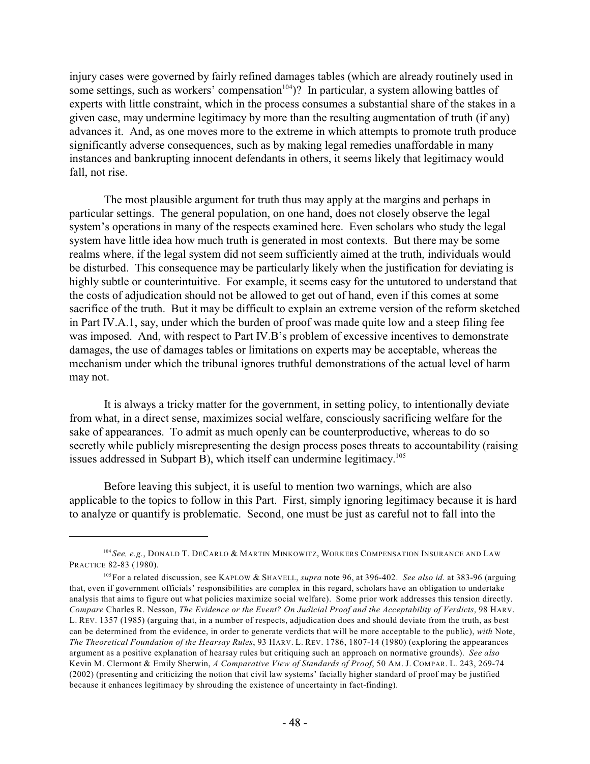injury cases were governed by fairly refined damages tables (which are already routinely used in some settings, such as workers' compensation[104])? In particular, a system allowing battles of experts with little constraint, which in the process consumes a substantial share of the stakes in a given case, may undermine legitimacy by more than the resulting augmentation of truth (if any) advances it. And, as one moves more to the extreme in which attempts to promote truth produce significantly adverse consequences, such as by making legal remedies unaffordable in many instances and bankrupting innocent defendants in others, it seems likely that legitimacy would fall, not rise.

The most plausible argument for truth thus may apply at the margins and perhaps in particular settings. The general population, on one hand, does not closely observe the legal system's operations in many of the respects examined here. Even scholars who study the legal system have little idea how much truth is generated in most contexts. But there may be some realms where, if the legal system did not seem sufficiently aimed at the truth, individuals would be disturbed. This consequence may be particularly likely when the justification for deviating is highly subtle or counterintuitive. For example, it seems easy for the untutored to understand that the costs of adjudication should not be allowed to get out of hand, even if this comes at some sacrifice of the truth. But it may be difficult to explain an extreme version of the reform sketched in Part IV.A.1, say, under which the burden of proof was made quite low and a steep filing fee was imposed. And, with respect to Part IV.B's problem of excessive incentives to demonstrate damages, the use of damages tables or limitations on experts may be acceptable, whereas the mechanism under which the tribunal ignores truthful demonstrations of the actual level of harm may not.

It is always a tricky matter for the government, in setting policy, to intentionally deviate from what, in a direct sense, maximizes social welfare, consciously sacrificing welfare for the sake of appearances. To admit as much openly can be counterproductive, whereas to do so secretly while publicly misrepresenting the design process poses threats to accountability (raising issues addressed in Subpart B), which itself can undermine legitimacy.[105]

Before leaving this subject, it is useful to mention two warnings, which are also applicable to the topics to follow in this Part. First, simply ignoring legitimacy because it is hard to analyze or quantify is problematic. Second, one must be just as careful not to fall into the

---

[104] *See, e.g.*, DONALD T. DECARLO & MARTIN MINKOWITZ, WORKERS COMPENSATION INSURANCE AND LAW PRACTICE 82-83 (1980).

[105] For a related discussion, see KAPLOW & SHAVELL, *supra* note 96, at 396-402. *See also id*. at 383-96 (arguing that, even if government officials' responsibilities are complex in this regard, scholars have an obligation to undertake analysis that aims to figure out what policies maximize social welfare). Some prior work addresses this tension directly. *Compare* Charles R. Nesson, *The Evidence or the Event? On Judicial Proof and the Acceptability of Verdicts*, 98 HARV. L. REV. 1357 (1985) (arguing that, in a number of respects, adjudication does and should deviate from the truth, as best can be determined from the evidence, in order to generate verdicts that will be more acceptable to the public), *with* Note, *The Theoretical Foundation of the Hearsay Rules*, 93 HARV. L. REV. 1786, 1807-14 (1980) (exploring the appearances argument as a positive explanation of hearsay rules but critiquing such an approach on normative grounds). *See also* Kevin M. Clermont & Emily Sherwin, *A Comparative View of Standards of Proof*, 50 AM. J. COMPAR. L. 243, 269-74 (2002) (presenting and criticizing the notion that civil law systems' facially higher standard of proof may be justified because it enhances legitimacy by shrouding the existence of uncertainty in fact-finding).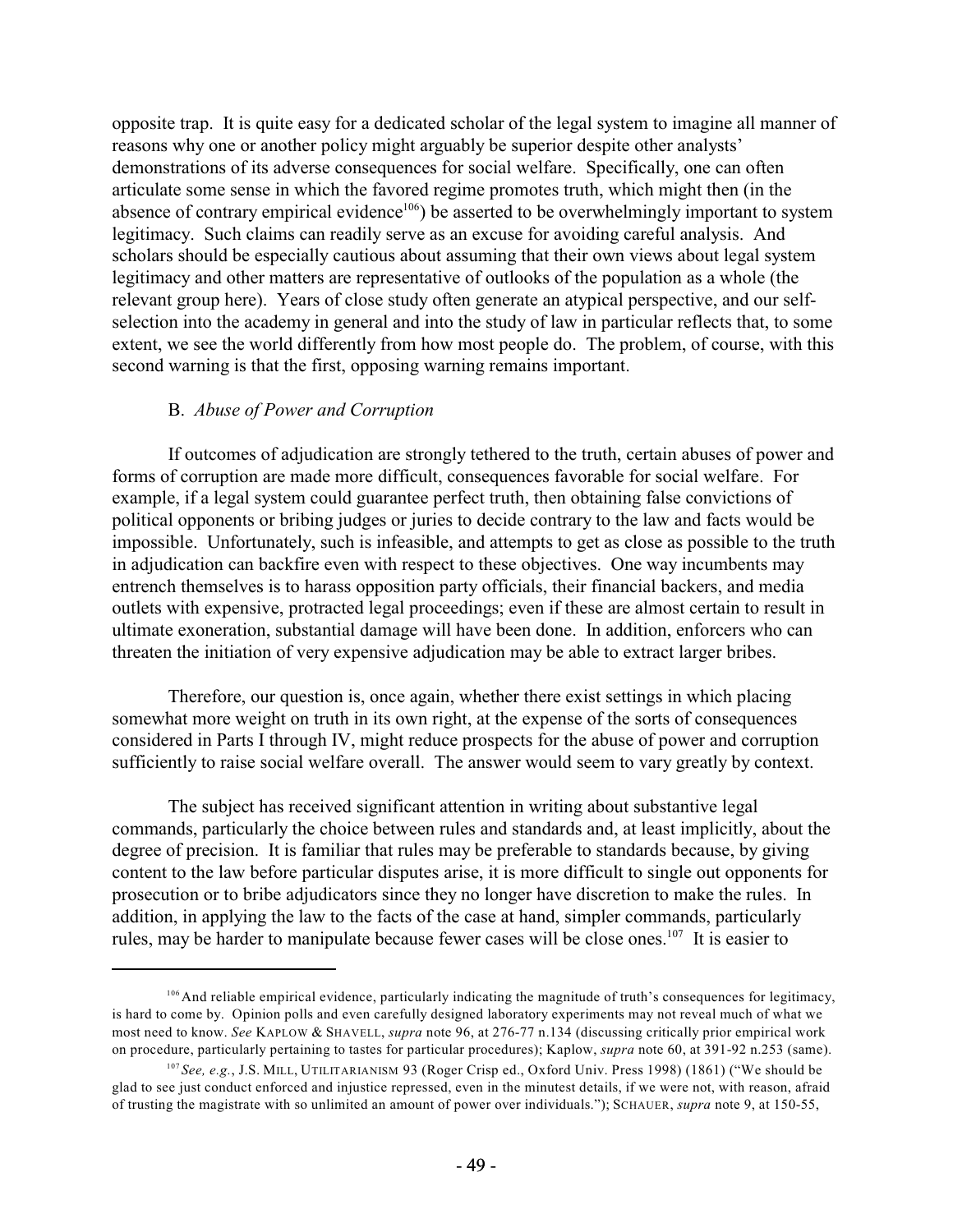opposite trap. It is quite easy for a dedicated scholar of the legal system to imagine all manner of reasons why one or another policy might arguably be superior despite other analysts' demonstrations of its adverse consequences for social welfare. Specifically, one can often articulate some sense in which the favored regime promotes truth, which might then (in the absence of contrary empirical evidence[106]) be asserted to be overwhelmingly important to system legitimacy. Such claims can readily serve as an excuse for avoiding careful analysis. And scholars should be especially cautious about assuming that their own views about legal system legitimacy and other matters are representative of outlooks of the population as a whole (the relevant group here). Years of close study often generate an atypical perspective, and our self-selection into the academy in general and into the study of law in particular reflects that, to some extent, we see the world differently from how most people do. The problem, of course, with this second warning is that the first, opposing warning remains important.

### B. *Abuse of Power and Corruption*

If outcomes of adjudication are strongly tethered to the truth, certain abuses of power and forms of corruption are made more difficult, consequences favorable for social welfare. For example, if a legal system could guarantee perfect truth, then obtaining false convictions of political opponents or bribing judges or juries to decide contrary to the law and facts would be impossible. Unfortunately, such is infeasible, and attempts to get as close as possible to the truth in adjudication can backfire even with respect to these objectives. One way incumbents may entrench themselves is to harass opposition party officials, their financial backers, and media outlets with expensive, protracted legal proceedings; even if these are almost certain to result in ultimate exoneration, substantial damage will have been done. In addition, enforcers who can threaten the initiation of very expensive adjudication may be able to extract larger bribes.

Therefore, our question is, once again, whether there exist settings in which placing somewhat more weight on truth in its own right, at the expense of the sorts of consequences considered in Parts I through IV, might reduce prospects for the abuse of power and corruption sufficiently to raise social welfare overall. The answer would seem to vary greatly by context.

The subject has received significant attention in writing about substantive legal commands, particularly the choice between rules and standards and, at least implicitly, about the degree of precision. It is familiar that rules may be preferable to standards because, by giving content to the law before particular disputes arise, it is more difficult to single out opponents for prosecution or to bribe adjudicators since they no longer have discretion to make the rules. In addition, in applying the law to the facts of the case at hand, simpler commands, particularly rules, may be harder to manipulate because fewer cases will be close ones.[107] It is easier to

---

[106] And reliable empirical evidence, particularly indicating the magnitude of truth's consequences for legitimacy, is hard to come by. Opinion polls and even carefully designed laboratory experiments may not reveal much of what we most need to know. *See* KAPLOW & SHAVELL, *supra* note 96, at 276-77 n.134 (discussing critically prior empirical work on procedure, particularly pertaining to tastes for particular procedures); Kaplow, *supra* note 60, at 391-92 n.253 (same).

[107] *See, e.g.*, J.S. MILL, UTILITARIANISM 93 (Roger Crisp ed., Oxford Univ. Press 1998) (1861) ("We should be glad to see just conduct enforced and injustice repressed, even in the minutest details, if we were not, with reason, afraid of trusting the magistrate with so unlimited an amount of power over individuals."); SCHAUER, *supra* note 9, at 150-55,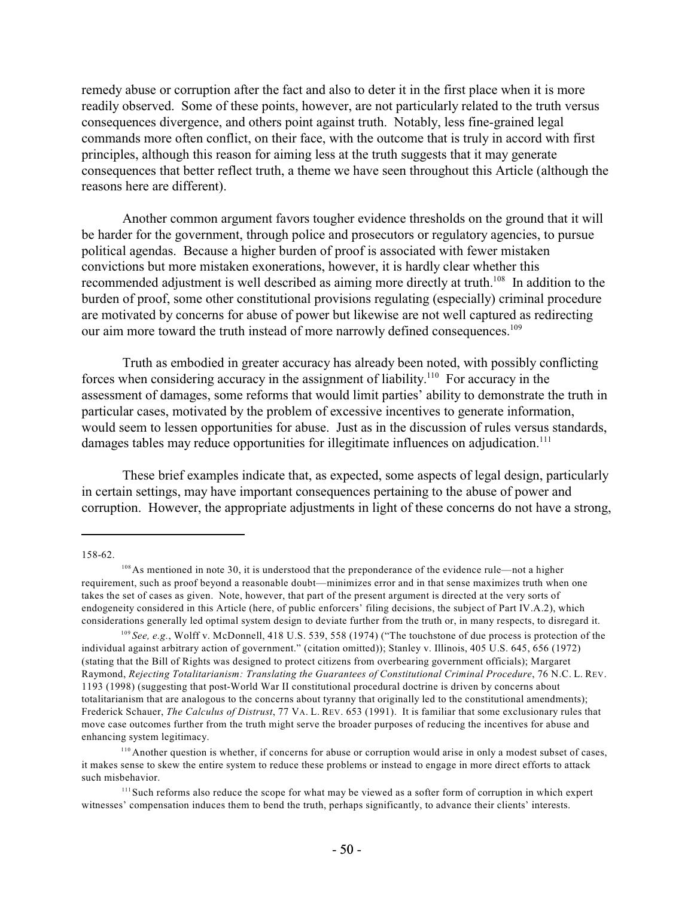remedy abuse or corruption after the fact and also to deter it in the first place when it is more readily observed. Some of these points, however, are not particularly related to the truth versus consequences divergence, and others point against truth. Notably, less fine-grained legal commands more often conflict, on their face, with the outcome that is truly in accord with first principles, although this reason for aiming less at the truth suggests that it may generate consequences that better reflect truth, a theme we have seen throughout this Article (although the reasons here are different).

Another common argument favors tougher evidence thresholds on the ground that it will be harder for the government, through police and prosecutors or regulatory agencies, to pursue political agendas. Because a higher burden of proof is associated with fewer mistaken convictions but more mistaken exonerations, however, it is hardly clear whether this recommended adjustment is well described as aiming more directly at truth.[108] In addition to the burden of proof, some other constitutional provisions regulating (especially) criminal procedure are motivated by concerns for abuse of power but likewise are not well captured as redirecting our aim more toward the truth instead of more narrowly defined consequences.[109]

Truth as embodied in greater accuracy has already been noted, with possibly conflicting forces when considering accuracy in the assignment of liability.[110] For accuracy in the assessment of damages, some reforms that would limit parties' ability to demonstrate the truth in particular cases, motivated by the problem of excessive incentives to generate information, would seem to lessen opportunities for abuse. Just as in the discussion of rules versus standards, damages tables may reduce opportunities for illegitimate influences on adjudication.[111]

These brief examples indicate that, as expected, some aspects of legal design, particularly in certain settings, may have important consequences pertaining to the abuse of power and corruption. However, the appropriate adjustments in light of these concerns do not have a strong,

---

158-62.

[108] As mentioned in note 30, it is understood that the preponderance of the evidence rule—not a higher requirement, such as proof beyond a reasonable doubt—minimizes error and in that sense maximizes truth when one takes the set of cases as given. Note, however, that part of the present argument is directed at the very sorts of endogeneity considered in this Article (here, of public enforcers' filing decisions, the subject of Part IV.A.2), which considerations generally led optimal system design to deviate further from the truth or, in many respects, to disregard it.

[109] *See, e.g.*, Wolff v. McDonnell, 418 U.S. 539, 558 (1974) ("The touchstone of due process is protection of the individual against arbitrary action of government." (citation omitted)); Stanley v. Illinois, 405 U.S. 645, 656 (1972) (stating that the Bill of Rights was designed to protect citizens from overbearing government officials); Margaret Raymond, *Rejecting Totalitarianism: Translating the Guarantees of Constitutional Criminal Procedure*, 76 N.C. L. REV. 1193 (1998) (suggesting that post-World War II constitutional procedural doctrine is driven by concerns about totalitarianism that are analogous to the concerns about tyranny that originally led to the constitutional amendments); Frederick Schauer, *The Calculus of Distrust*, 77 VA. L. REV. 653 (1991). It is familiar that some exclusionary rules that move case outcomes further from the truth might serve the broader purposes of reducing the incentives for abuse and enhancing system legitimacy.

[110] Another question is whether, if concerns for abuse or corruption would arise in only a modest subset of cases, it makes sense to skew the entire system to reduce these problems or instead to engage in more direct efforts to attack such misbehavior.

[111] Such reforms also reduce the scope for what may be viewed as a softer form of corruption in which expert witnesses' compensation induces them to bend the truth, perhaps significantly, to advance their clients' interests.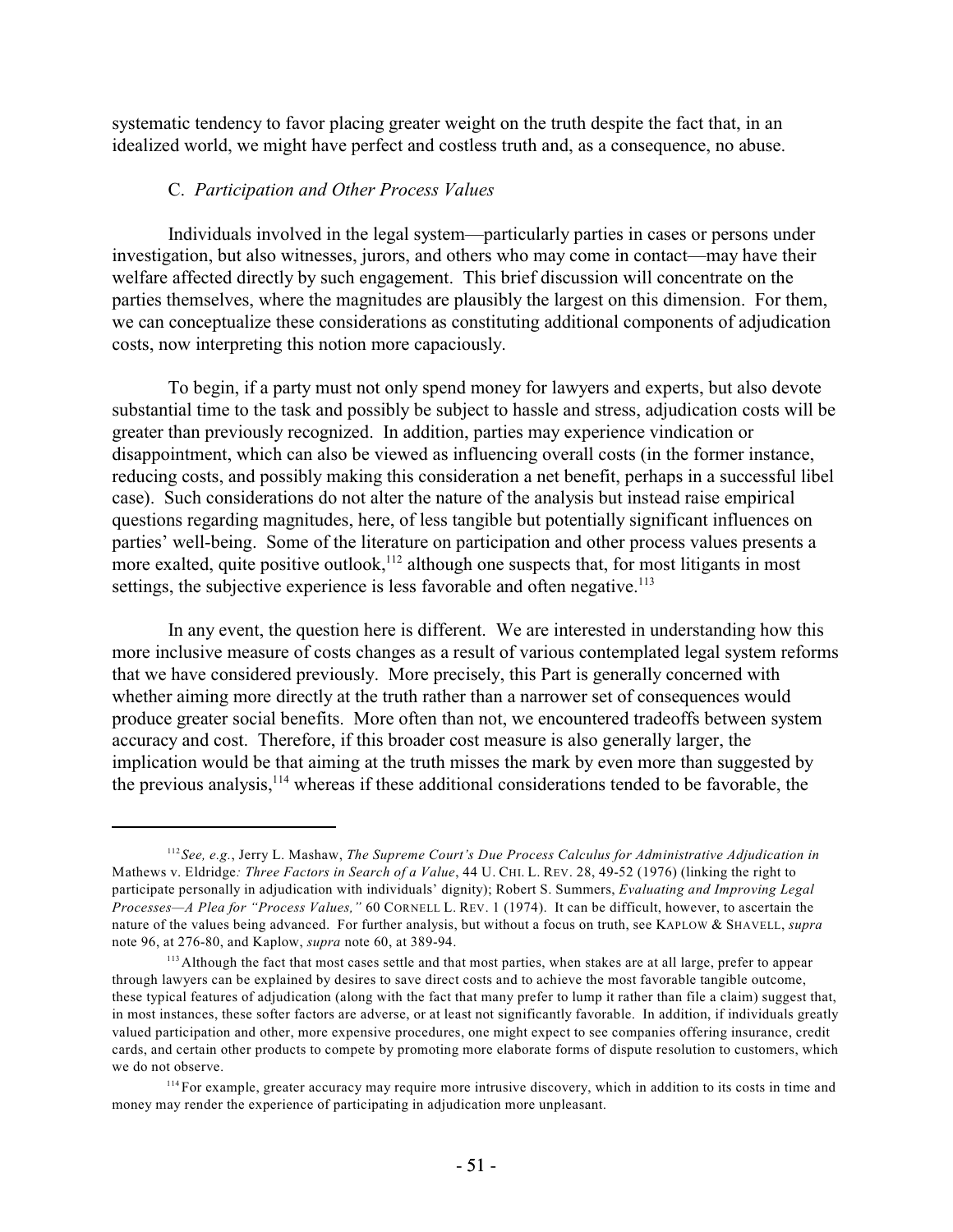systematic tendency to favor placing greater weight on the truth despite the fact that, in an idealized world, we might have perfect and costless truth and, as a consequence, no abuse.

### C. *Participation and Other Process Values*

Individuals involved in the legal system—particularly parties in cases or persons under investigation, but also witnesses, jurors, and others who may come in contact—may have their welfare affected directly by such engagement. This brief discussion will concentrate on the parties themselves, where the magnitudes are plausibly the largest on this dimension. For them, we can conceptualize these considerations as constituting additional components of adjudication costs, now interpreting this notion more capaciously.

To begin, if a party must not only spend money for lawyers and experts, but also devote substantial time to the task and possibly be subject to hassle and stress, adjudication costs will be greater than previously recognized. In addition, parties may experience vindication or disappointment, which can also be viewed as influencing overall costs (in the former instance, reducing costs, and possibly making this consideration a net benefit, perhaps in a successful libel case). Such considerations do not alter the nature of the analysis but instead raise empirical questions regarding magnitudes, here, of less tangible but potentially significant influences on parties' well-being. Some of the literature on participation and other process values presents a more exalted, quite positive outlook,[112] although one suspects that, for most litigants in most settings, the subjective experience is less favorable and often negative.[113]

In any event, the question here is different. We are interested in understanding how this more inclusive measure of costs changes as a result of various contemplated legal system reforms that we have considered previously. More precisely, this Part is generally concerned with whether aiming more directly at the truth rather than a narrower set of consequences would produce greater social benefits. More often than not, we encountered tradeoffs between system accuracy and cost. Therefore, if this broader cost measure is also generally larger, the implication would be that aiming at the truth misses the mark by even more than suggested by the previous analysis,[114] whereas if these additional considerations tended to be favorable, the

---

[112] *See, e.g.*, Jerry L. Mashaw, *The Supreme Court's Due Process Calculus for Administrative Adjudication in* Mathews v. Eldridge*: Three Factors in Search of a Value*, 44 U. CHI. L. REV. 28, 49-52 (1976) (linking the right to participate personally in adjudication with individuals' dignity); Robert S. Summers, *Evaluating and Improving Legal Processes—A Plea for "Process Values,"* 60 CORNELL L. REV. 1 (1974). It can be difficult, however, to ascertain the nature of the values being advanced. For further analysis, but without a focus on truth, see KAPLOW & SHAVELL, *supra* note 96, at 276-80, and Kaplow, *supra* note 60, at 389-94.

[113] Although the fact that most cases settle and that most parties, when stakes are at all large, prefer to appear through lawyers can be explained by desires to save direct costs and to achieve the most favorable tangible outcome, these typical features of adjudication (along with the fact that many prefer to lump it rather than file a claim) suggest that, in most instances, these softer factors are adverse, or at least not significantly favorable. In addition, if individuals greatly valued participation and other, more expensive procedures, one might expect to see companies offering insurance, credit cards, and certain other products to compete by promoting more elaborate forms of dispute resolution to customers, which we do not observe.

[114] For example, greater accuracy may require more intrusive discovery, which in addition to its costs in time and money may render the experience of participating in adjudication more unpleasant.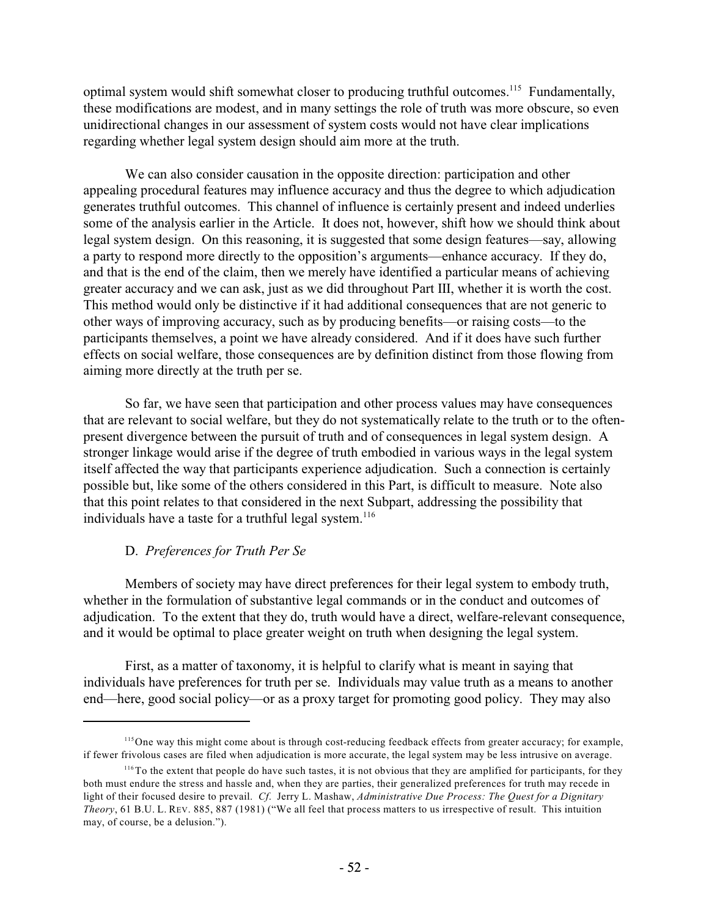optimal system would shift somewhat closer to producing truthful outcomes.[115] Fundamentally, these modifications are modest, and in many settings the role of truth was more obscure, so even unidirectional changes in our assessment of system costs would not have clear implications regarding whether legal system design should aim more at the truth.

We can also consider causation in the opposite direction: participation and other appealing procedural features may influence accuracy and thus the degree to which adjudication generates truthful outcomes. This channel of influence is certainly present and indeed underlies some of the analysis earlier in the Article. It does not, however, shift how we should think about legal system design. On this reasoning, it is suggested that some design features—say, allowing a party to respond more directly to the opposition's arguments—enhance accuracy. If they do, and that is the end of the claim, then we merely have identified a particular means of achieving greater accuracy and we can ask, just as we did throughout Part III, whether it is worth the cost. This method would only be distinctive if it had additional consequences that are not generic to other ways of improving accuracy, such as by producing benefits—or raising costs—to the participants themselves, a point we have already considered. And if it does have such further effects on social welfare, those consequences are by definition distinct from those flowing from aiming more directly at the truth per se.

So far, we have seen that participation and other process values may have consequences that are relevant to social welfare, but they do not systematically relate to the truth or to the often-present divergence between the pursuit of truth and of consequences in legal system design. A stronger linkage would arise if the degree of truth embodied in various ways in the legal system itself affected the way that participants experience adjudication. Such a connection is certainly possible but, like some of the others considered in this Part, is difficult to measure. Note also that this point relates to that considered in the next Subpart, addressing the possibility that individuals have a taste for a truthful legal system.[116]

### D. *Preferences for Truth Per Se*

Members of society may have direct preferences for their legal system to embody truth, whether in the formulation of substantive legal commands or in the conduct and outcomes of adjudication. To the extent that they do, truth would have a direct, welfare-relevant consequence, and it would be optimal to place greater weight on truth when designing the legal system.

First, as a matter of taxonomy, it is helpful to clarify what is meant in saying that individuals have preferences for truth per se. Individuals may value truth as a means to another end—here, good social policy—or as a proxy target for promoting good policy. They may also

---

[115] One way this might come about is through cost-reducing feedback effects from greater accuracy; for example, if fewer frivolous cases are filed when adjudication is more accurate, the legal system may be less intrusive on average.

[116] To the extent that people do have such tastes, it is not obvious that they are amplified for participants, for they both must endure the stress and hassle and, when they are parties, their generalized preferences for truth may recede in light of their focused desire to prevail. *Cf.* Jerry L. Mashaw, *Administrative Due Process: The Quest for a Dignitary Theory*, 61 B.U. L. REV. 885, 887 (1981) ("We all feel that process matters to us irrespective of result. This intuition may, of course, be a delusion.").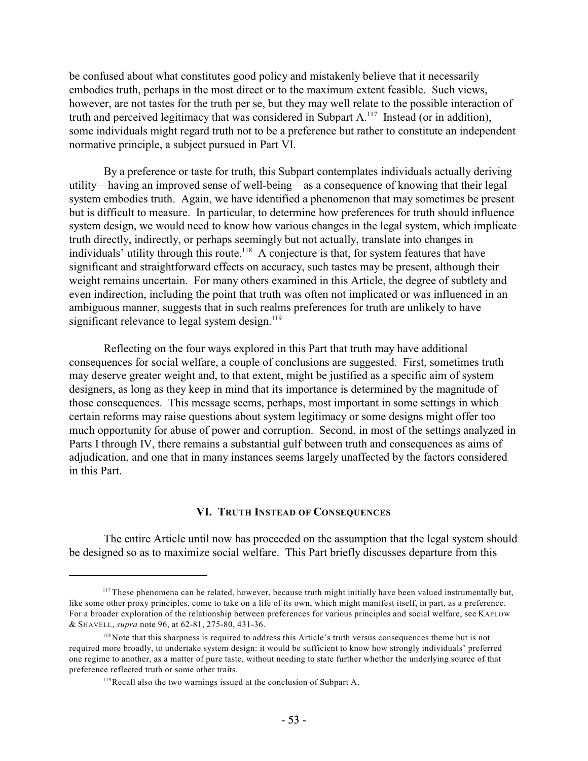be confused about what constitutes good policy and mistakenly believe that it necessarily embodies truth, perhaps in the most direct or to the maximum extent feasible. Such views, however, are not tastes for the truth per se, but they may well relate to the possible interaction of truth and perceived legitimacy that was considered in Subpart A.[117] Instead (or in addition), some individuals might regard truth not to be a preference but rather to constitute an independent normative principle, a subject pursued in Part VI.

By a preference or taste for truth, this Subpart contemplates individuals actually deriving utility—having an improved sense of well-being—as a consequence of knowing that their legal system embodies truth. Again, we have identified a phenomenon that may sometimes be present but is difficult to measure. In particular, to determine how preferences for truth should influence system design, we would need to know how various changes in the legal system, which implicate truth directly, indirectly, or perhaps seemingly but not actually, translate into changes in individuals' utility through this route.[118] A conjecture is that, for system features that have significant and straightforward effects on accuracy, such tastes may be present, although their weight remains uncertain. For many others examined in this Article, the degree of subtlety and even indirection, including the point that truth was often not implicated or was influenced in an ambiguous manner, suggests that in such realms preferences for truth are unlikely to have significant relevance to legal system design.[119]

Reflecting on the four ways explored in this Part that truth may have additional consequences for social welfare, a couple of conclusions are suggested. First, sometimes truth may deserve greater weight and, to that extent, might be justified as a specific aim of system designers, as long as they keep in mind that its importance is determined by the magnitude of those consequences. This message seems, perhaps, most important in some settings in which certain reforms may raise questions about system legitimacy or some designs might offer too much opportunity for abuse of power and corruption. Second, in most of the settings analyzed in Parts I through IV, there remains a substantial gulf between truth and consequences as aims of adjudication, and one that in many instances seems largely unaffected by the factors considered in this Part.

## VI. TRUTH INSTEAD OF CONSEQUENCES

The entire Article until now has proceeded on the assumption that the legal system should be designed so as to maximize social welfare. This Part briefly discusses departure from this

---

[117] These phenomena can be related, however, because truth might initially have been valued instrumentally but, like some other proxy principles, come to take on a life of its own, which might manifest itself, in part, as a preference. For a broader exploration of the relationship between preferences for various principles and social welfare, see KAPLOW & SHAVELL, *supra* note 96, at 62-81, 275-80, 431-36.

[118] Note that this sharpness is required to address this Article's truth versus consequences theme but is not required more broadly, to undertake system design: it would be sufficient to know how strongly individuals' preferred one regime to another, as a matter of pure taste, without needing to state further whether the underlying source of that preference reflected truth or some other traits.

[119] Recall also the two warnings issued at the conclusion of Subpart A.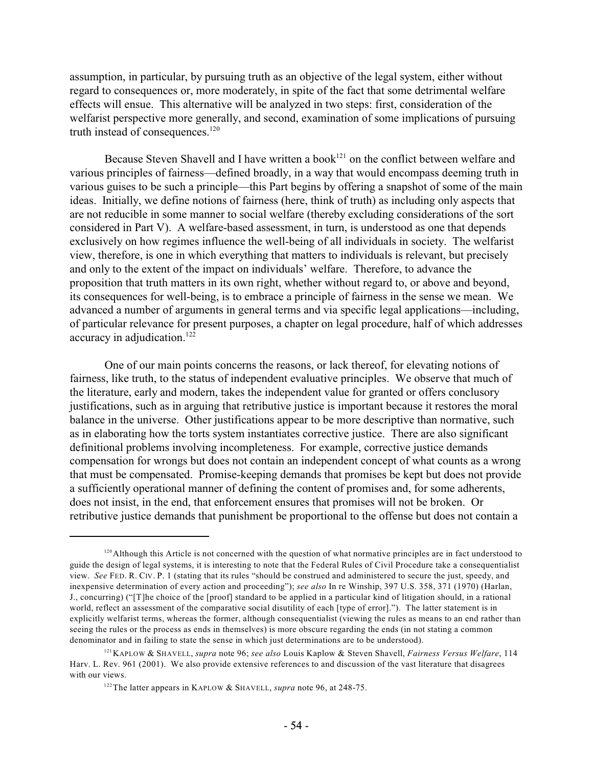assumption, in particular, by pursuing truth as an objective of the legal system, either without regard to consequences or, more moderately, in spite of the fact that some detrimental welfare effects will ensue. This alternative will be analyzed in two steps: first, consideration of the welfarist perspective more generally, and second, examination of some implications of pursuing truth instead of consequences.[120]

Because Steven Shavell and I have written a book[121] on the conflict between welfare and various principles of fairness—defined broadly, in a way that would encompass deeming truth in various guises to be such a principle—this Part begins by offering a snapshot of some of the main ideas. Initially, we define notions of fairness (here, think of truth) as including only aspects that are not reducible in some manner to social welfare (thereby excluding considerations of the sort considered in Part V). A welfare-based assessment, in turn, is understood as one that depends exclusively on how regimes influence the well-being of all individuals in society. The welfarist view, therefore, is one in which everything that matters to individuals is relevant, but precisely and only to the extent of the impact on individuals' welfare. Therefore, to advance the proposition that truth matters in its own right, whether without regard to, or above and beyond, its consequences for well-being, is to embrace a principle of fairness in the sense we mean. We advanced a number of arguments in general terms and via specific legal applications—including, of particular relevance for present purposes, a chapter on legal procedure, half of which addresses accuracy in adjudication.[122]

One of our main points concerns the reasons, or lack thereof, for elevating notions of fairness, like truth, to the status of independent evaluative principles. We observe that much of the literature, early and modern, takes the independent value for granted or offers conclusory justifications, such as in arguing that retributive justice is important because it restores the moral balance in the universe. Other justifications appear to be more descriptive than normative, such as in elaborating how the torts system instantiates corrective justice. There are also significant definitional problems involving incompleteness. For example, corrective justice demands compensation for wrongs but does not contain an independent concept of what counts as a wrong that must be compensated. Promise-keeping demands that promises be kept but does not provide a sufficiently operational manner of defining the content of promises and, for some adherents, does not insist, in the end, that enforcement ensures that promises will not be broken. Or retributive justice demands that punishment be proportional to the offense but does not contain a

---

[120] Although this Article is not concerned with the question of what normative principles are in fact understood to guide the design of legal systems, it is interesting to note that the Federal Rules of Civil Procedure take a consequentialist view. *See* FED. R. CIV. P. 1 (stating that its rules "should be construed and administered to secure the just, speedy, and inexpensive determination of every action and proceeding"); *see also* In re Winship, 397 U.S. 358, 371 (1970) (Harlan, J., concurring) ("[T]he choice of the [proof] standard to be applied in a particular kind of litigation should, in a rational world, reflect an assessment of the comparative social disutility of each [type of error]."). The latter statement is in explicitly welfarist terms, whereas the former, although consequentialist (viewing the rules as means to an end rather than seeing the rules or the process as ends in themselves) is more obscure regarding the ends (in not stating a common denominator and in failing to state the sense in which just determinations are to be understood).

[121] KAPLOW & SHAVELL, *supra* note 96; *see also* Louis Kaplow & Steven Shavell, *Fairness Versus Welfare*, 114 Harv. L. Rev. 961 (2001). We also provide extensive references to and discussion of the vast literature that disagrees with our views.

[122] The latter appears in KAPLOW & SHAVELL, *supra* note 96, at 248-75.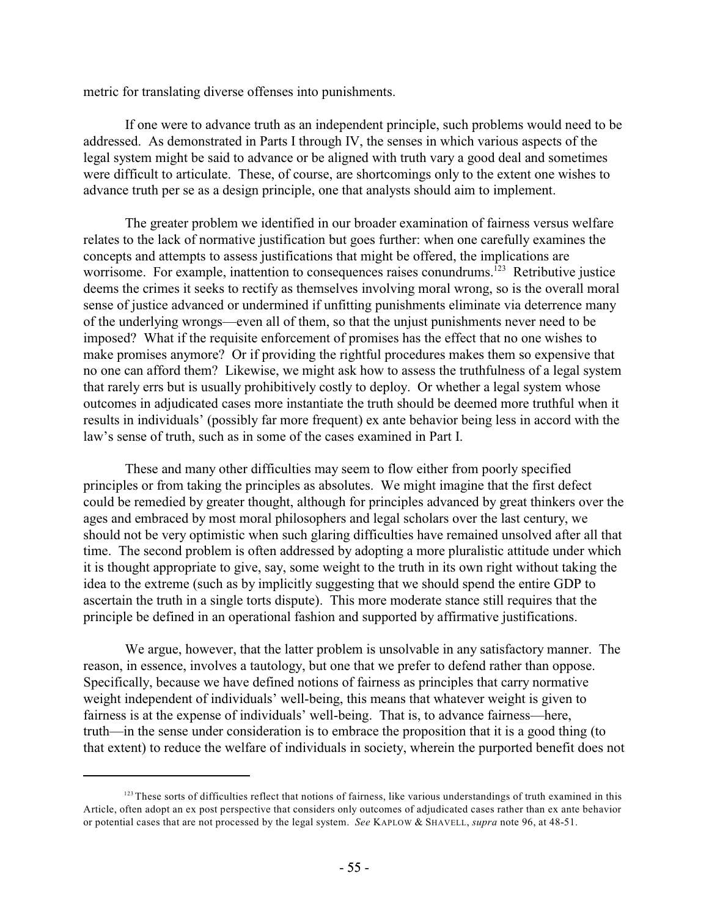metric for translating diverse offenses into punishments.

If one were to advance truth as an independent principle, such problems would need to be addressed. As demonstrated in Parts I through IV, the senses in which various aspects of the legal system might be said to advance or be aligned with truth vary a good deal and sometimes were difficult to articulate. These, of course, are shortcomings only to the extent one wishes to advance truth per se as a design principle, one that analysts should aim to implement.

The greater problem we identified in our broader examination of fairness versus welfare relates to the lack of normative justification but goes further: when one carefully examines the concepts and attempts to assess justifications that might be offered, the implications are worrisome. For example, inattention to consequences raises conundrums.[123] Retributive justice deems the crimes it seeks to rectify as themselves involving moral wrong, so is the overall moral sense of justice advanced or undermined if unfitting punishments eliminate via deterrence many of the underlying wrongs—even all of them, so that the unjust punishments never need to be imposed? What if the requisite enforcement of promises has the effect that no one wishes to make promises anymore? Or if providing the rightful procedures makes them so expensive that no one can afford them? Likewise, we might ask how to assess the truthfulness of a legal system that rarely errs but is usually prohibitively costly to deploy. Or whether a legal system whose outcomes in adjudicated cases more instantiate the truth should be deemed more truthful when it results in individuals' (possibly far more frequent) ex ante behavior being less in accord with the law's sense of truth, such as in some of the cases examined in Part I.

These and many other difficulties may seem to flow either from poorly specified principles or from taking the principles as absolutes. We might imagine that the first defect could be remedied by greater thought, although for principles advanced by great thinkers over the ages and embraced by most moral philosophers and legal scholars over the last century, we should not be very optimistic when such glaring difficulties have remained unsolved after all that time. The second problem is often addressed by adopting a more pluralistic attitude under which it is thought appropriate to give, say, some weight to the truth in its own right without taking the idea to the extreme (such as by implicitly suggesting that we should spend the entire GDP to ascertain the truth in a single torts dispute). This more moderate stance still requires that the principle be defined in an operational fashion and supported by affirmative justifications.

We argue, however, that the latter problem is unsolvable in any satisfactory manner. The reason, in essence, involves a tautology, but one that we prefer to defend rather than oppose. Specifically, because we have defined notions of fairness as principles that carry normative weight independent of individuals' well-being, this means that whatever weight is given to fairness is at the expense of individuals' well-being. That is, to advance fairness—here, truth—in the sense under consideration is to embrace the proposition that it is a good thing (to that extent) to reduce the welfare of individuals in society, wherein the purported benefit does not

[123] These sorts of difficulties reflect that notions of fairness, like various understandings of truth examined in this Article, often adopt an ex post perspective that considers only outcomes of adjudicated cases rather than ex ante behavior or potential cases that are not processed by the legal system. *See* KAPLOW & SHAVELL, *supra* note 96, at 48-51.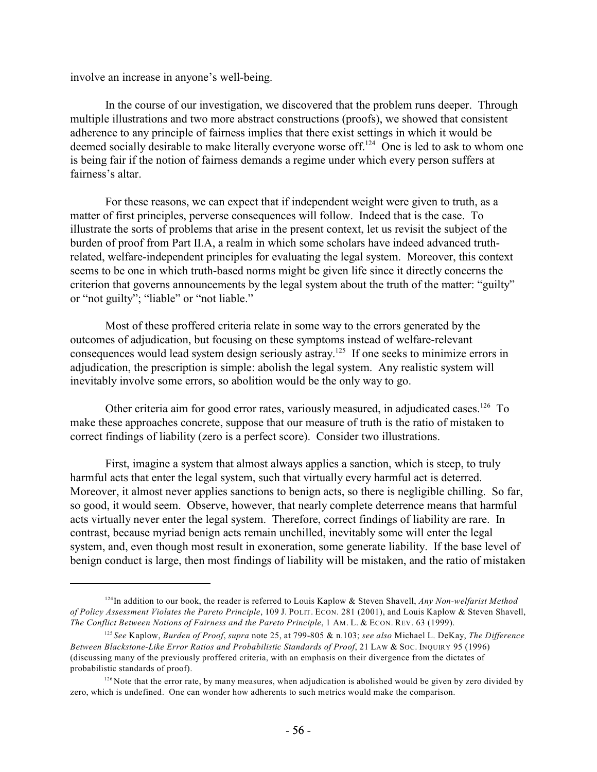involve an increase in anyone's well-being.

In the course of our investigation, we discovered that the problem runs deeper. Through multiple illustrations and two more abstract constructions (proofs), we showed that consistent adherence to any principle of fairness implies that there exist settings in which it would be deemed socially desirable to make literally everyone worse off.[124] One is led to ask to whom one is being fair if the notion of fairness demands a regime under which every person suffers at fairness's altar.

For these reasons, we can expect that if independent weight were given to truth, as a matter of first principles, perverse consequences will follow. Indeed that is the case. To illustrate the sorts of problems that arise in the present context, let us revisit the subject of the burden of proof from Part II.A, a realm in which some scholars have indeed advanced truth-related, welfare-independent principles for evaluating the legal system. Moreover, this context seems to be one in which truth-based norms might be given life since it directly concerns the criterion that governs announcements by the legal system about the truth of the matter: "guilty" or "not guilty"; "liable" or "not liable."

Most of these proffered criteria relate in some way to the errors generated by the outcomes of adjudication, but focusing on these symptoms instead of welfare-relevant consequences would lead system design seriously astray.[125] If one seeks to minimize errors in adjudication, the prescription is simple: abolish the legal system. Any realistic system will inevitably involve some errors, so abolition would be the only way to go.

Other criteria aim for good error rates, variously measured, in adjudicated cases.[126] To make these approaches concrete, suppose that our measure of truth is the ratio of mistaken to correct findings of liability (zero is a perfect score). Consider two illustrations.

First, imagine a system that almost always applies a sanction, which is steep, to truly harmful acts that enter the legal system, such that virtually every harmful act is deterred. Moreover, it almost never applies sanctions to benign acts, so there is negligible chilling. So far, so good, it would seem. Observe, however, that nearly complete deterrence means that harmful acts virtually never enter the legal system. Therefore, correct findings of liability are rare. In contrast, because myriad benign acts remain unchilled, inevitably some will enter the legal system, and, even though most result in exoneration, some generate liability. If the base level of benign conduct is large, then most findings of liability will be mistaken, and the ratio of mistaken

---

[124] In addition to our book, the reader is referred to Louis Kaplow & Steven Shavell, *Any Non-welfarist Method of Policy Assessment Violates the Pareto Principle*, 109 J. POLIT. ECON. 281 (2001), and Louis Kaplow & Steven Shavell, *The Conflict Between Notions of Fairness and the Pareto Principle*, 1 AM. L. & ECON. REV. 63 (1999).

[125] *See* Kaplow, *Burden of Proof*, *supra* note 25, at 799-805 & n.103; *see also* Michael L. DeKay, *The Difference Between Blackstone-Like Error Ratios and Probabilistic Standards of Proof*, 21 LAW & SOC. INQUIRY 95 (1996) (discussing many of the previously proffered criteria, with an emphasis on their divergence from the dictates of probabilistic standards of proof).

[126] Note that the error rate, by many measures, when adjudication is abolished would be given by zero divided by zero, which is undefined. One can wonder how adherents to such metrics would make the comparison.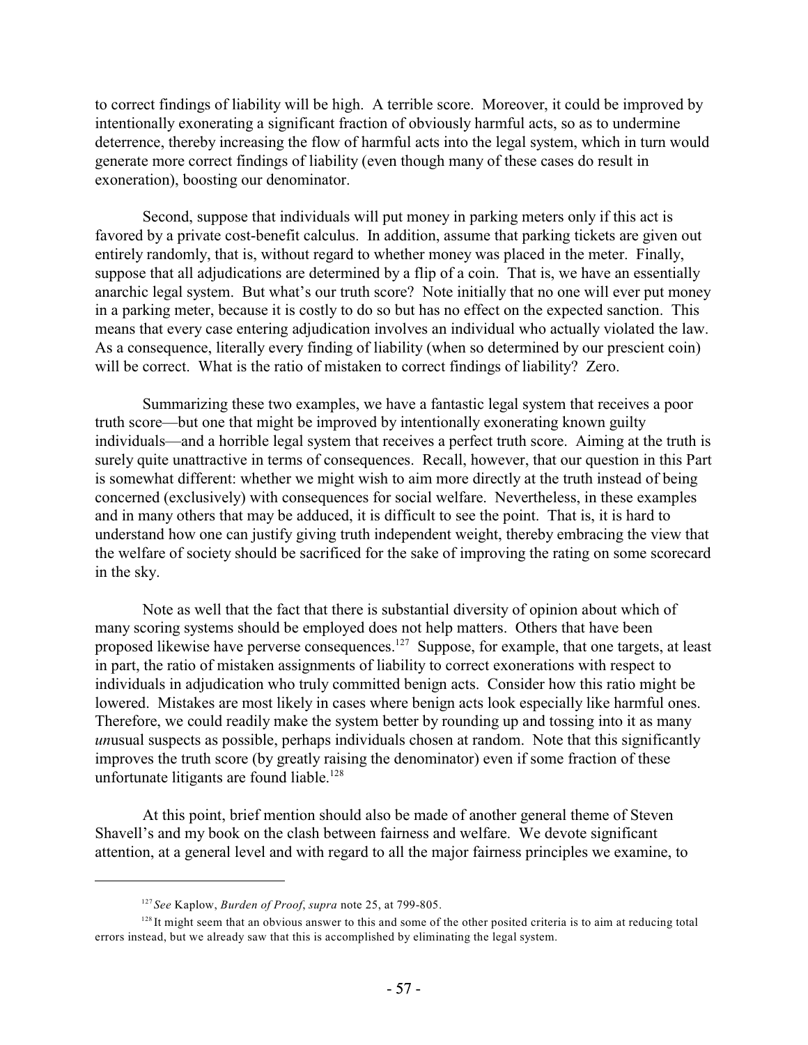to correct findings of liability will be high. A terrible score. Moreover, it could be improved by intentionally exonerating a significant fraction of obviously harmful acts, so as to undermine deterrence, thereby increasing the flow of harmful acts into the legal system, which in turn would generate more correct findings of liability (even though many of these cases do result in exoneration), boosting our denominator.

Second, suppose that individuals will put money in parking meters only if this act is favored by a private cost-benefit calculus. In addition, assume that parking tickets are given out entirely randomly, that is, without regard to whether money was placed in the meter. Finally, suppose that all adjudications are determined by a flip of a coin. That is, we have an essentially anarchic legal system. But what's our truth score? Note initially that no one will ever put money in a parking meter, because it is costly to do so but has no effect on the expected sanction. This means that every case entering adjudication involves an individual who actually violated the law. As a consequence, literally every finding of liability (when so determined by our prescient coin) will be correct. What is the ratio of mistaken to correct findings of liability? Zero.

Summarizing these two examples, we have a fantastic legal system that receives a poor truth score—but one that might be improved by intentionally exonerating known guilty individuals—and a horrible legal system that receives a perfect truth score. Aiming at the truth is surely quite unattractive in terms of consequences. Recall, however, that our question in this Part is somewhat different: whether we might wish to aim more directly at the truth instead of being concerned (exclusively) with consequences for social welfare. Nevertheless, in these examples and in many others that may be adduced, it is difficult to see the point. That is, it is hard to understand how one can justify giving truth independent weight, thereby embracing the view that the welfare of society should be sacrificed for the sake of improving the rating on some scorecard in the sky.

Note as well that the fact that there is substantial diversity of opinion about which of many scoring systems should be employed does not help matters. Others that have been proposed likewise have perverse consequences.[127] Suppose, for example, that one targets, at least in part, the ratio of mistaken assignments of liability to correct exonerations with respect to individuals in adjudication who truly committed benign acts. Consider how this ratio might be lowered. Mistakes are most likely in cases where benign acts look especially like harmful ones. Therefore, we could readily make the system better by rounding up and tossing into it as many *un*usual suspects as possible, perhaps individuals chosen at random. Note that this significantly improves the truth score (by greatly raising the denominator) even if some fraction of these unfortunate litigants are found liable.[128]

At this point, brief mention should also be made of another general theme of Steven Shavell's and my book on the clash between fairness and welfare. We devote significant attention, at a general level and with regard to all the major fairness principles we examine, to

---

[127] *See* Kaplow, *Burden of Proof*, *supra* note 25, at 799-805.

[128] It might seem that an obvious answer to this and some of the other posited criteria is to aim at reducing total errors instead, but we already saw that this is accomplished by eliminating the legal system.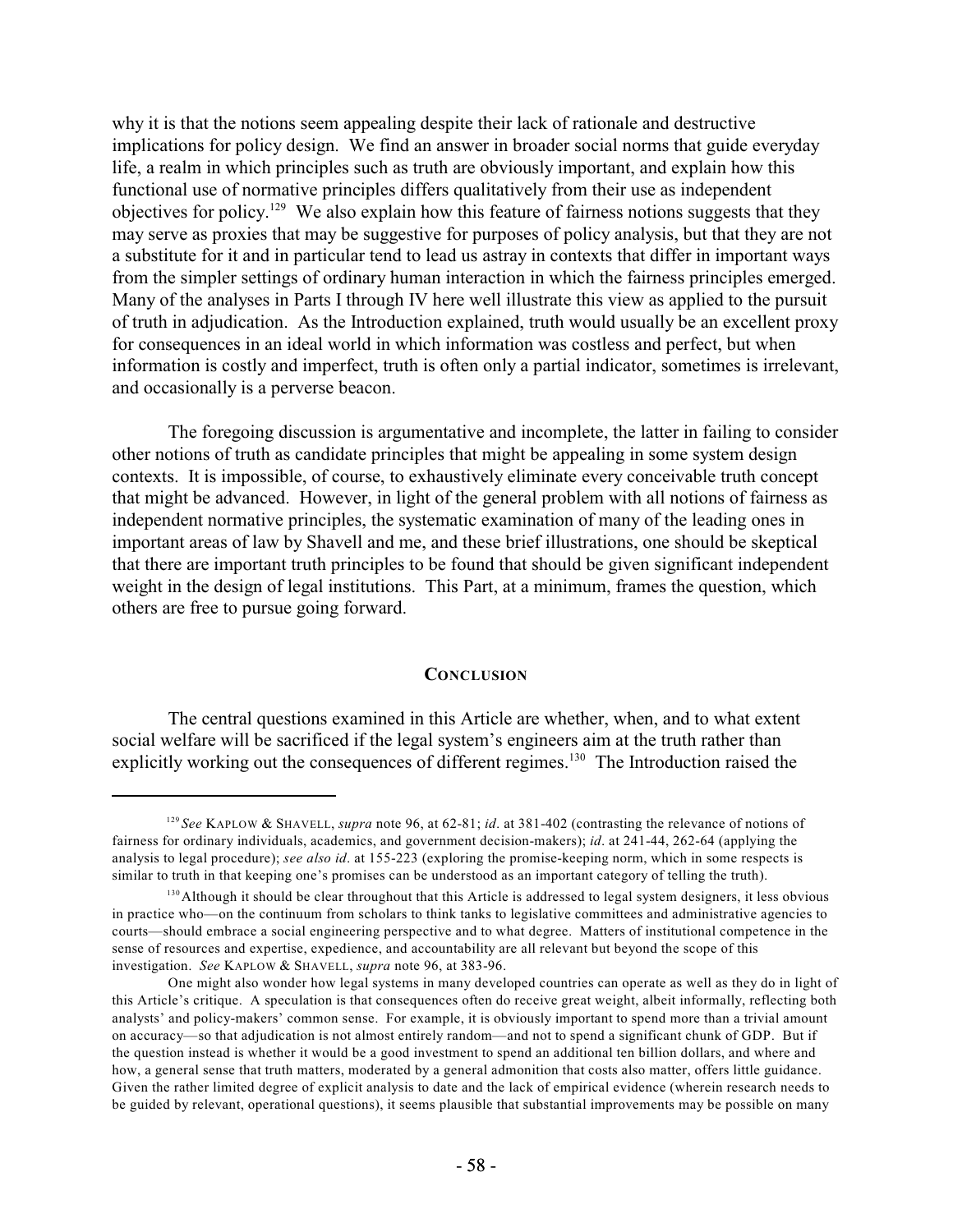why it is that the notions seem appealing despite their lack of rationale and destructive implications for policy design. We find an answer in broader social norms that guide everyday life, a realm in which principles such as truth are obviously important, and explain how this functional use of normative principles differs qualitatively from their use as independent objectives for policy.[129] We also explain how this feature of fairness notions suggests that they may serve as proxies that may be suggestive for purposes of policy analysis, but that they are not a substitute for it and in particular tend to lead us astray in contexts that differ in important ways from the simpler settings of ordinary human interaction in which the fairness principles emerged. Many of the analyses in Parts I through IV here well illustrate this view as applied to the pursuit of truth in adjudication. As the Introduction explained, truth would usually be an excellent proxy for consequences in an ideal world in which information was costless and perfect, but when information is costly and imperfect, truth is often only a partial indicator, sometimes is irrelevant, and occasionally is a perverse beacon.

The foregoing discussion is argumentative and incomplete, the latter in failing to consider other notions of truth as candidate principles that might be appealing in some system design contexts. It is impossible, of course, to exhaustively eliminate every conceivable truth concept that might be advanced. However, in light of the general problem with all notions of fairness as independent normative principles, the systematic examination of many of the leading ones in important areas of law by Shavell and me, and these brief illustrations, one should be skeptical that there are important truth principles to be found that should be given significant independent weight in the design of legal institutions. This Part, at a minimum, frames the question, which others are free to pursue going forward.

## CONCLUSION

The central questions examined in this Article are whether, when, and to what extent social welfare will be sacrificed if the legal system's engineers aim at the truth rather than explicitly working out the consequences of different regimes.[130] The Introduction raised the

---

[129] *See* KAPLOW & SHAVELL, *supra* note 96, at 62-81; *id*. at 381-402 (contrasting the relevance of notions of fairness for ordinary individuals, academics, and government decision-makers); *id*. at 241-44, 262-64 (applying the analysis to legal procedure); *see also id*. at 155-223 (exploring the promise-keeping norm, which in some respects is similar to truth in that keeping one's promises can be understood as an important category of telling the truth).

[130] Although it should be clear throughout that this Article is addressed to legal system designers, it less obvious in practice who—on the continuum from scholars to think tanks to legislative committees and administrative agencies to courts—should embrace a social engineering perspective and to what degree. Matters of institutional competence in the sense of resources and expertise, expedience, and accountability are all relevant but beyond the scope of this investigation. *See* KAPLOW & SHAVELL, *supra* note 96, at 383-96.

One might also wonder how legal systems in many developed countries can operate as well as they do in light of this Article's critique. A speculation is that consequences often do receive great weight, albeit informally, reflecting both analysts' and policy-makers' common sense. For example, it is obviously important to spend more than a trivial amount on accuracy—so that adjudication is not almost entirely random—and not to spend a significant chunk of GDP. But if the question instead is whether it would be a good investment to spend an additional ten billion dollars, and where and how, a general sense that truth matters, moderated by a general admonition that costs also matter, offers little guidance. Given the rather limited degree of explicit analysis to date and the lack of empirical evidence (wherein research needs to be guided by relevant, operational questions), it seems plausible that substantial improvements may be possible on many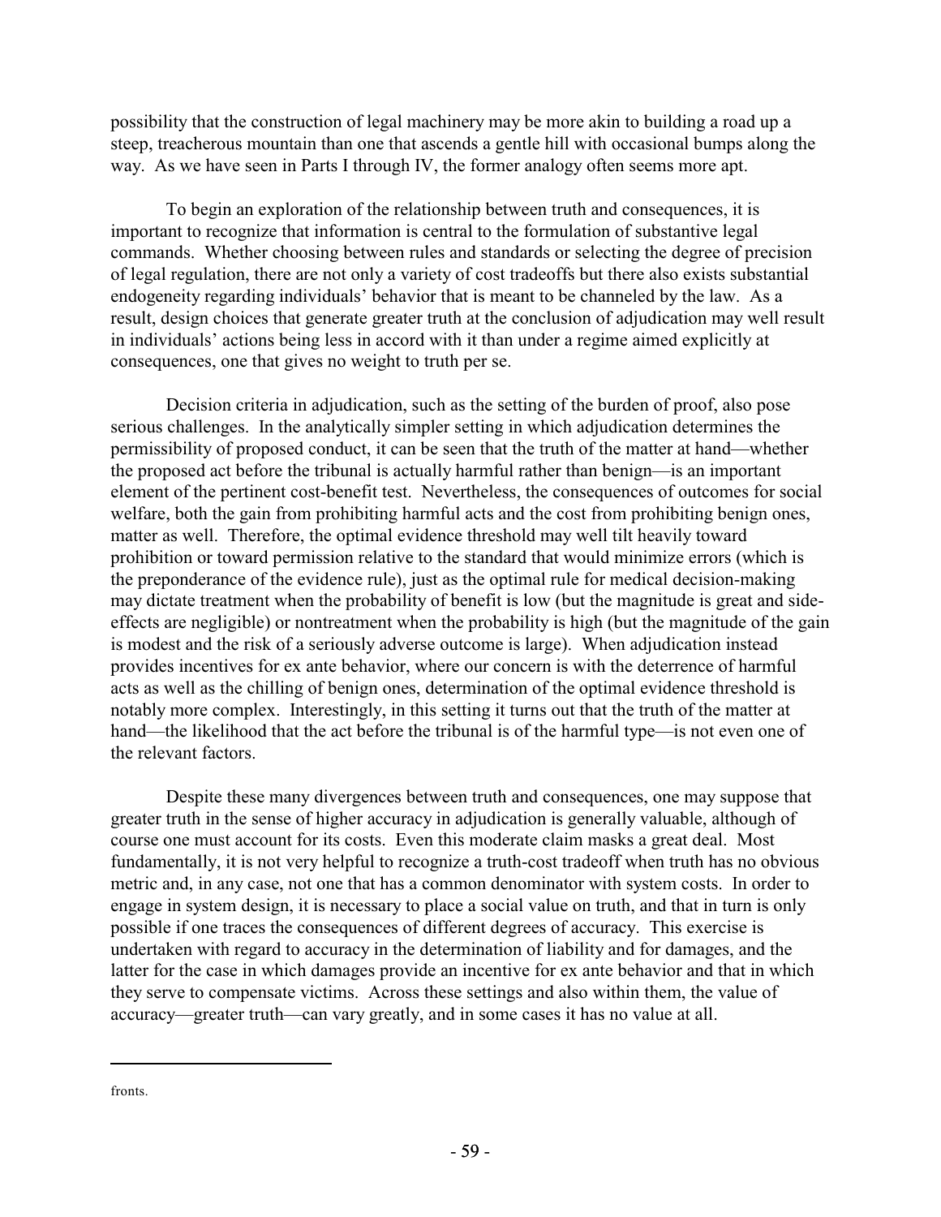possibility that the construction of legal machinery may be more akin to building a road up a steep, treacherous mountain than one that ascends a gentle hill with occasional bumps along the way. As we have seen in Parts I through IV, the former analogy often seems more apt.

To begin an exploration of the relationship between truth and consequences, it is important to recognize that information is central to the formulation of substantive legal commands. Whether choosing between rules and standards or selecting the degree of precision of legal regulation, there are not only a variety of cost tradeoffs but there also exists substantial endogeneity regarding individuals' behavior that is meant to be channeled by the law. As a result, design choices that generate greater truth at the conclusion of adjudication may well result in individuals' actions being less in accord with it than under a regime aimed explicitly at consequences, one that gives no weight to truth per se.

Decision criteria in adjudication, such as the setting of the burden of proof, also pose serious challenges. In the analytically simpler setting in which adjudication determines the permissibility of proposed conduct, it can be seen that the truth of the matter at hand—whether the proposed act before the tribunal is actually harmful rather than benign—is an important element of the pertinent cost-benefit test. Nevertheless, the consequences of outcomes for social welfare, both the gain from prohibiting harmful acts and the cost from prohibiting benign ones, matter as well. Therefore, the optimal evidence threshold may well tilt heavily toward prohibition or toward permission relative to the standard that would minimize errors (which is the preponderance of the evidence rule), just as the optimal rule for medical decision-making may dictate treatment when the probability of benefit is low (but the magnitude is great and side-effects are negligible) or nontreatment when the probability is high (but the magnitude of the gain is modest and the risk of a seriously adverse outcome is large). When adjudication instead provides incentives for ex ante behavior, where our concern is with the deterrence of harmful acts as well as the chilling of benign ones, determination of the optimal evidence threshold is notably more complex. Interestingly, in this setting it turns out that the truth of the matter at hand—the likelihood that the act before the tribunal is of the harmful type—is not even one of the relevant factors.

Despite these many divergences between truth and consequences, one may suppose that greater truth in the sense of higher accuracy in adjudication is generally valuable, although of course one must account for its costs. Even this moderate claim masks a great deal. Most fundamentally, it is not very helpful to recognize a truth-cost tradeoff when truth has no obvious metric and, in any case, not one that has a common denominator with system costs. In order to engage in system design, it is necessary to place a social value on truth, and that in turn is only possible if one traces the consequences of different degrees of accuracy. This exercise is undertaken with regard to accuracy in the determination of liability and for damages, and the latter for the case in which damages provide an incentive for ex ante behavior and that in which they serve to compensate victims. Across these settings and also within them, the value of accuracy—greater truth—can vary greatly, and in some cases it has no value at all.

---

fronts.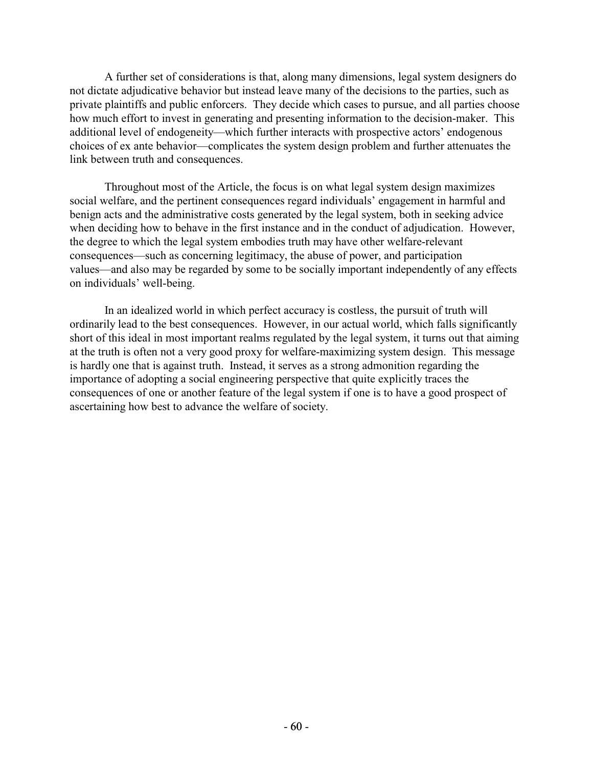A further set of considerations is that, along many dimensions, legal system designers do not dictate adjudicative behavior but instead leave many of the decisions to the parties, such as private plaintiffs and public enforcers. They decide which cases to pursue, and all parties choose how much effort to invest in generating and presenting information to the decision-maker. This additional level of endogeneity—which further interacts with prospective actors' endogenous choices of ex ante behavior—complicates the system design problem and further attenuates the link between truth and consequences.

Throughout most of the Article, the focus is on what legal system design maximizes social welfare, and the pertinent consequences regard individuals' engagement in harmful and benign acts and the administrative costs generated by the legal system, both in seeking advice when deciding how to behave in the first instance and in the conduct of adjudication. However, the degree to which the legal system embodies truth may have other welfare-relevant consequences—such as concerning legitimacy, the abuse of power, and participation values—and also may be regarded by some to be socially important independently of any effects on individuals' well-being.

In an idealized world in which perfect accuracy is costless, the pursuit of truth will ordinarily lead to the best consequences. However, in our actual world, which falls significantly short of this ideal in most important realms regulated by the legal system, it turns out that aiming at the truth is often not a very good proxy for welfare-maximizing system design. This message is hardly one that is against truth. Instead, it serves as a strong admonition regarding the importance of adopting a social engineering perspective that quite explicitly traces the consequences of one or another feature of the legal system if one is to have a good prospect of ascertaining how best to advance the welfare of society.